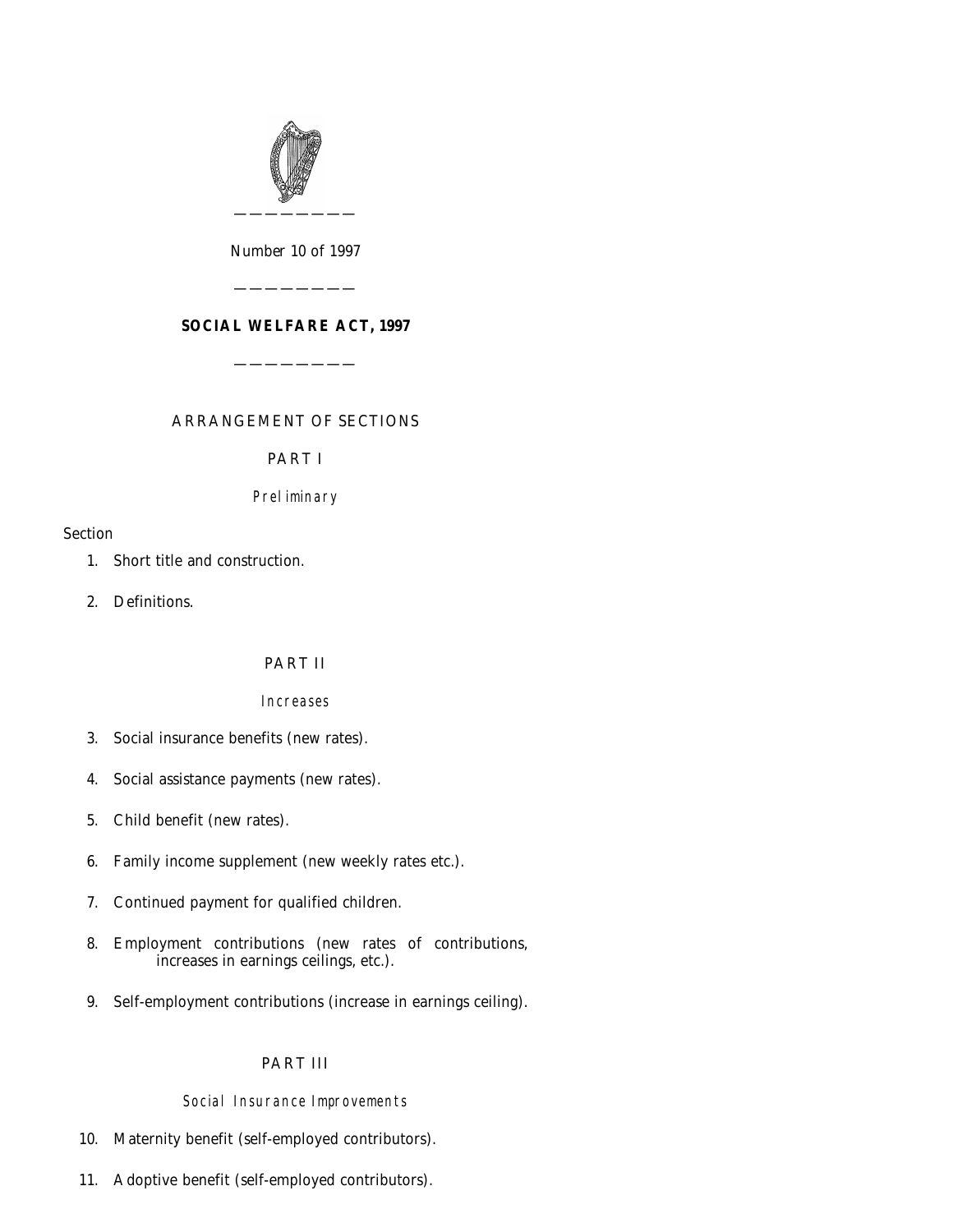Number 10 of 1997

---

# SOCIAL WELFARE ACT, 1997

---

## ARRANGEMENT OF SECTIONS

### PART I

*Preliminary*

Section

1. Short title and construction.

2. Definitions.

### PART II

*Increases*

3. Social insurance benefits (new rates).

4. Social assistance payments (new rates).

5. Child benefit (new rates).

6. Family income supplement (new weekly rates etc.).

7. Continued payment for qualified children.

8. Employment contributions (new rates of contributions, increases in earnings ceilings, etc.).

9. Self-employment contributions (increase in earnings ceiling).

### PART III

*Social Insurance Improvements*

10. Maternity benefit (self-employed contributors).

11. Adoptive benefit (self-employed contributors).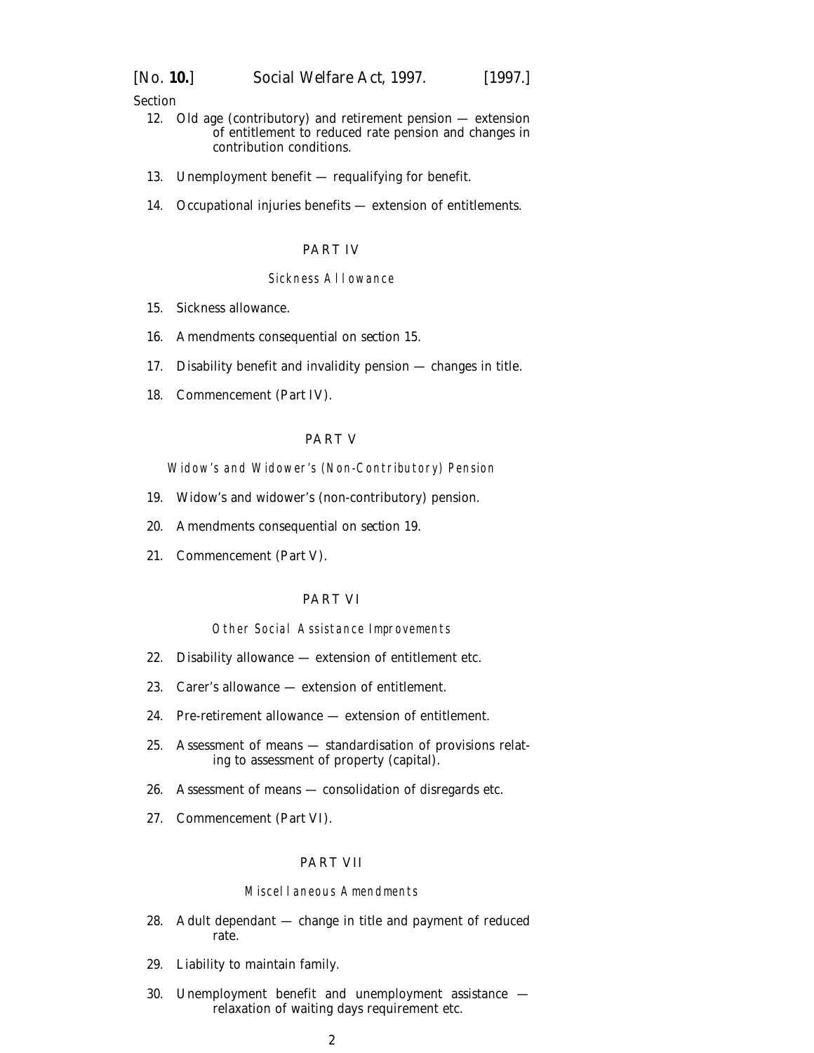Section

12. Old age (contributory) and retirement pension — extension of entitlement to reduced rate pension and changes in contribution conditions.

13. Unemployment benefit — requalifying for benefit.

14. Occupational injuries benefits — extension of entitlements.

## PART IV

### Sickness Allowance

15. Sickness allowance.

16. Amendments consequential on *section 15*.

17. Disability benefit and invalidity pension — changes in title.

18. Commencement (*Part IV*).

## PART V

### Widow's and Widower's (Non-Contributory) Pension

19. Widow's and widower's (non-contributory) pension.

20. Amendments consequential on *section 19*.

21. Commencement (*Part V*).

## PART VI

### Other Social Assistance Improvements

22. Disability allowance — extension of entitlement etc.

23. Carer's allowance — extension of entitlement.

24. Pre-retirement allowance — extension of entitlement.

25. Assessment of means — standardisation of provisions relating to assessment of property (capital).

26. Assessment of means — consolidation of disregards etc.

27. Commencement (*Part VI*).

## PART VII

### Miscellaneous Amendments

28. Adult dependant — change in title and payment of reduced rate.

29. Liability to maintain family.

30. Unemployment benefit and unemployment assistance — relaxation of waiting days requirement etc.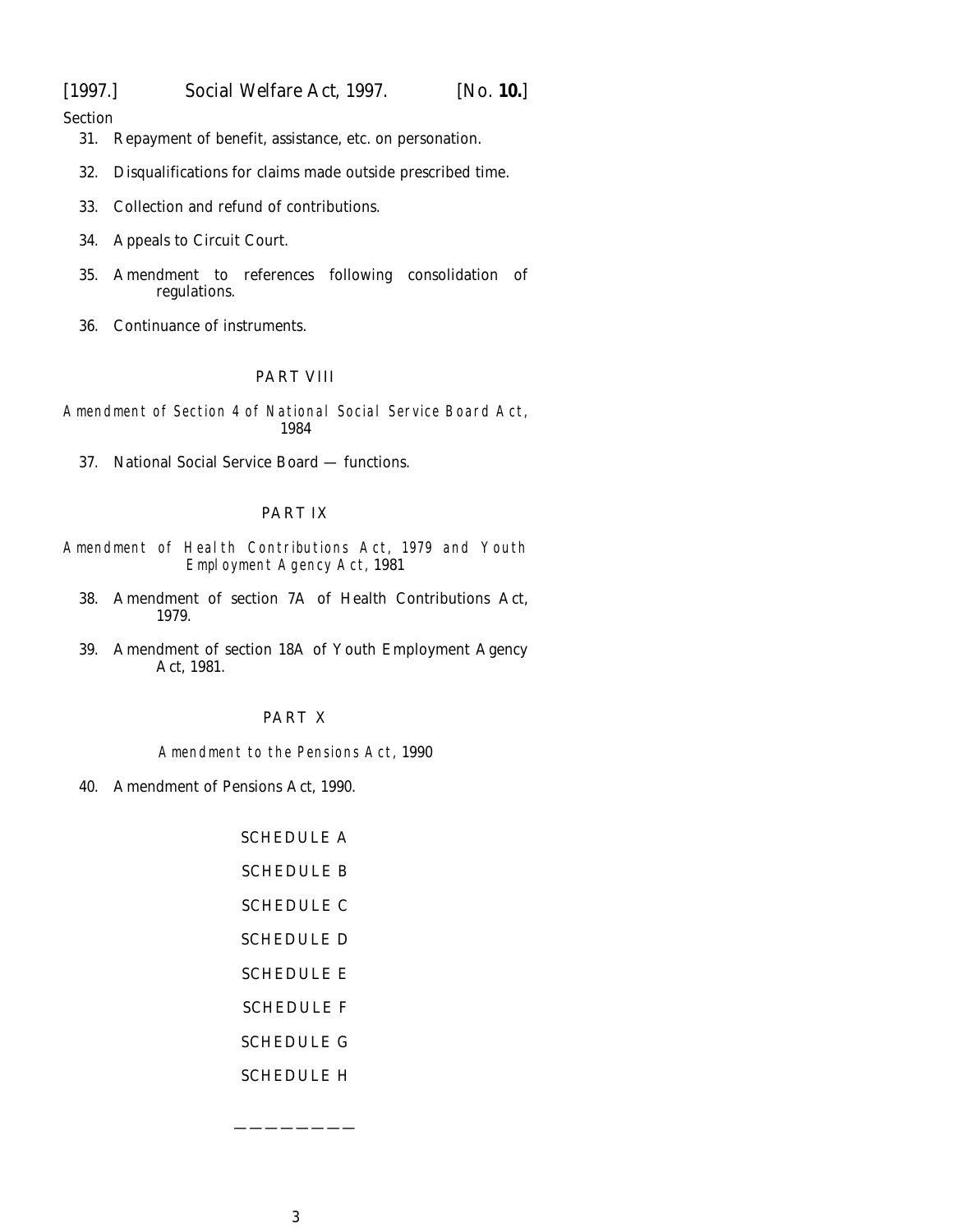Section

31. Repayment of benefit, assistance, etc. on personation.

32. Disqualifications for claims made outside prescribed time.

33. Collection and refund of contributions.

34. Appeals to Circuit Court.

35. Amendment to references following consolidation of regulations.

36. Continuance of instruments.

PART VIII

*Amendment of Section 4 of National Social Service Board Act,* 1984

37. National Social Service Board — functions.

PART IX

*Amendment of Health Contributions Act, 1979 and Youth Employment Agency Act,* 1981

38. Amendment of section 7A of Health Contributions Act, 1979.

39. Amendment of section 18A of Youth Employment Agency Act, 1981.

PART X

*Amendment to the Pensions Act,* 1990

40. Amendment of Pensions Act, 1990.

SCHEDULE A

SCHEDULE B

SCHEDULE C

SCHEDULE D

SCHEDULE E

SCHEDULE F

SCHEDULE G

SCHEDULE H

————————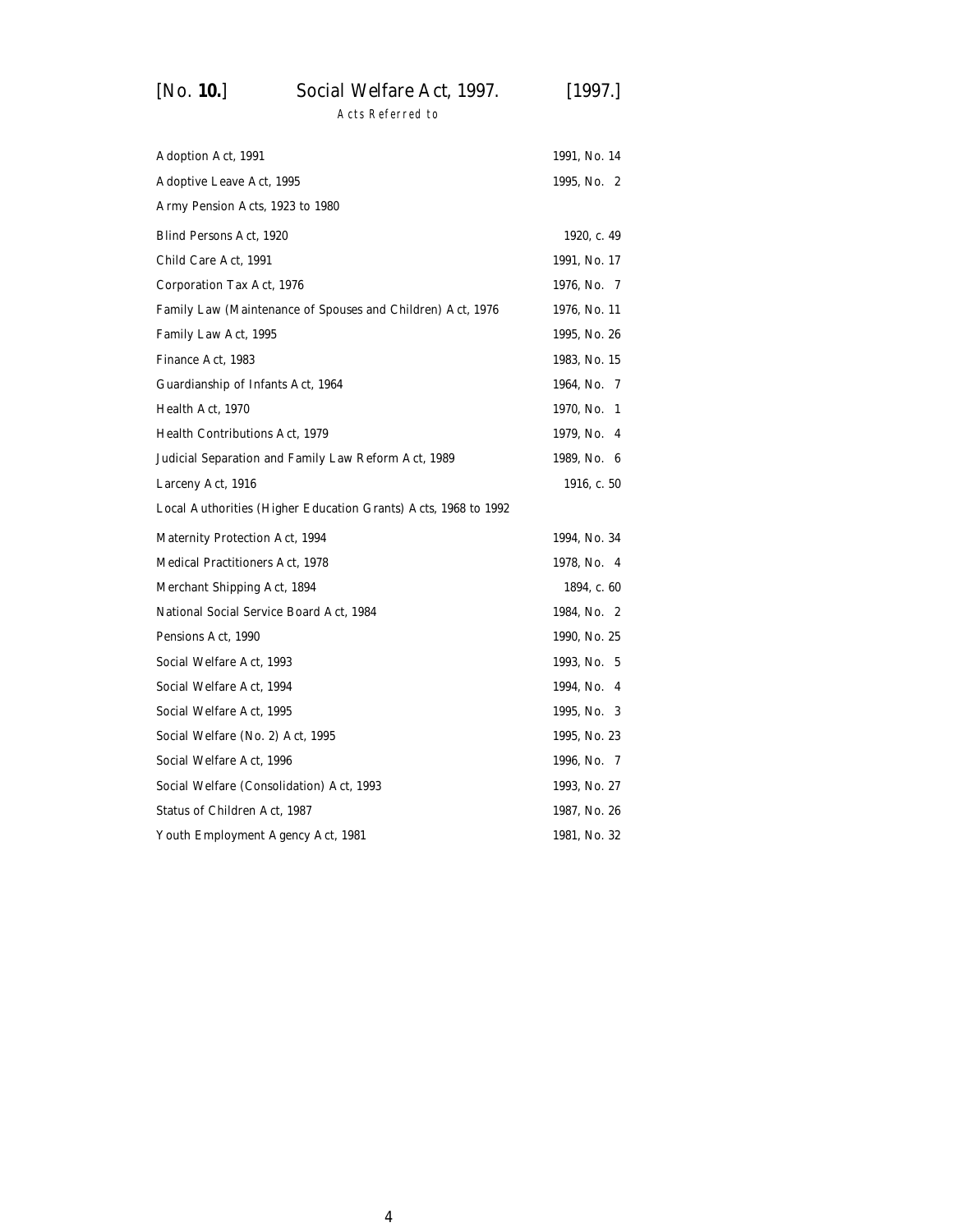*Acts Referred to*

| | |
|---|---|
| Adoption Act, 1991 | 1991, No. 14 |
| Adoptive Leave Act, 1995 | 1995, No. 2 |
| Army Pension Acts, 1923 to 1980 | |
| Blind Persons Act, 1920 | 1920, c. 49 |
| Child Care Act, 1991 | 1991, No. 17 |
| Corporation Tax Act, 1976 | 1976, No. 7 |
| Family Law (Maintenance of Spouses and Children) Act, 1976 | 1976, No. 11 |
| Family Law Act, 1995 | 1995, No. 26 |
| Finance Act, 1983 | 1983, No. 15 |
| Guardianship of Infants Act, 1964 | 1964, No. 7 |
| Health Act, 1970 | 1970, No. 1 |
| Health Contributions Act, 1979 | 1979, No. 4 |
| Judicial Separation and Family Law Reform Act, 1989 | 1989, No. 6 |
| Larceny Act, 1916 | 1916, c. 50 |
| Local Authorities (Higher Education Grants) Acts, 1968 to 1992 | |
| Maternity Protection Act, 1994 | 1994, No. 34 |
| Medical Practitioners Act, 1978 | 1978, No. 4 |
| Merchant Shipping Act, 1894 | 1894, c. 60 |
| National Social Service Board Act, 1984 | 1984, No. 2 |
| Pensions Act, 1990 | 1990, No. 25 |
| Social Welfare Act, 1993 | 1993, No. 5 |
| Social Welfare Act, 1994 | 1994, No. 4 |
| Social Welfare Act, 1995 | 1995, No. 3 |
| Social Welfare (No. 2) Act, 1995 | 1995, No. 23 |
| Social Welfare Act, 1996 | 1996, No. 7 |
| Social Welfare (Consolidation) Act, 1993 | 1993, No. 27 |
| Status of Children Act, 1987 | 1987, No. 26 |
| Youth Employment Agency Act, 1981 | 1981, No. 32 |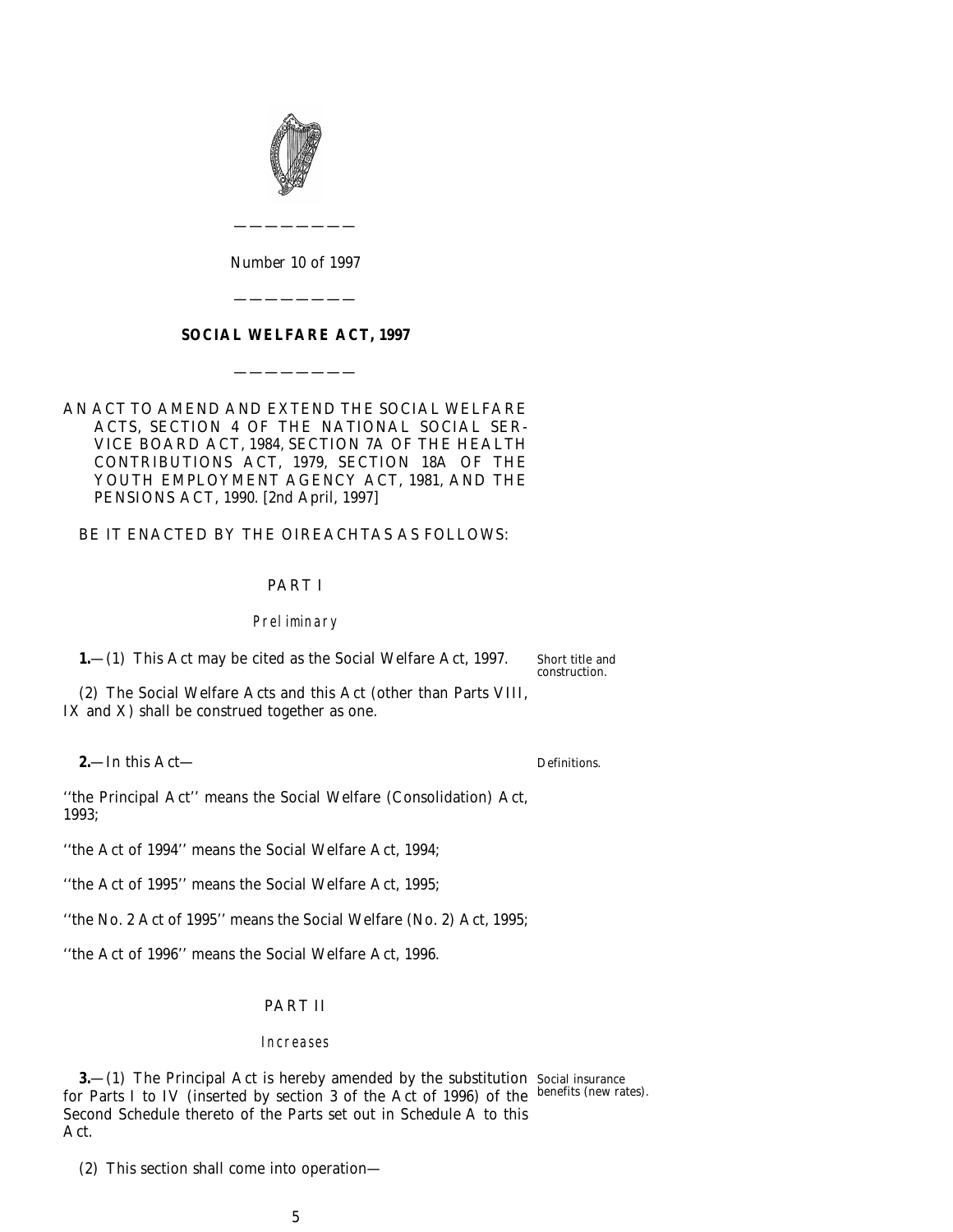Number 10 of 1997

---

# SOCIAL WELFARE ACT, 1997

---

AN ACT TO AMEND AND EXTEND THE SOCIAL WELFARE ACTS, SECTION 4 OF THE NATIONAL SOCIAL SERVICE BOARD ACT, 1984, SECTION 7A OF THE HEALTH CONTRIBUTIONS ACT, 1979, SECTION 18A OF THE YOUTH EMPLOYMENT AGENCY ACT, 1981, AND THE PENSIONS ACT, 1990. [2nd April, 1997]

BE IT ENACTED BY THE OIREACHTAS AS FOLLOWS:

## PART I

### *Preliminary*

**1.**—(1) This Act may be cited as the Social Welfare Act, 1997.

*Short title and construction.*

(2) The Social Welfare Acts and this Act (other than Parts VIII, IX and X) shall be construed together as one.

**2.**—In this Act—

*Definitions.*

''the Principal Act'' means the Social Welfare (Consolidation) Act, 1993;

''the Act of 1994'' means the Social Welfare Act, 1994;

''the Act of 1995'' means the Social Welfare Act, 1995;

''the No. 2 Act of 1995'' means the Social Welfare (No. 2) Act, 1995;

''the Act of 1996'' means the Social Welfare Act, 1996.

## PART II

### *Increases*

**3.**—(1) The Principal Act is hereby amended by the substitution for Parts I to IV (inserted by section 3 of the Act of 1996) of the Second Schedule thereto of the Parts set out in Schedule A to this Act.

*Social insurance benefits (new rates).*

(2) This section shall come into operation—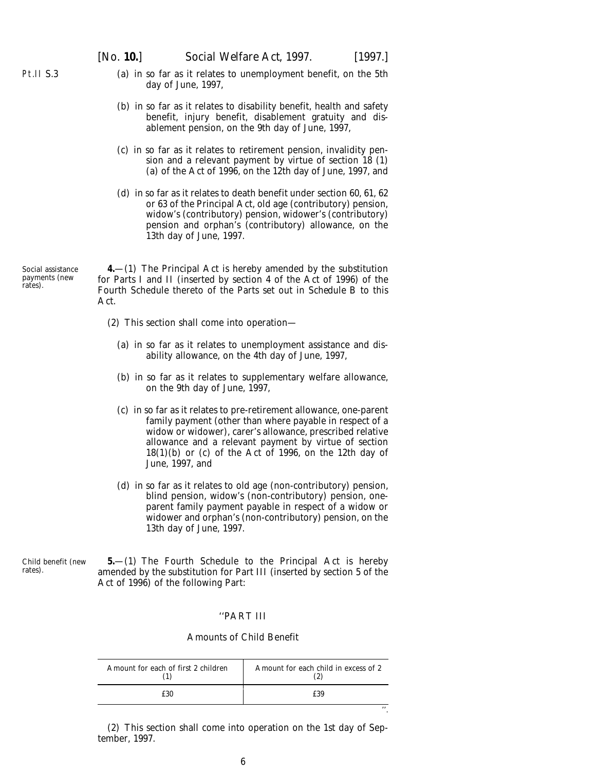(a) in so far as it relates to unemployment benefit, on the 5th day of June, 1997,

(b) in so far as it relates to disability benefit, health and safety benefit, injury benefit, disablement gratuity and disablement pension, on the 9th day of June, 1997,

(c) in so far as it relates to retirement pension, invalidity pension and a relevant payment by virtue of section 18 (1) (a) of the Act of 1996, on the 12th day of June, 1997, and

(d) in so far as it relates to death benefit under section 60, 61, 62 or 63 of the Principal Act, old age (contributory) pension, widow's (contributory) pension, widower's (contributory) pension and orphan's (contributory) allowance, on the 13th day of June, 1997.

Social assistance payments (new rates).

**4.**—(1) The Principal Act is hereby amended by the substitution for Parts I and II (inserted by section 4 of the Act of 1996) of the Fourth Schedule thereto of the Parts set out in Schedule B to this Act.

(2) This section shall come into operation—

(a) in so far as it relates to unemployment assistance and disability allowance, on the 4th day of June, 1997,

(b) in so far as it relates to supplementary welfare allowance, on the 9th day of June, 1997,

(c) in so far as it relates to pre-retirement allowance, one-parent family payment (other than where payable in respect of a widow or widower), carer's allowance, prescribed relative allowance and a relevant payment by virtue of section 18(1)(b) or (c) of the Act of 1996, on the 12th day of June, 1997, and

(d) in so far as it relates to old age (non-contributory) pension, blind pension, widow's (non-contributory) pension, one-parent family payment payable in respect of a widow or widower and orphan's (non-contributory) pension, on the 13th day of June, 1997.

Child benefit (new rates).

**5.**—(1) The Fourth Schedule to the Principal Act is hereby amended by the substitution for Part III (inserted by section 5 of the Act of 1996) of the following Part:

"PART III

Amounts of Child Benefit

| Amount for each of first 2 children (1) | Amount for each child in excess of 2 (2) |
|---|---|
| £30 | £39 |

".

(2) This section shall come into operation on the 1st day of September, 1997.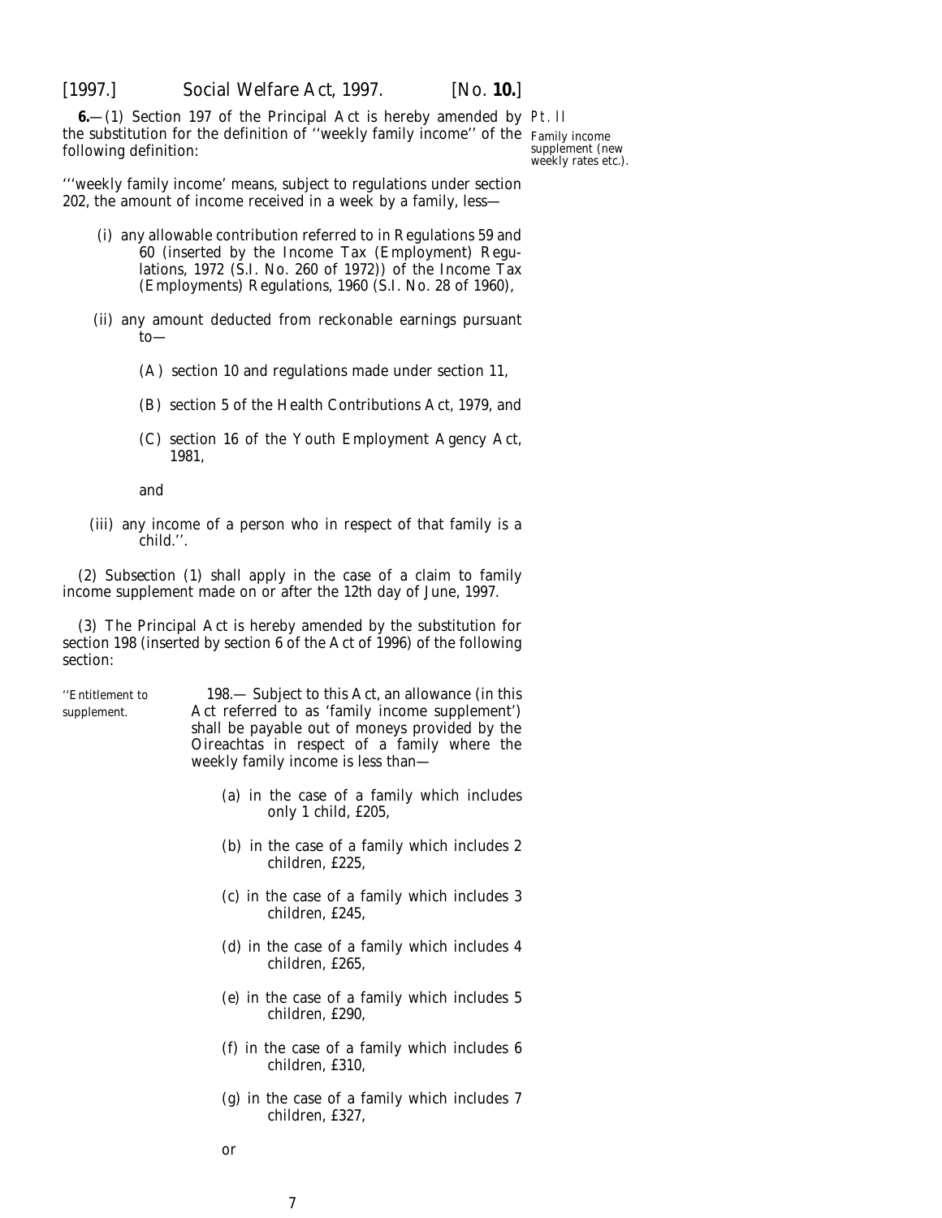**6.**—(1) Section 197 of the Principal Act is hereby amended by the substitution for the definition of ''weekly family income'' of the following definition:

Pt. II

Family income supplement (new weekly rates etc.).

'''weekly family income' means, subject to regulations under section 202, the amount of income received in a week by a family, less—

(i) any allowable contribution referred to in Regulations 59 and 60 (inserted by the Income Tax (Employment) Regulations, 1972 (S.I. No. 260 of 1972)) of the Income Tax (Employments) Regulations, 1960 (S.I. No. 28 of 1960),

(ii) any amount deducted from reckonable earnings pursuant to—

(A) section 10 and regulations made under section 11,

(B) section 5 of the Health Contributions Act, 1979, and

(C) section 16 of the Youth Employment Agency Act, 1981,

and

(iii) any income of a person who in respect of that family is a child.''.

(2) *Subsection (1)* shall apply in the case of a claim to family income supplement made on or after the 12th day of June, 1997.

(3) The Principal Act is hereby amended by the substitution for section 198 (inserted by section 6 of the Act of 1996) of the following section:

''Entitlement to supplement.

198.— Subject to this Act, an allowance (in this Act referred to as 'family income supplement') shall be payable out of moneys provided by the Oireachtas in respect of a family where the weekly family income is less than—

(*a*) in the case of a family which includes only 1 child, £205,

(*b*) in the case of a family which includes 2 children, £225,

(*c*) in the case of a family which includes 3 children, £245,

(*d*) in the case of a family which includes 4 children, £265,

(*e*) in the case of a family which includes 5 children, £290,

(*f*) in the case of a family which includes 6 children, £310,

(*g*) in the case of a family which includes 7 children, £327,

or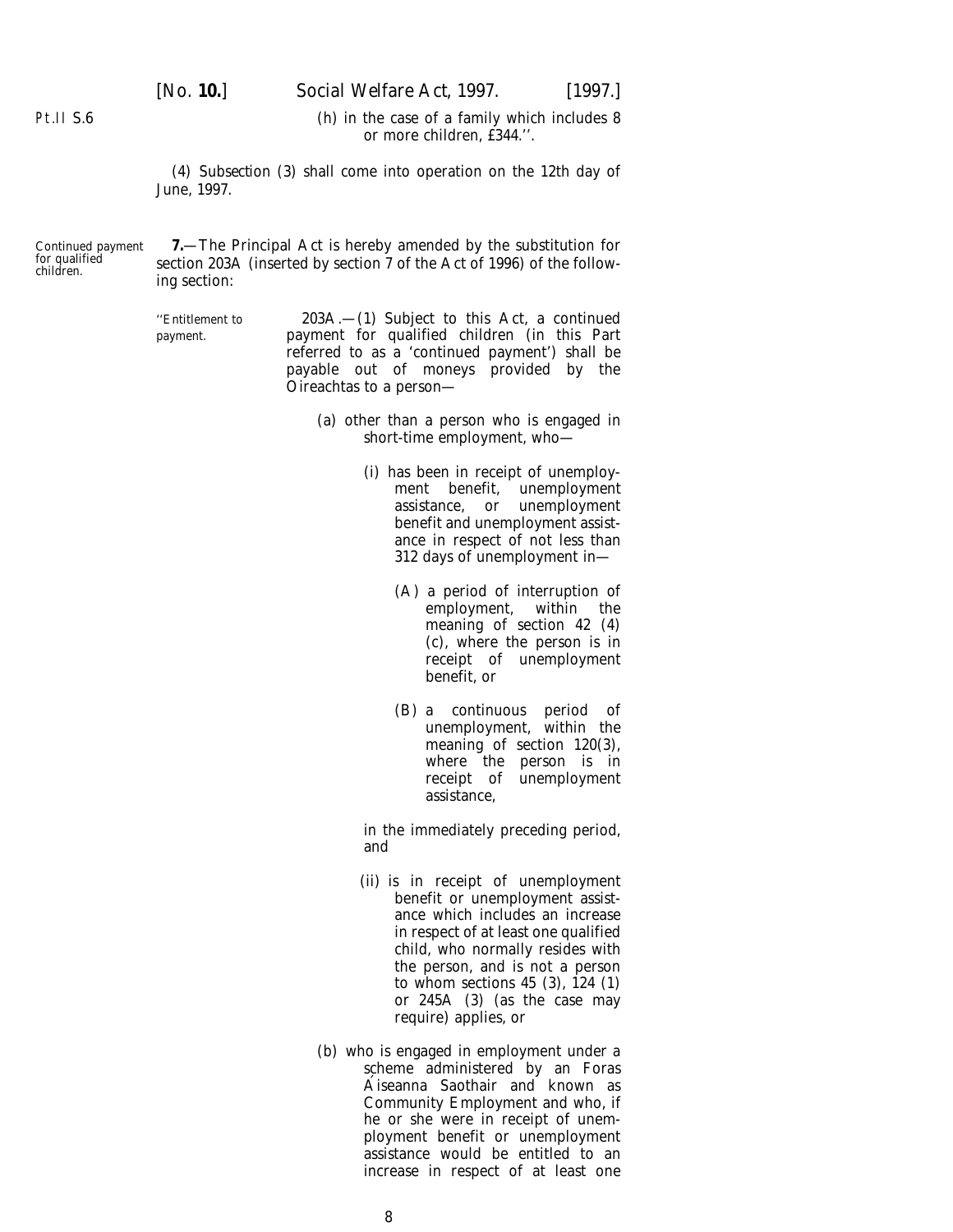Pt.II S.6

(h) in the case of a family which includes 8 or more children, £344.''.

(4) Subsection (3) shall come into operation on the 12th day of June, 1997.

Continued payment for qualified children.

**7.**—The Principal Act is hereby amended by the substitution for section 203A (inserted by section 7 of the Act of 1996) of the following section:

''Entitlement to payment.

203A.—(1) Subject to this Act, a continued payment for qualified children (in this Part referred to as a 'continued payment') shall be payable out of moneys provided by the Oireachtas to a person—

(a) other than a person who is engaged in short-time employment, who—

(i) has been in receipt of unemployment benefit, unemployment assistance, or unemployment benefit and unemployment assistance in respect of not less than 312 days of unemployment in—

(A) a period of interruption of employment, within the meaning of section 42 (4) (c), where the person is in receipt of unemployment benefit, or

(B) a continuous period of unemployment, within the meaning of section 120(3), where the person is in receipt of unemployment assistance,

in the immediately preceding period, and

(ii) is in receipt of unemployment benefit or unemployment assistance which includes an increase in respect of at least one qualified child, who normally resides with the person, and is not a person to whom sections 45 (3), 124 (1) or 245A (3) (as the case may require) applies, or

(b) who is engaged in employment under a scheme administered by an Foras Áiseanna Saothair and known as Community Employment and who, if he or she were in receipt of unemployment benefit or unemployment assistance would be entitled to an increase in respect of at least one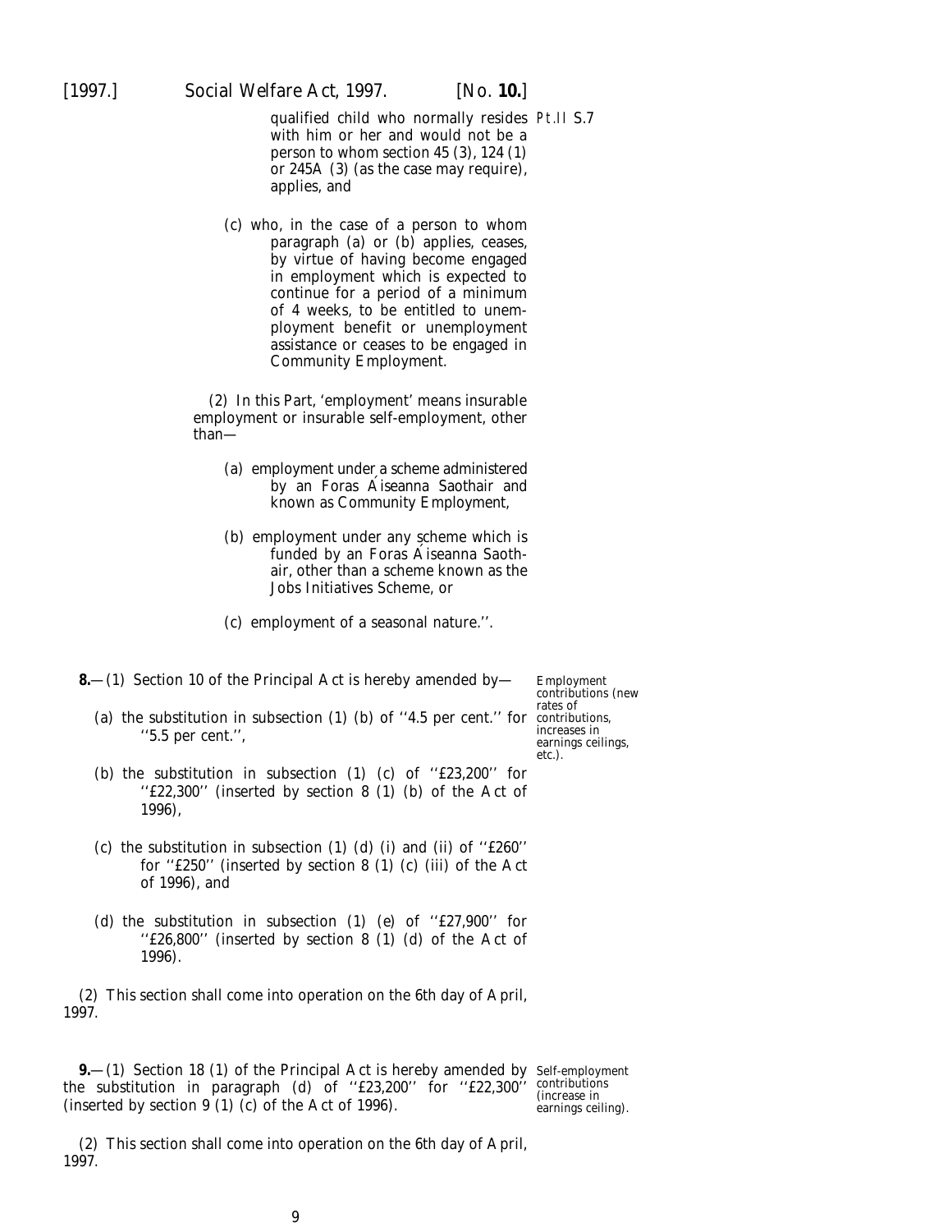qualified child who normally resides with him or her and would not be a person to whom section 45 (3), 124 (1) or 245A (3) (as the case may require), applies, and

(c) who, in the case of a person to whom paragraph (a) or (b) applies, ceases, by virtue of having become engaged in employment which is expected to continue for a period of a minimum of 4 weeks, to be entitled to unemployment benefit or unemployment assistance or ceases to be engaged in Community Employment.

(2) In this Part, 'employment' means insurable employment or insurable self-employment, other than—

(a) employment under a scheme administered by an Foras Áiseanna Saothair and known as Community Employment,

(b) employment under any scheme which is funded by an Foras Áiseanna Saothair, other than a scheme known as the Jobs Initiatives Scheme, or

(c) employment of a seasonal nature.''.

Employment contributions (new rates of contributions, increases in earnings ceilings, etc.).

**8.**—(1) Section 10 of the Principal Act is hereby amended by—

(a) the substitution in subsection (1) (b) of ''4.5 per cent.'' for ''5.5 per cent.'',

(b) the substitution in subsection (1) (c) of ''£23,200'' for ''£22,300'' (inserted by section 8 (1) (b) of the Act of 1996),

(c) the substitution in subsection (1) (d) (i) and (ii) of ''£260'' for ''£250'' (inserted by section 8 (1) (c) (iii) of the Act of 1996), and

(d) the substitution in subsection (1) (e) of ''£27,900'' for ''£26,800'' (inserted by section 8 (1) (d) of the Act of 1996).

(2) This section shall come into operation on the 6th day of April, 1997.

Self-employment contributions (increase in earnings ceiling).

**9.**—(1) Section 18 (1) of the Principal Act is hereby amended by the substitution in paragraph (d) of ''£23,200'' for ''£22,300'' (inserted by section 9 (1) (c) of the Act of 1996).

(2) This section shall come into operation on the 6th day of April, 1997.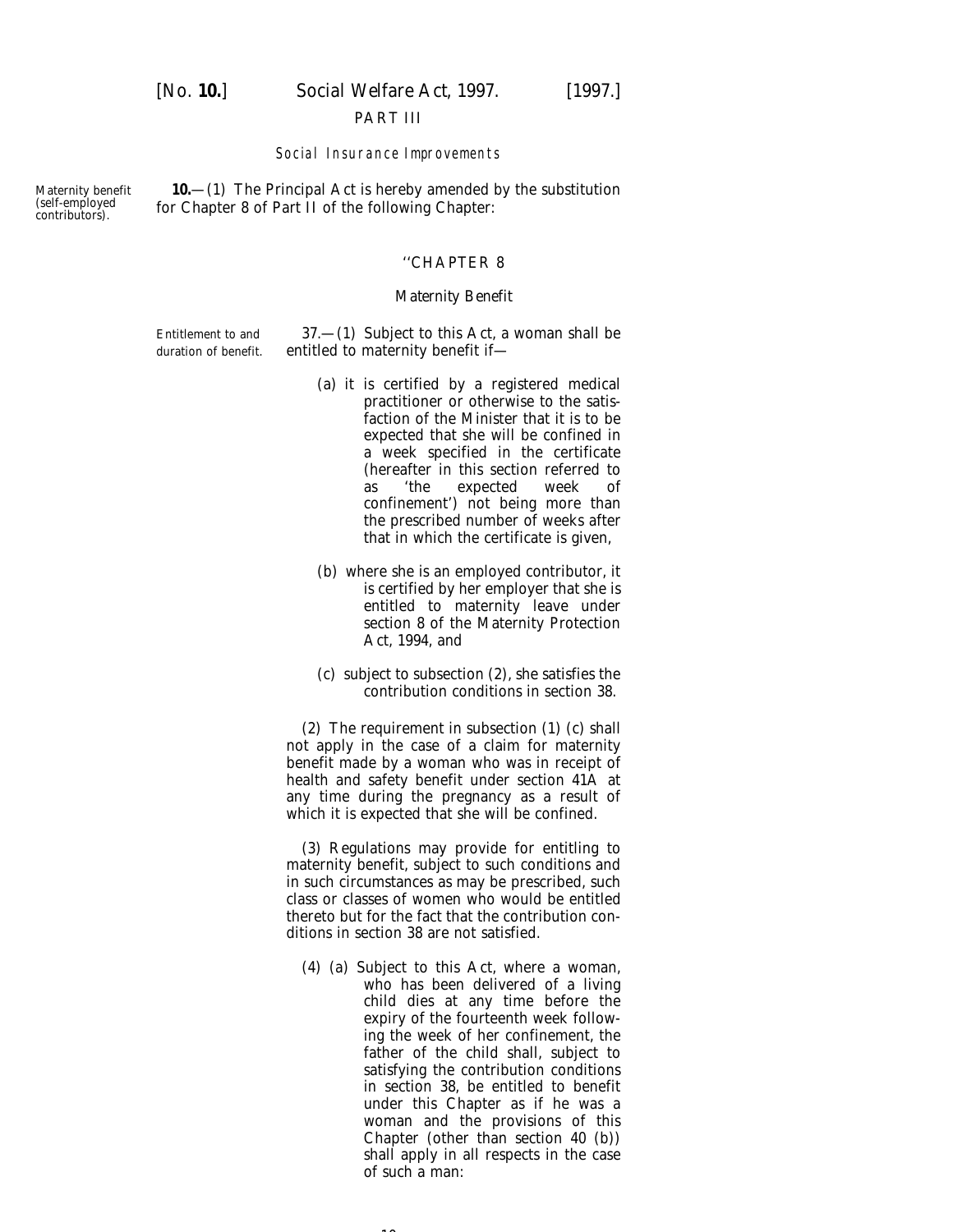## PART III

### *Social Insurance Improvements*

Maternity benefit (self-employed contributors).

**10.**—(1) The Principal Act is hereby amended by the substitution for Chapter 8 of Part II of the following Chapter:

"CHAPTER 8

Maternity Benefit

Entitlement to and duration of benefit.

37.—(1) Subject to this Act, a woman shall be entitled to maternity benefit if—

(*a*) it is certified by a registered medical practitioner or otherwise to the satisfaction of the Minister that it is to be expected that she will be confined in a week specified in the certificate (hereafter in this section referred to as 'the expected week of confinement') not being more than the prescribed number of weeks after that in which the certificate is given,

(*b*) where she is an employed contributor, it is certified by her employer that she is entitled to maternity leave under section 8 of the Maternity Protection Act, 1994, and

(*c*) subject to subsection (2), she satisfies the contribution conditions in section 38.

(2) The requirement in subsection (1) (*c*) shall not apply in the case of a claim for maternity benefit made by a woman who was in receipt of health and safety benefit under section 41A at any time during the pregnancy as a result of which it is expected that she will be confined.

(3) Regulations may provide for entitling to maternity benefit, subject to such conditions and in such circumstances as may be prescribed, such class or classes of women who would be entitled thereto but for the fact that the contribution conditions in section 38 are not satisfied.

(4) (*a*) Subject to this Act, where a woman, who has been delivered of a living child dies at any time before the expiry of the fourteenth week following the week of her confinement, the father of the child shall, subject to satisfying the contribution conditions in section 38, be entitled to benefit under this Chapter as if he was a woman and the provisions of this Chapter (other than section 40 (*b*)) shall apply in all respects in the case of such a man: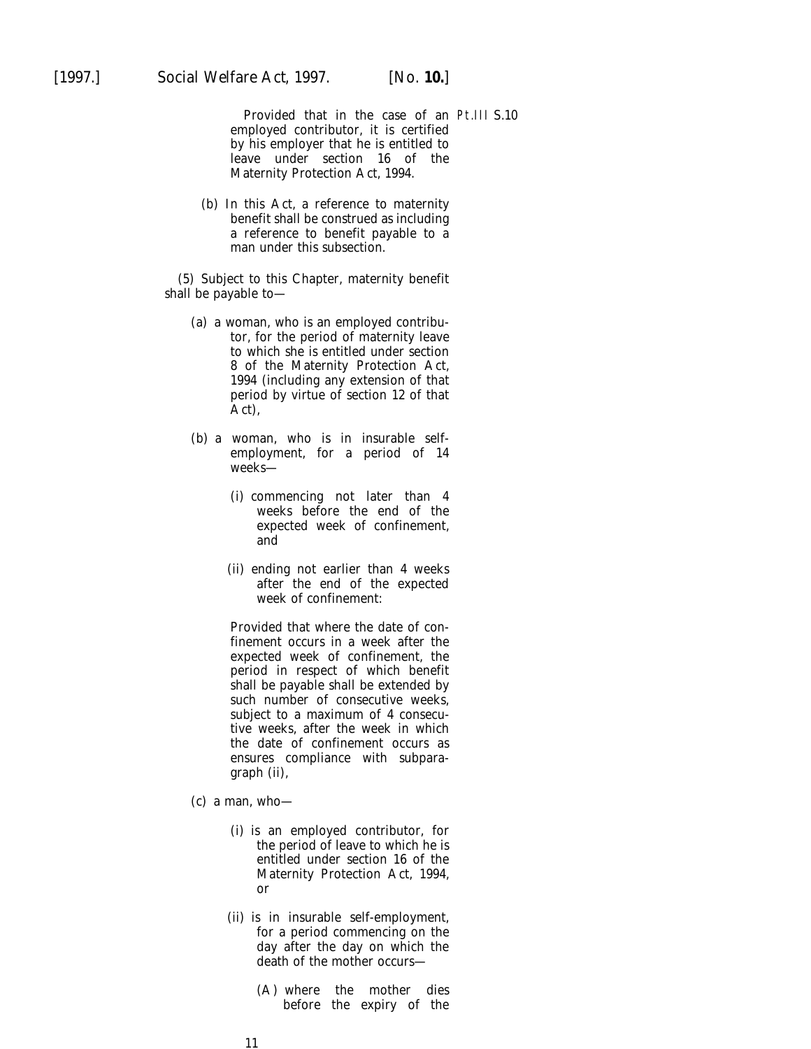Provided that in the case of an employed contributor, it is certified by his employer that he is entitled to leave under section 16 of the Maternity Protection Act, 1994.

(b) In this Act, a reference to maternity benefit shall be construed as including a reference to benefit payable to a man under this subsection.

(5) Subject to this Chapter, maternity benefit shall be payable to—

(a) a woman, who is an employed contributor, for the period of maternity leave to which she is entitled under section 8 of the Maternity Protection Act, 1994 (including any extension of that period by virtue of section 12 of that Act),

(b) a woman, who is in insurable self-employment, for a period of 14 weeks—

(i) commencing not later than 4 weeks before the end of the expected week of confinement, and

(ii) ending not earlier than 4 weeks after the end of the expected week of confinement:

Provided that where the date of confinement occurs in a week after the expected week of confinement, the period in respect of which benefit shall be payable shall be extended by such number of consecutive weeks, subject to a maximum of 4 consecutive weeks, after the week in which the date of confinement occurs as ensures compliance with subparagraph (ii),

(c) a man, who—

(i) is an employed contributor, for the period of leave to which he is entitled under section 16 of the Maternity Protection Act, 1994, or

(ii) is in insurable self-employment, for a period commencing on the day after the day on which the death of the mother occurs—

(A) where the mother dies before the expiry of the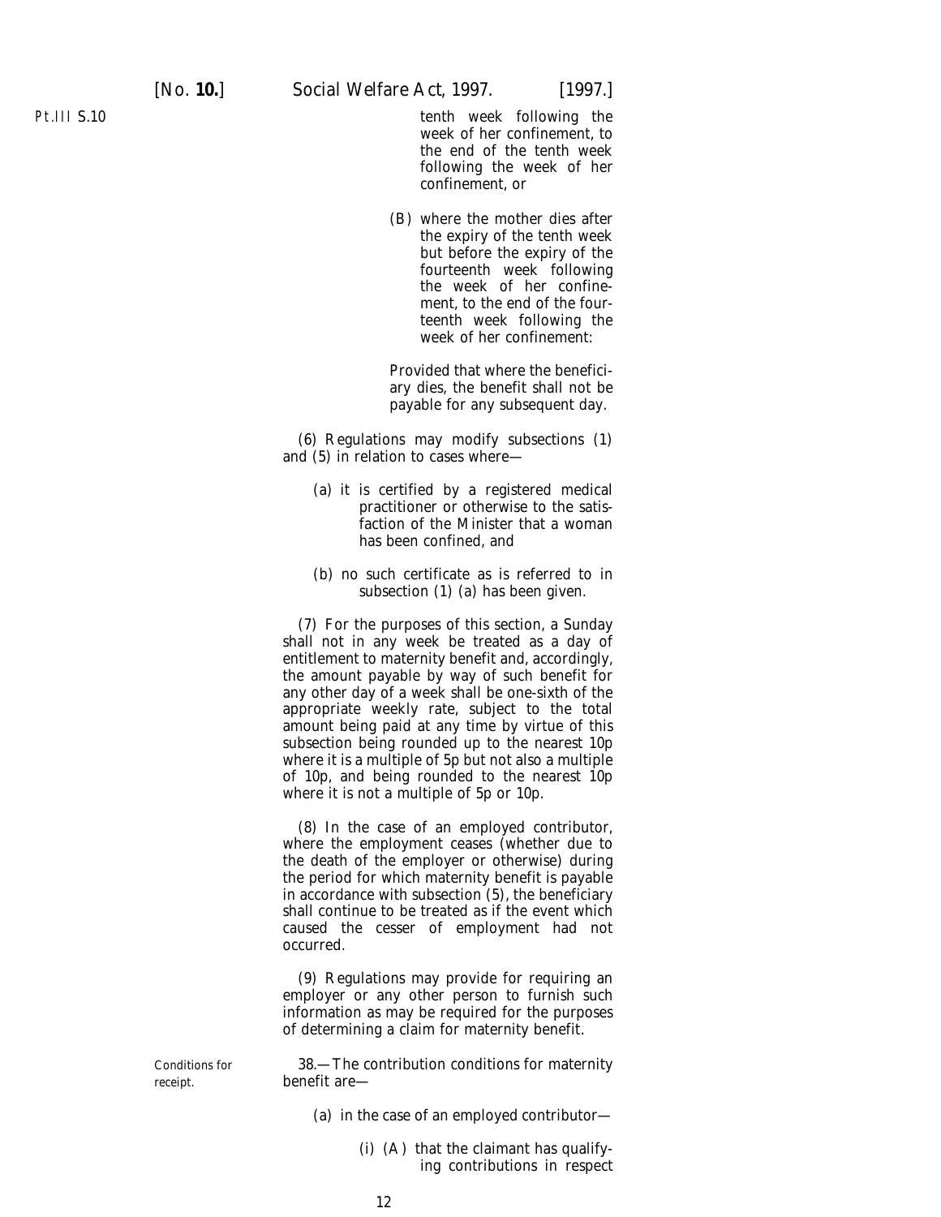tenth week following the week of her confinement, to the end of the tenth week following the week of her confinement, or

(B) where the mother dies after the expiry of the tenth week but before the expiry of the fourteenth week following the week of her confinement, to the end of the fourteenth week following the week of her confinement:

Provided that where the beneficiary dies, the benefit shall not be payable for any subsequent day.

(6) Regulations may modify subsections (1) and (5) in relation to cases where—

(a) it is certified by a registered medical practitioner or otherwise to the satisfaction of the Minister that a woman has been confined, and

(b) no such certificate as is referred to in subsection (1) (a) has been given.

(7) For the purposes of this section, a Sunday shall not in any week be treated as a day of entitlement to maternity benefit and, accordingly, the amount payable by way of such benefit for any other day of a week shall be one-sixth of the appropriate weekly rate, subject to the total amount being paid at any time by virtue of this subsection being rounded up to the nearest 10p where it is a multiple of 5p but not also a multiple of 10p, and being rounded to the nearest 10p where it is not a multiple of 5p or 10p.

(8) In the case of an employed contributor, where the employment ceases (whether due to the death of the employer or otherwise) during the period for which maternity benefit is payable in accordance with subsection (5), the beneficiary shall continue to be treated as if the event which caused the cesser of employment had not occurred.

(9) Regulations may provide for requiring an employer or any other person to furnish such information as may be required for the purposes of determining a claim for maternity benefit.

Conditions for receipt.

38.—The contribution conditions for maternity benefit are—

(a) in the case of an employed contributor—

(i) (A) that the claimant has qualifying contributions in respect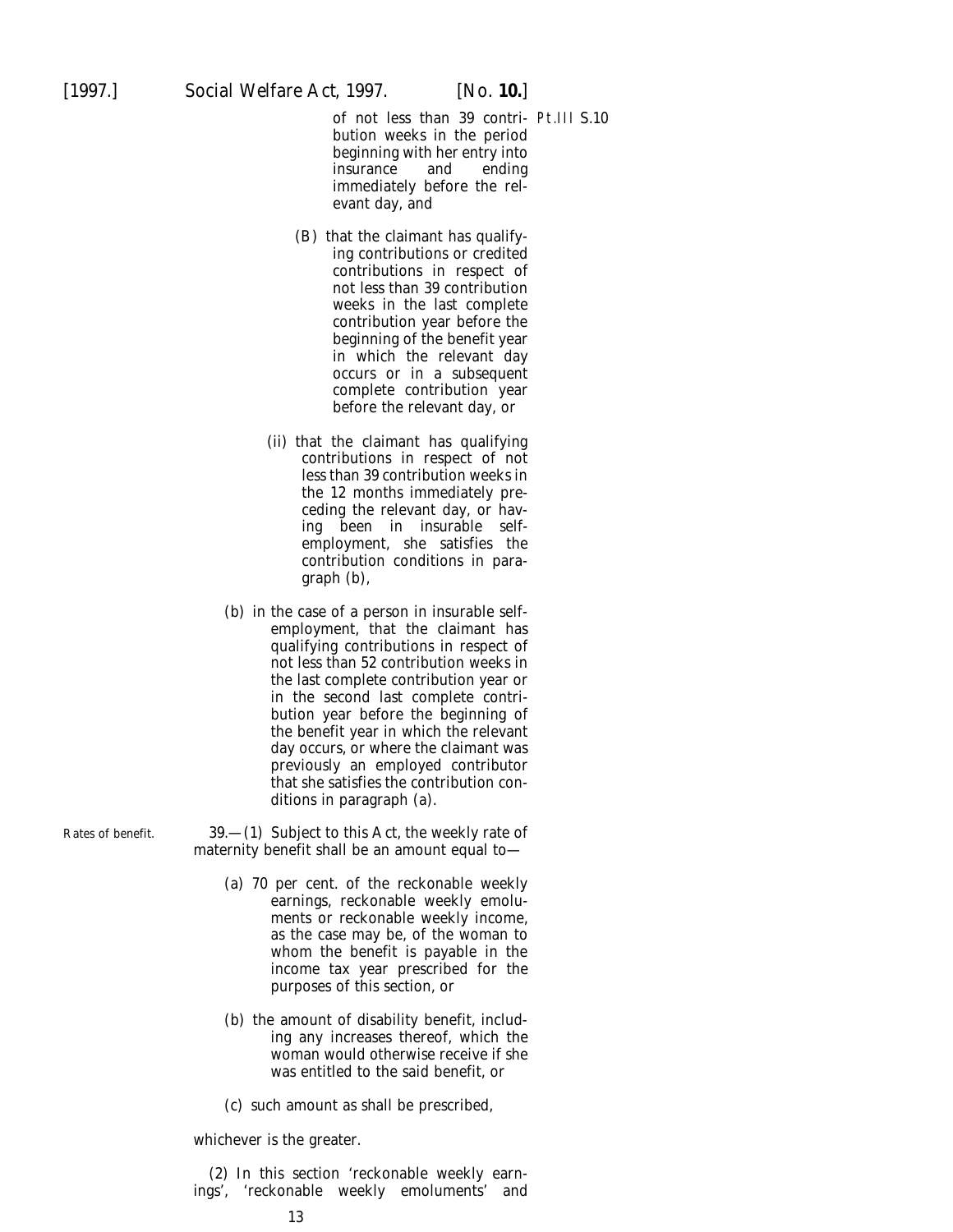of not less than 39 contribution weeks in the period beginning with her entry into insurance and ending immediately before the relevant day, and

(B) that the claimant has qualifying contributions or credited contributions in respect of not less than 39 contribution weeks in the last complete contribution year before the beginning of the benefit year in which the relevant day occurs or in a subsequent complete contribution year before the relevant day, or

(ii) that the claimant has qualifying contributions in respect of not less than 39 contribution weeks in the 12 months immediately preceding the relevant day, or having been in insurable self-employment, she satisfies the contribution conditions in paragraph (*b*),

(*b*) in the case of a person in insurable self-employment, that the claimant has qualifying contributions in respect of not less than 52 contribution weeks in the last complete contribution year or in the second last complete contribution year before the beginning of the benefit year in which the relevant day occurs, or where the claimant was previously an employed contributor that she satisfies the contribution conditions in paragraph (*a*).

Rates of benefit.

39.—(1) Subject to this Act, the weekly rate of maternity benefit shall be an amount equal to—

(*a*) 70 per cent. of the reckonable weekly earnings, reckonable weekly emoluments or reckonable weekly income, as the case may be, of the woman to whom the benefit is payable in the income tax year prescribed for the purposes of this section, or

(*b*) the amount of disability benefit, including any increases thereof, which the woman would otherwise receive if she was entitled to the said benefit, or

(*c*) such amount as shall be prescribed,

whichever is the greater.

(2) In this section 'reckonable weekly earnings', 'reckonable weekly emoluments' and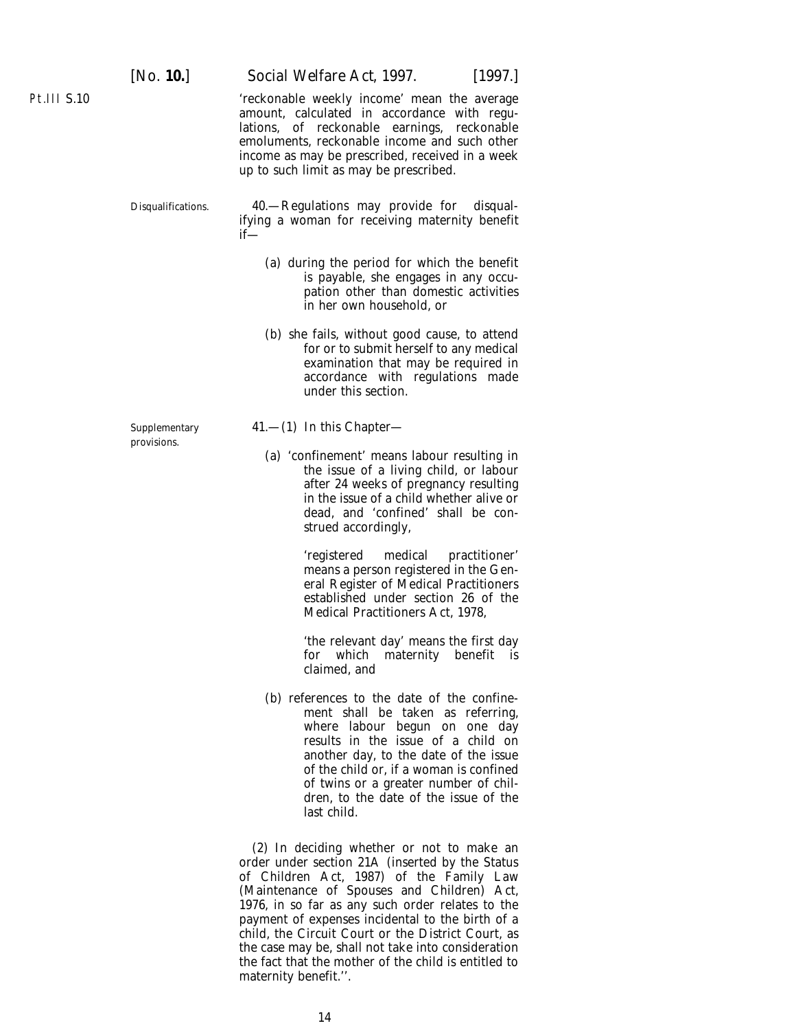'reckonable weekly income' mean the average amount, calculated in accordance with regulations, of reckonable earnings, reckonable emoluments, reckonable income and such other income as may be prescribed, received in a week up to such limit as may be prescribed.

Disqualifications.

40.—Regulations may provide for disqualifying a woman for receiving maternity benefit if—

(a) during the period for which the benefit is payable, she engages in any occupation other than domestic activities in her own household, or

(b) she fails, without good cause, to attend for or to submit herself to any medical examination that may be required in accordance with regulations made under this section.

Supplementary provisions.

41.—(1) In this Chapter—

(a) 'confinement' means labour resulting in the issue of a living child, or labour after 24 weeks of pregnancy resulting in the issue of a child whether alive or dead, and 'confined' shall be construed accordingly,

'registered medical practitioner' means a person registered in the General Register of Medical Practitioners established under section 26 of the Medical Practitioners Act, 1978,

'the relevant day' means the first day for which maternity benefit is claimed, and

(b) references to the date of the confinement shall be taken as referring, where labour begun on one day results in the issue of a child on another day, to the date of the issue of the child or, if a woman is confined of twins or a greater number of children, to the date of the issue of the last child.

(2) In deciding whether or not to make an order under section 21A (inserted by the Status of Children Act, 1987) of the Family Law (Maintenance of Spouses and Children) Act, 1976, in so far as any such order relates to the payment of expenses incidental to the birth of a child, the Circuit Court or the District Court, as the case may be, shall not take into consideration the fact that the mother of the child is entitled to maternity benefit.''.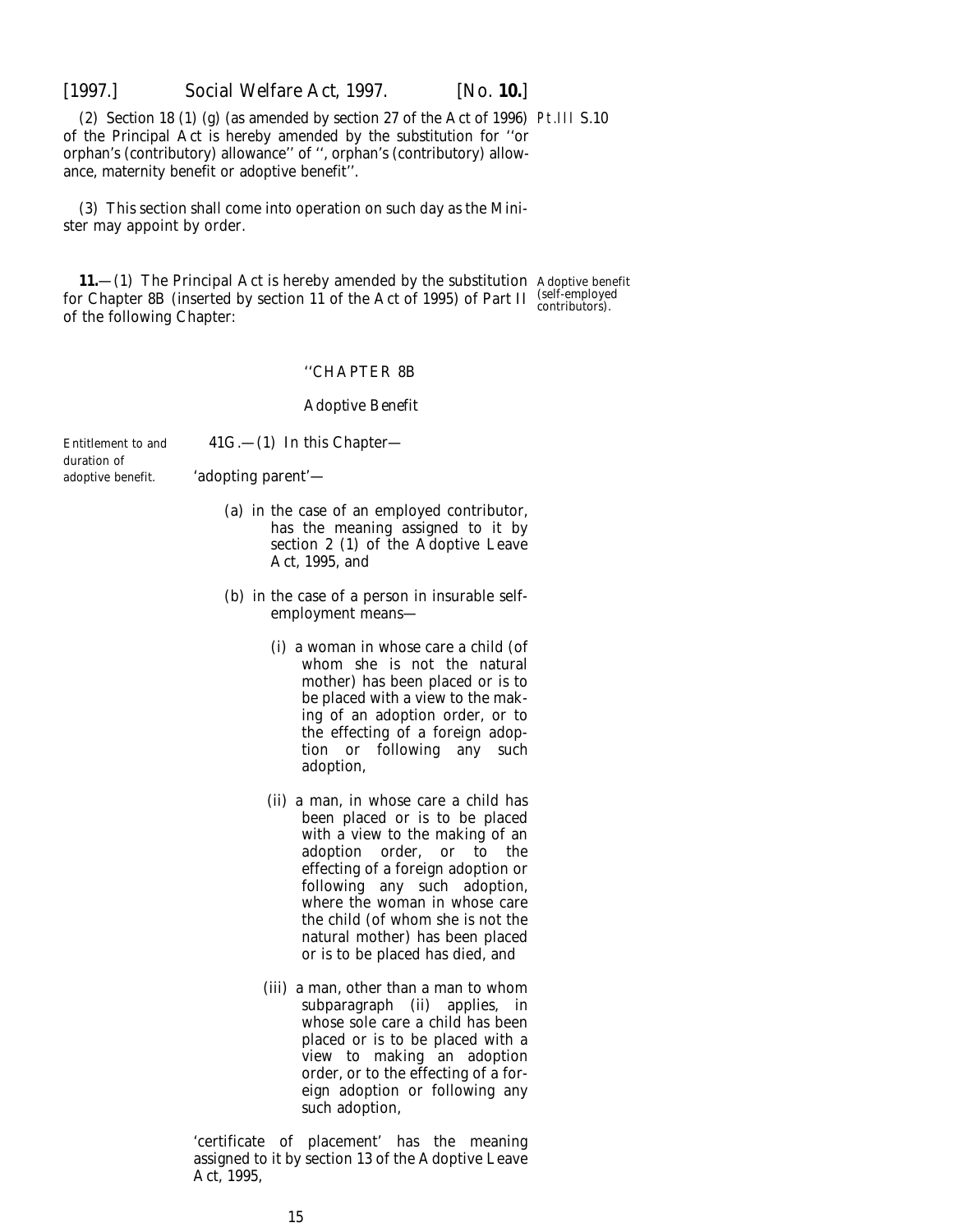(2) Section 18 (1) (*g*) (as amended by section 27 of the Act of 1996) of the Principal Act is hereby amended by the substitution for ''or orphan's (contributory) allowance'' of '', orphan's (contributory) allowance, maternity benefit or adoptive benefit''.

Pt.III S.10

(3) This section shall come into operation on such day as the Minister may appoint by order.

**11.**—(1) The Principal Act is hereby amended by the substitution for Chapter 8B (inserted by section 11 of the Act of 1995) of Part II of the following Chapter:

Adoptive benefit (self-employed contributors).

''CHAPTER 8B

*Adoptive Benefit*

Entitlement to and duration of adoptive benefit.

41G.—(1) In this Chapter—

'adopting parent'—

(*a*) in the case of an employed contributor, has the meaning assigned to it by section 2 (1) of the Adoptive Leave Act, 1995, and

(*b*) in the case of a person in insurable self-employment means—

(i) a woman in whose care a child (of whom she is not the natural mother) has been placed or is to be placed with a view to the making of an adoption order, or to the effecting of a foreign adoption or following any such adoption,

(ii) a man, in whose care a child has been placed or is to be placed with a view to the making of an adoption order, or to the effecting of a foreign adoption or following any such adoption, where the woman in whose care the child (of whom she is not the natural mother) has been placed or is to be placed has died, and

(iii) a man, other than a man to whom subparagraph (ii) applies, in whose sole care a child has been placed or is to be placed with a view to making an adoption order, or to the effecting of a foreign adoption or following any such adoption,

'certificate of placement' has the meaning assigned to it by section 13 of the Adoptive Leave Act, 1995,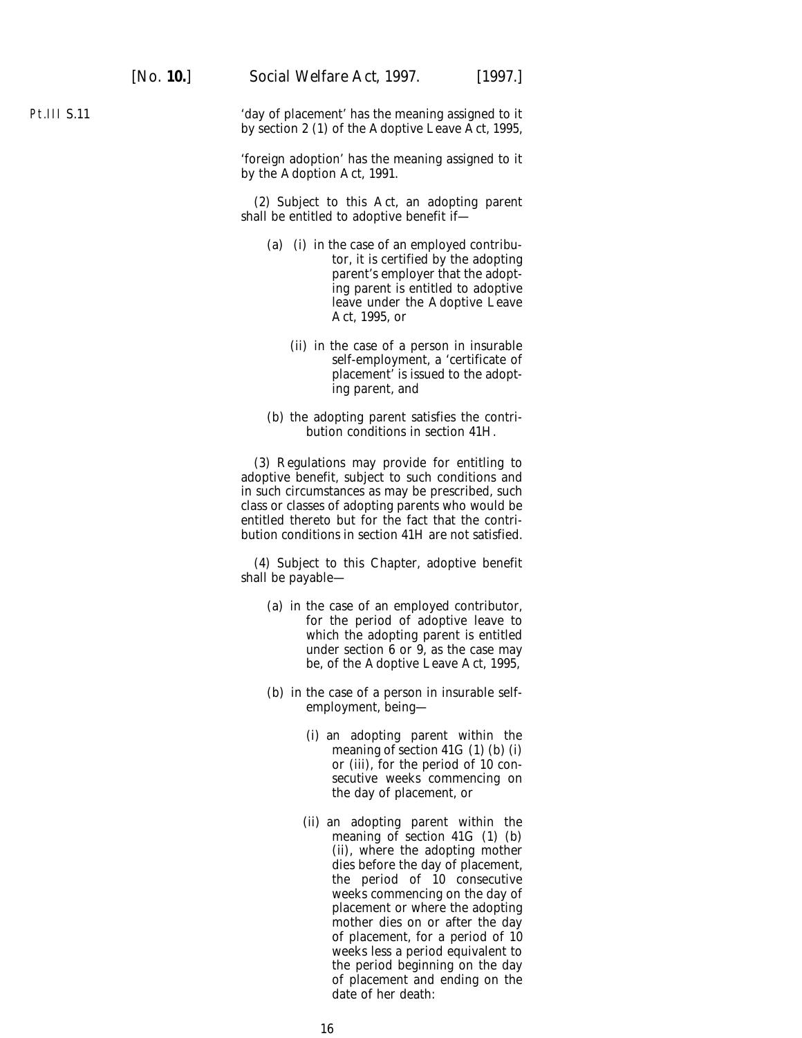Pt.III S.11

'day of placement' has the meaning assigned to it by section 2 (1) of the Adoptive Leave Act, 1995,

'foreign adoption' has the meaning assigned to it by the Adoption Act, 1991.

(2) Subject to this Act, an adopting parent shall be entitled to adoptive benefit if—

(a) (i) in the case of an employed contributor, it is certified by the adopting parent's employer that the adopting parent is entitled to adoptive leave under the Adoptive Leave Act, 1995, or

(ii) in the case of a person in insurable self-employment, a 'certificate of placement' is issued to the adopting parent, and

(b) the adopting parent satisfies the contribution conditions in section 41H.

(3) Regulations may provide for entitling to adoptive benefit, subject to such conditions and in such circumstances as may be prescribed, such class or classes of adopting parents who would be entitled thereto but for the fact that the contribution conditions in section 41H are not satisfied.

(4) Subject to this Chapter, adoptive benefit shall be payable—

(a) in the case of an employed contributor, for the period of adoptive leave to which the adopting parent is entitled under section 6 or 9, as the case may be, of the Adoptive Leave Act, 1995,

(b) in the case of a person in insurable self-employment, being—

(i) an adopting parent within the meaning of section 41G (1) (b) (i) or (iii), for the period of 10 consecutive weeks commencing on the day of placement, or

(ii) an adopting parent within the meaning of section 41G (1) (b) (ii), where the adopting mother dies before the day of placement, the period of 10 consecutive weeks commencing on the day of placement or where the adopting mother dies on or after the day of placement, for a period of 10 weeks less a period equivalent to the period beginning on the day of placement and ending on the date of her death: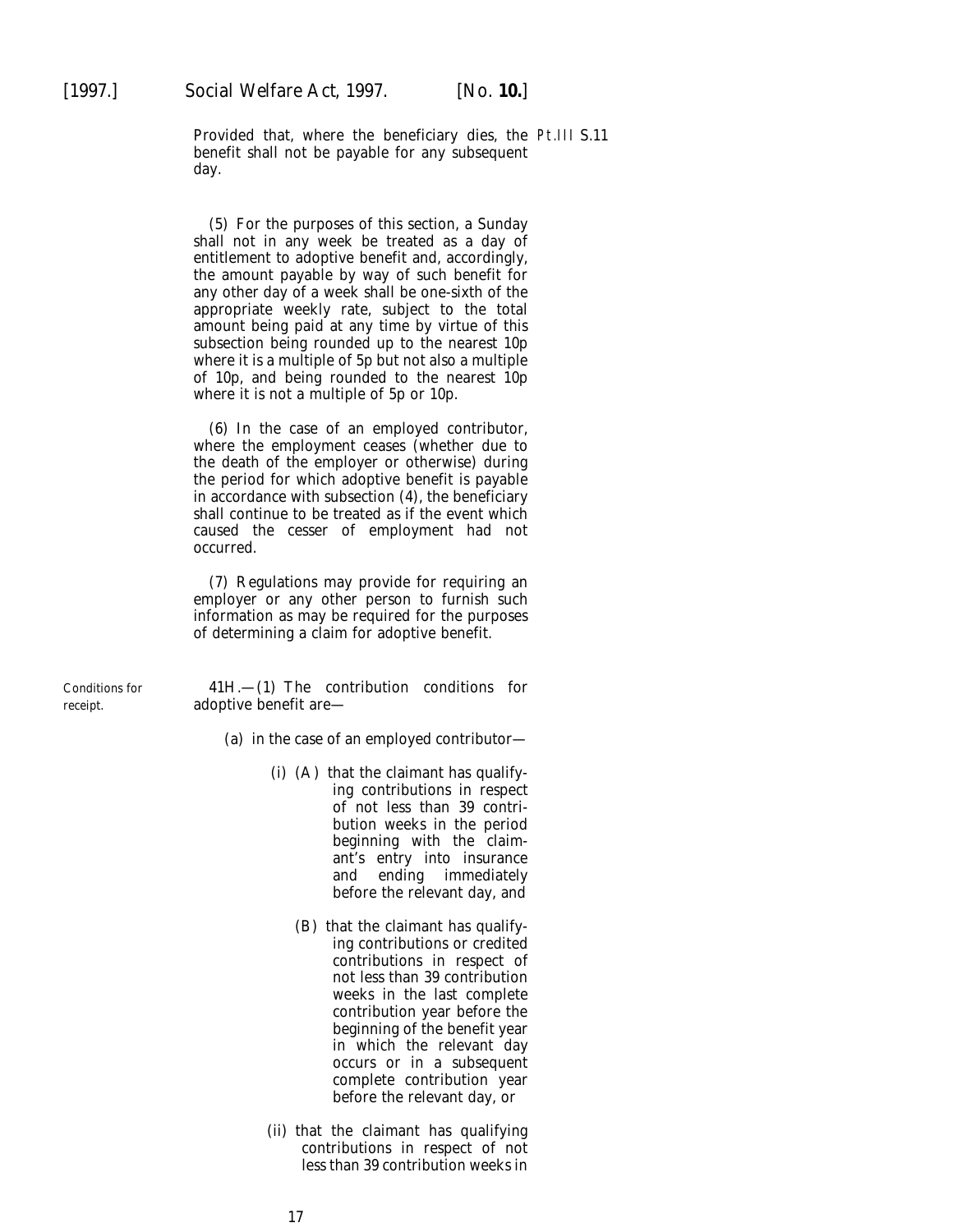Provided that, where the beneficiary dies, the benefit shall not be payable for any subsequent day.

(5) For the purposes of this section, a Sunday shall not in any week be treated as a day of entitlement to adoptive benefit and, accordingly, the amount payable by way of such benefit for any other day of a week shall be one-sixth of the appropriate weekly rate, subject to the total amount being paid at any time by virtue of this subsection being rounded up to the nearest 10p where it is a multiple of 5p but not also a multiple of 10p, and being rounded to the nearest 10p where it is not a multiple of 5p or 10p.

(6) In the case of an employed contributor, where the employment ceases (whether due to the death of the employer or otherwise) during the period for which adoptive benefit is payable in accordance with subsection (4), the beneficiary shall continue to be treated as if the event which caused the cesser of employment had not occurred.

(7) Regulations may provide for requiring an employer or any other person to furnish such information as may be required for the purposes of determining a claim for adoptive benefit.

Conditions for receipt.

41H.—(1) The contribution conditions for adoptive benefit are—

(a) in the case of an employed contributor—

(i) (A) that the claimant has qualifying contributions in respect of not less than 39 contribution weeks in the period beginning with the claimant's entry into insurance and ending immediately before the relevant day, and

(B) that the claimant has qualifying contributions or credited contributions in respect of not less than 39 contribution weeks in the last complete contribution year before the beginning of the benefit year in which the relevant day occurs or in a subsequent complete contribution year before the relevant day, or

(ii) that the claimant has qualifying contributions in respect of not less than 39 contribution weeks in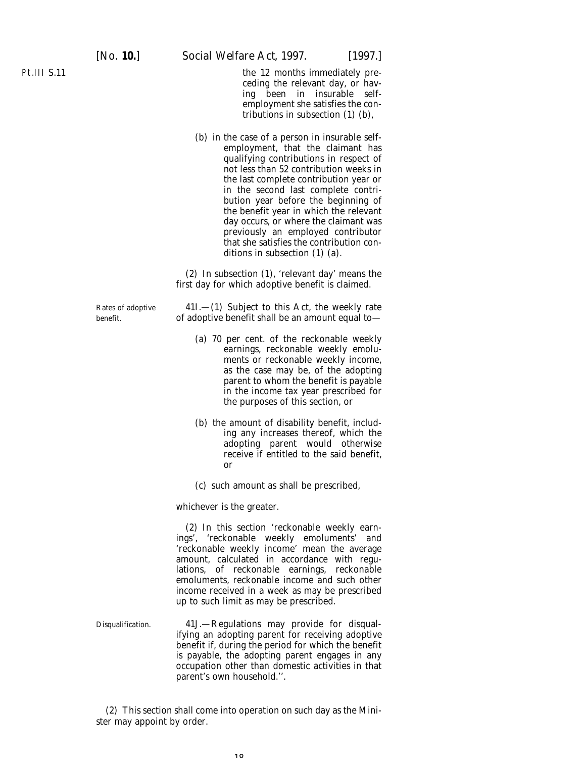the 12 months immediately preceding the relevant day, or having been in insurable self-employment she satisfies the contributions in subsection (1) *(b)*,

*(b)* in the case of a person in insurable self-employment, that the claimant has qualifying contributions in respect of not less than 52 contribution weeks in the last complete contribution year or in the second last complete contribution year before the beginning of the benefit year in which the relevant day occurs, or where the claimant was previously an employed contributor that she satisfies the contribution conditions in subsection (1) *(a)*.

(2) In subsection (1), 'relevant day' means the first day for which adoptive benefit is claimed.

Rates of adoptive benefit.

41I.—(1) Subject to this Act, the weekly rate of adoptive benefit shall be an amount equal to—

*(a)* 70 per cent. of the reckonable weekly earnings, reckonable weekly emoluments or reckonable weekly income, as the case may be, of the adopting parent to whom the benefit is payable in the income tax year prescribed for the purposes of this section, or

*(b)* the amount of disability benefit, including any increases thereof, which the adopting parent would otherwise receive if entitled to the said benefit, or

*(c)* such amount as shall be prescribed,

whichever is the greater.

(2) In this section 'reckonable weekly earnings', 'reckonable weekly emoluments' and 'reckonable weekly income' mean the average amount, calculated in accordance with regulations, of reckonable earnings, reckonable emoluments, reckonable income and such other income received in a week as may be prescribed up to such limit as may be prescribed.

Disqualification.

41J.—Regulations may provide for disqualifying an adopting parent for receiving adoptive benefit if, during the period for which the benefit is payable, the adopting parent engages in any occupation other than domestic activities in that parent's own household.''.

(2) This section shall come into operation on such day as the Minister may appoint by order.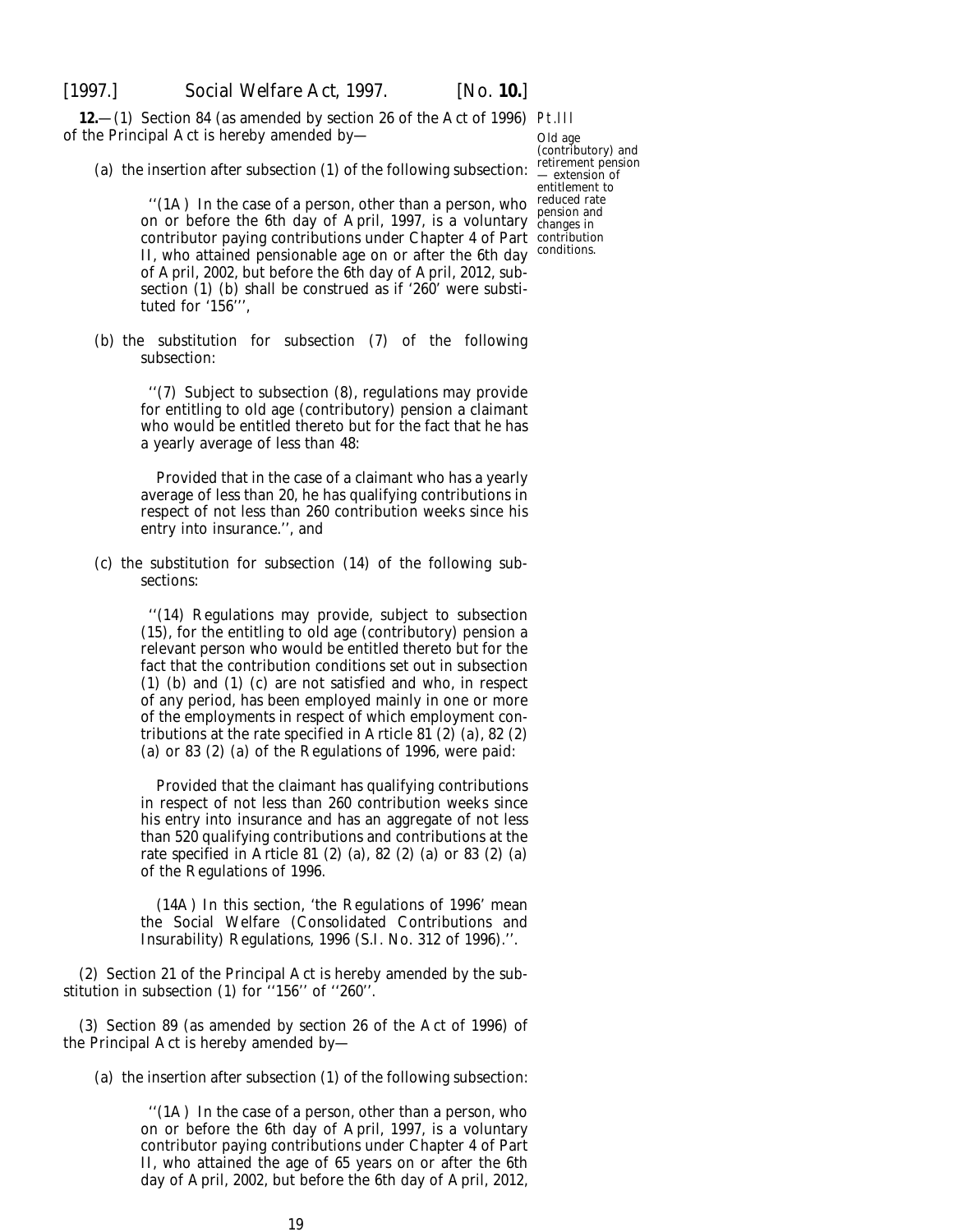**12.**—(1) Section 84 (as amended by section 26 of the Act of 1996) of the Principal Act is hereby amended by—

Pt.III

Old age (contributory) and retirement pension — extension of entitlement to reduced rate pension and changes in contribution conditions.

(*a*) the insertion after subsection (1) of the following subsection:

> ''(1A) In the case of a person, other than a person, who on or before the 6th day of April, 1997, is a voluntary contributor paying contributions under Chapter 4 of Part II, who attained pensionable age on or after the 6th day of April, 2002, but before the 6th day of April, 2012, subsection (1) (*b*) shall be construed as if '260' were substituted for '156''',

(*b*) the substitution for subsection (7) of the following subsection:

> ''(7) Subject to subsection (8), regulations may provide for entitling to old age (contributory) pension a claimant who would be entitled thereto but for the fact that he has a yearly average of less than 48:
>
> Provided that in the case of a claimant who has a yearly average of less than 20, he has qualifying contributions in respect of not less than 260 contribution weeks since his entry into insurance.'', and

(*c*) the substitution for subsection (14) of the following subsections:

> ''(14) Regulations may provide, subject to subsection (15), for the entitling to old age (contributory) pension a relevant person who would be entitled thereto but for the fact that the contribution conditions set out in subsection (1) (*b*) and (1) (*c*) are not satisfied and who, in respect of any period, has been employed mainly in one or more of the employments in respect of which employment contributions at the rate specified in Article 81 (2) (*a*), 82 (2) (*a*) or 83 (2) (*a*) of the Regulations of 1996, were paid:
>
> Provided that the claimant has qualifying contributions in respect of not less than 260 contribution weeks since his entry into insurance and has an aggregate of not less than 520 qualifying contributions and contributions at the rate specified in Article 81 (2) (*a*), 82 (2) (*a*) or 83 (2) (*a*) of the Regulations of 1996.
>
> (14A) In this section, 'the Regulations of 1996' mean the Social Welfare (Consolidated Contributions and Insurability) Regulations, 1996 (S.I. No. 312 of 1996).''.

(2) Section 21 of the Principal Act is hereby amended by the substitution in subsection (1) for ''156'' of ''260''.

(3) Section 89 (as amended by section 26 of the Act of 1996) of the Principal Act is hereby amended by—

(*a*) the insertion after subsection (1) of the following subsection:

> ''(1A) In the case of a person, other than a person, who on or before the 6th day of April, 1997, is a voluntary contributor paying contributions under Chapter 4 of Part II, who attained the age of 65 years on or after the 6th day of April, 2002, but before the 6th day of April, 2012,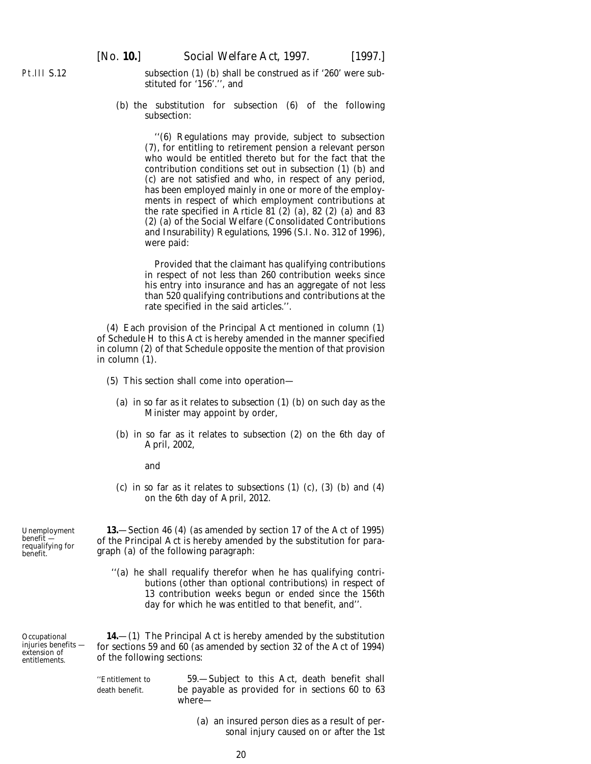subsection (1) (b) shall be construed as if '260' were substituted for '156'.'', and

(b) the substitution for subsection (6) of the following subsection:

> ''(6) Regulations may provide, subject to subsection (7), for entitling to retirement pension a relevant person who would be entitled thereto but for the fact that the contribution conditions set out in subsection (1) (b) and (c) are not satisfied and who, in respect of any period, has been employed mainly in one or more of the employments in respect of which employment contributions at the rate specified in Article 81 (2) (a), 82 (2) (a) and 83 (2) (a) of the Social Welfare (Consolidated Contributions and Insurability) Regulations, 1996 (S.I. No. 312 of 1996), were paid:
>
> Provided that the claimant has qualifying contributions in respect of not less than 260 contribution weeks since his entry into insurance and has an aggregate of not less than 520 qualifying contributions and contributions at the rate specified in the said articles.''.

(4) Each provision of the Principal Act mentioned in column (1) of Schedule H to this Act is hereby amended in the manner specified in column (2) of that Schedule opposite the mention of that provision in column (1).

(5) This section shall come into operation—

(a) in so far as it relates to subsection (1) (b) on such day as the Minister may appoint by order,

(b) in so far as it relates to subsection (2) on the 6th day of April, 2002,

and

(c) in so far as it relates to subsections (1) (c), (3) (b) and (4) on the 6th day of April, 2012.

*Unemployment benefit — requalifying for benefit.*

**13.**—Section 46 (4) (as amended by section 17 of the Act of 1995) of the Principal Act is hereby amended by the substitution for paragraph (a) of the following paragraph:

> ''(a) he shall requalify therefor when he has qualifying contributions (other than optional contributions) in respect of 13 contribution weeks begun or ended since the 156th day for which he was entitled to that benefit, and''.

*Occupational injuries benefits — extension of entitlements.*

**14.**—(1) The Principal Act is hereby amended by the substitution for sections 59 and 60 (as amended by section 32 of the Act of 1994) of the following sections:

> *''Entitlement to death benefit.*
>
> 59.—Subject to this Act, death benefit shall be payable as provided for in sections 60 to 63 where—
>
> (a) an insured person dies as a result of personal injury caused on or after the 1st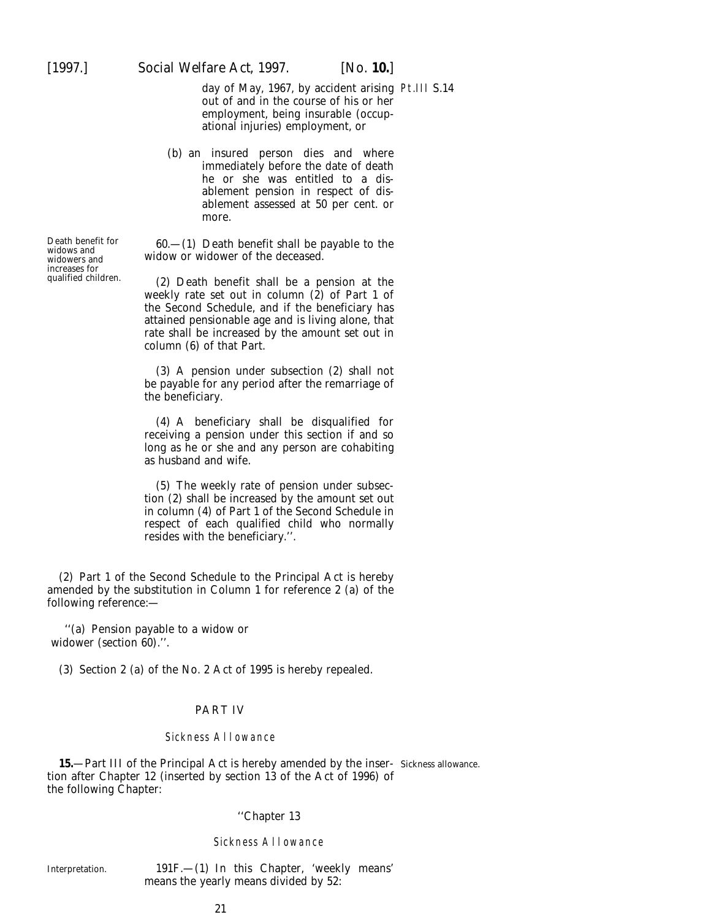day of May, 1967, by accident arising out of and in the course of his or her employment, being insurable (occupational injuries) employment, or

(b) an insured person dies and where immediately before the date of death he or she was entitled to a disablement pension in respect of disablement assessed at 50 per cent. or more.

Death benefit for widows and widowers and increases for qualified children.

60.—(1) Death benefit shall be payable to the widow or widower of the deceased.

(2) Death benefit shall be a pension at the weekly rate set out in column (2) of Part 1 of the Second Schedule, and if the beneficiary has attained pensionable age and is living alone, that rate shall be increased by the amount set out in column (6) of that Part.

(3) A pension under subsection (2) shall not be payable for any period after the remarriage of the beneficiary.

(4) A beneficiary shall be disqualified for receiving a pension under this section if and so long as he or she and any person are cohabiting as husband and wife.

(5) The weekly rate of pension under subsection (2) shall be increased by the amount set out in column (4) of Part 1 of the Second Schedule in respect of each qualified child who normally resides with the beneficiary.''.

(2) Part 1 of the Second Schedule to the Principal Act is hereby amended by the substitution in Column 1 for reference 2 (a) of the following reference:—

''(a) Pension payable to a widow or widower (section 60).''.

(3) Section 2 (a) of the No. 2 Act of 1995 is hereby repealed.

## PART IV

### Sickness Allowance

**15.**—Part III of the Principal Act is hereby amended by the insertion after Chapter 12 (inserted by section 13 of the Act of 1996) of the following Chapter:

Sickness allowance.

''Chapter 13

Sickness Allowance

Interpretation.

191F.—(1) In this Chapter, 'weekly means' means the yearly means divided by 52: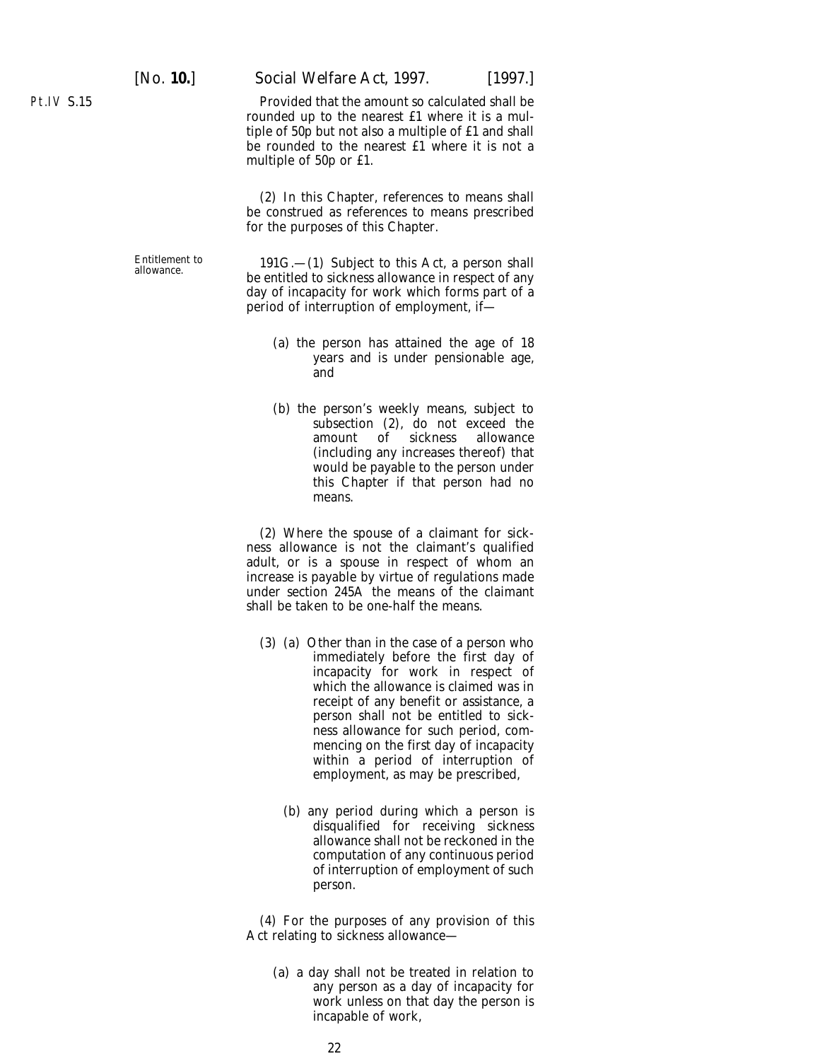Pt.IV S.15

Provided that the amount so calculated shall be rounded up to the nearest £1 where it is a multiple of 50p but not also a multiple of £1 and shall be rounded to the nearest £1 where it is not a multiple of 50p or £1.

(2) In this Chapter, references to means shall be construed as references to means prescribed for the purposes of this Chapter.

Entitlement to allowance.

191G.—(1) Subject to this Act, a person shall be entitled to sickness allowance in respect of any day of incapacity for work which forms part of a period of interruption of employment, if—

(a) the person has attained the age of 18 years and is under pensionable age, and

(b) the person's weekly means, subject to subsection (2), do not exceed the amount of sickness allowance (including any increases thereof) that would be payable to the person under this Chapter if that person had no means.

(2) Where the spouse of a claimant for sickness allowance is not the claimant's qualified adult, or is a spouse in respect of whom an increase is payable by virtue of regulations made under section 245A the means of the claimant shall be taken to be one-half the means.

(3) (a) Other than in the case of a person who immediately before the first day of incapacity for work in respect of which the allowance is claimed was in receipt of any benefit or assistance, a person shall not be entitled to sickness allowance for such period, commencing on the first day of incapacity within a period of interruption of employment, as may be prescribed,

(b) any period during which a person is disqualified for receiving sickness allowance shall not be reckoned in the computation of any continuous period of interruption of employment of such person.

(4) For the purposes of any provision of this Act relating to sickness allowance—

(a) a day shall not be treated in relation to any person as a day of incapacity for work unless on that day the person is incapable of work,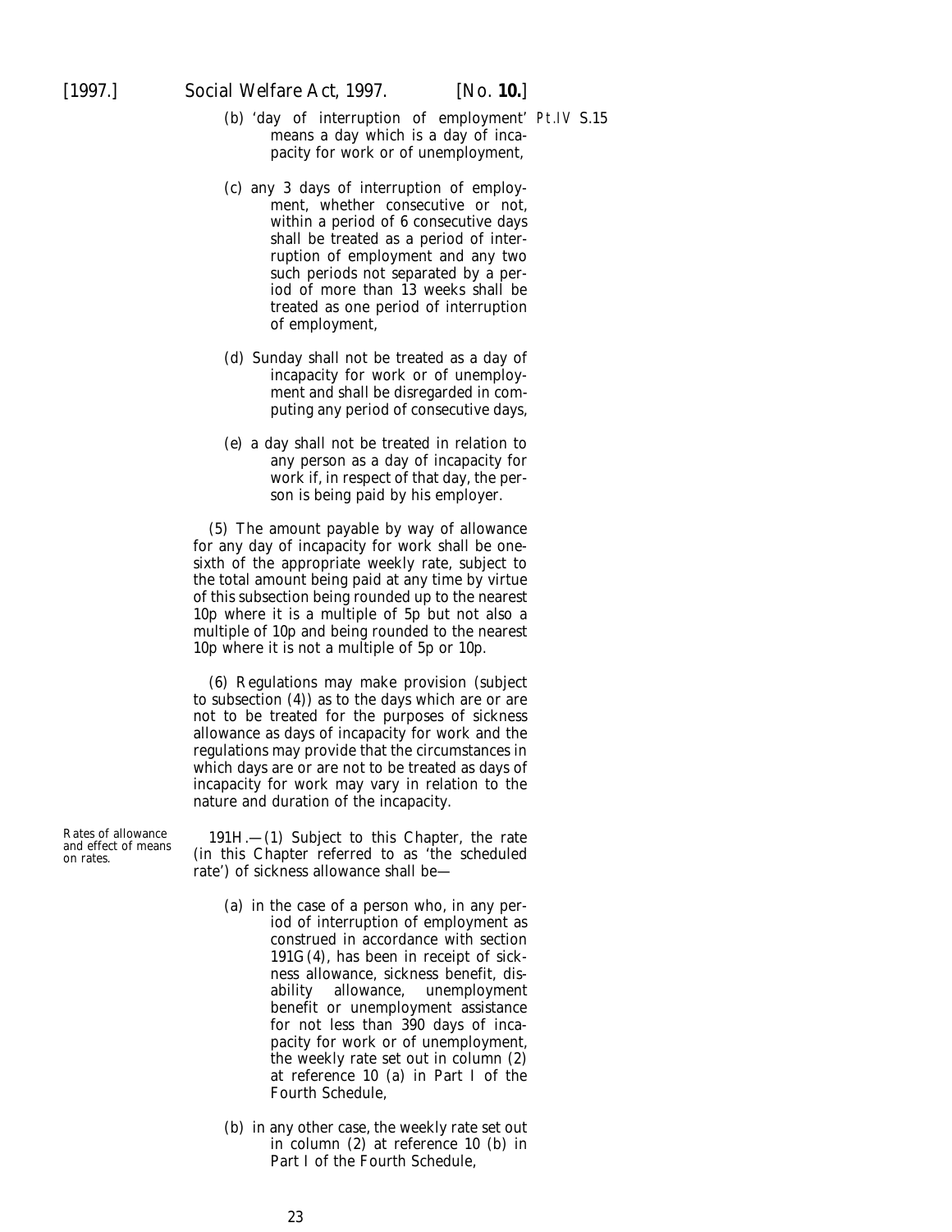(*b*) 'day of interruption of employment' means a day which is a day of incapacity for work or of unemployment,

(*c*) any 3 days of interruption of employment, whether consecutive or not, within a period of 6 consecutive days shall be treated as a period of interruption of employment and any two such periods not separated by a period of more than 13 weeks shall be treated as one period of interruption of employment,

(*d*) Sunday shall not be treated as a day of incapacity for work or of unemployment and shall be disregarded in computing any period of consecutive days,

(*e*) a day shall not be treated in relation to any person as a day of incapacity for work if, in respect of that day, the person is being paid by his employer.

(5) The amount payable by way of allowance for any day of incapacity for work shall be one-sixth of the appropriate weekly rate, subject to the total amount being paid at any time by virtue of this subsection being rounded up to the nearest 10p where it is a multiple of 5p but not also a multiple of 10p and being rounded to the nearest 10p where it is not a multiple of 5p or 10p.

(6) Regulations may make provision (subject to subsection (4)) as to the days which are or are not to be treated for the purposes of sickness allowance as days of incapacity for work and the regulations may provide that the circumstances in which days are or are not to be treated as days of incapacity for work may vary in relation to the nature and duration of the incapacity.

Rates of allowance and effect of means on rates.

191H.—(1) Subject to this Chapter, the rate (in this Chapter referred to as 'the scheduled rate') of sickness allowance shall be—

(*a*) in the case of a person who, in any period of interruption of employment as construed in accordance with section 191G(4), has been in receipt of sickness allowance, sickness benefit, disability allowance, unemployment benefit or unemployment assistance for not less than 390 days of incapacity for work or of unemployment, the weekly rate set out in column (2) at reference 10 (*a*) in Part I of the Fourth Schedule,

(*b*) in any other case, the weekly rate set out in column (2) at reference 10 (*b*) in Part I of the Fourth Schedule,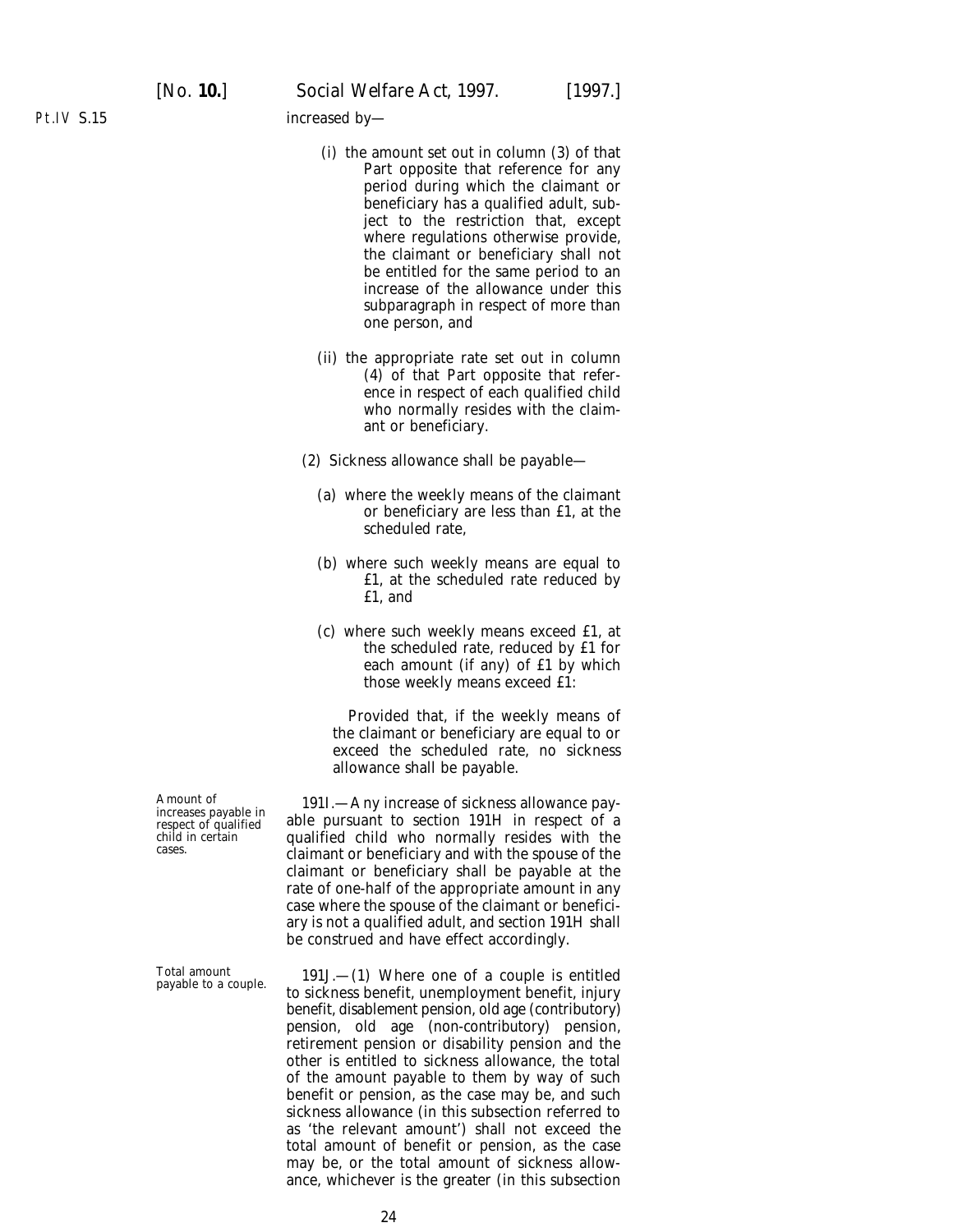Pt.IV S.15

increased by—

(i) the amount set out in column (3) of that Part opposite that reference for any period during which the claimant or beneficiary has a qualified adult, subject to the restriction that, except where regulations otherwise provide, the claimant or beneficiary shall not be entitled for the same period to an increase of the allowance under this subparagraph in respect of more than one person, and

(ii) the appropriate rate set out in column (4) of that Part opposite that reference in respect of each qualified child who normally resides with the claimant or beneficiary.

(2) Sickness allowance shall be payable—

(*a*) where the weekly means of the claimant or beneficiary are less than £1, at the scheduled rate,

(*b*) where such weekly means are equal to £1, at the scheduled rate reduced by £1, and

(*c*) where such weekly means exceed £1, at the scheduled rate, reduced by £1 for each amount (if any) of £1 by which those weekly means exceed £1:

Provided that, if the weekly means of the claimant or beneficiary are equal to or exceed the scheduled rate, no sickness allowance shall be payable.

Amount of increases payable in respect of qualified child in certain cases.

191I.—Any increase of sickness allowance payable pursuant to section 191H in respect of a qualified child who normally resides with the claimant or beneficiary and with the spouse of the claimant or beneficiary shall be payable at the rate of one-half of the appropriate amount in any case where the spouse of the claimant or beneficiary is not a qualified adult, and section 191H shall be construed and have effect accordingly.

Total amount payable to a couple.

191J.—(1) Where one of a couple is entitled to sickness benefit, unemployment benefit, injury benefit, disablement pension, old age (contributory) pension, old age (non-contributory) pension, retirement pension or disability pension and the other is entitled to sickness allowance, the total of the amount payable to them by way of such benefit or pension, as the case may be, and such sickness allowance (in this subsection referred to as 'the relevant amount') shall not exceed the total amount of benefit or pension, as the case may be, or the total amount of sickness allowance, whichever is the greater (in this subsection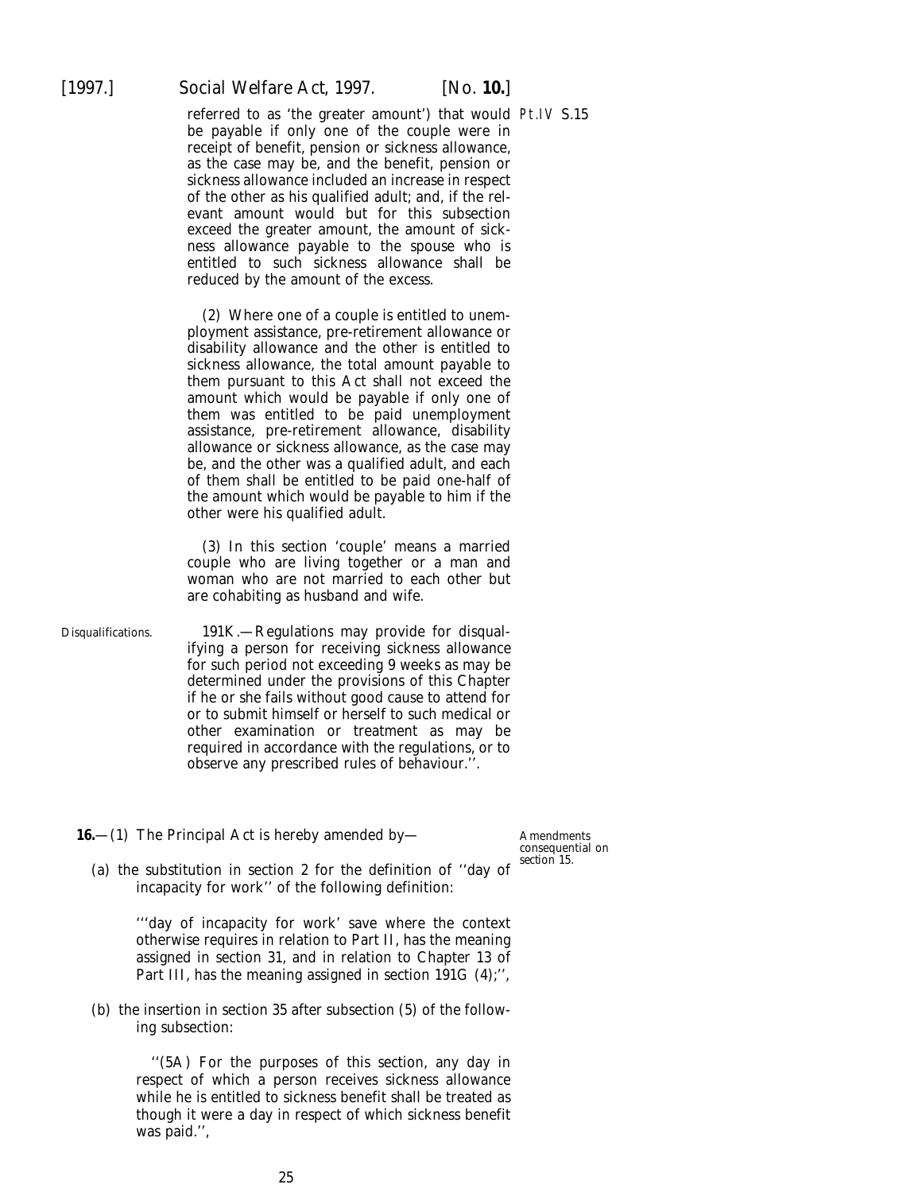referred to as 'the greater amount') that would be payable if only one of the couple were in receipt of benefit, pension or sickness allowance, as the case may be, and the benefit, pension or sickness allowance included an increase in respect of the other as his qualified adult; and, if the relevant amount would but for this subsection exceed the greater amount, the amount of sickness allowance payable to the spouse who is entitled to such sickness allowance shall be reduced by the amount of the excess.

(2) Where one of a couple is entitled to unemployment assistance, pre-retirement allowance or disability allowance and the other is entitled to sickness allowance, the total amount payable to them pursuant to this Act shall not exceed the amount which would be payable if only one of them was entitled to be paid unemployment assistance, pre-retirement allowance, disability allowance or sickness allowance, as the case may be, and the other was a qualified adult, and each of them shall be entitled to be paid one-half of the amount which would be payable to him if the other were his qualified adult.

(3) In this section 'couple' means a married couple who are living together or a man and woman who are not married to each other but are cohabiting as husband and wife.

Disqualifications.

191K.—Regulations may provide for disqualifying a person for receiving sickness allowance for such period not exceeding 9 weeks as may be determined under the provisions of this Chapter if he or she fails without good cause to attend for or to submit himself or herself to such medical or other examination or treatment as may be required in accordance with the regulations, or to observe any prescribed rules of behaviour.''.

Amendments consequential on section 15.

**16.**—(1) The Principal Act is hereby amended by—

(a) the substitution in section 2 for the definition of ''day of incapacity for work'' of the following definition:

'''day of incapacity for work' save where the context otherwise requires in relation to Part II, has the meaning assigned in section 31, and in relation to Chapter 13 of Part III, has the meaning assigned in section 191G (4);'',

(b) the insertion in section 35 after subsection (5) of the following subsection:

''(5A) For the purposes of this section, any day in respect of which a person receives sickness allowance while he is entitled to sickness benefit shall be treated as though it were a day in respect of which sickness benefit was paid.'',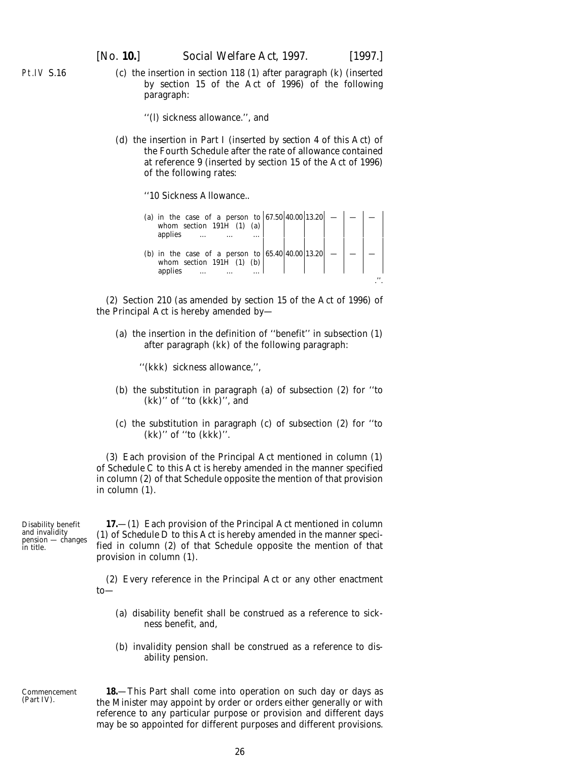Pt.IV S.16

(c) the insertion in section 118 (1) after paragraph (k) (inserted by section 15 of the Act of 1996) of the following paragraph:

"(l) sickness allowance.", and

(d) the insertion in Part I (inserted by section 4 of this Act) of the Fourth Schedule after the rate of allowance contained at reference 9 (inserted by section 15 of the Act of 1996) of the following rates:

"10 Sickness Allowance..

| | | | | | | |
|---|---|---|---|---|---|---|
| (a) in the case of a person to whom section 191H (1) (a) applies ... ... ... | 67.50 | 40.00 | 13.20 | — | — | — |
| (b) in the case of a person to whom section 191H (1) (b) applies ... ... ... | 65.40 | 40.00 | 13.20 | — | — | — |

.".

(2) Section 210 (as amended by section 15 of the Act of 1996) of the Principal Act is hereby amended by—

(a) the insertion in the definition of "benefit" in subsection (1) after paragraph (kk) of the following paragraph:

"(kkk) sickness allowance,",

(b) the substitution in paragraph (a) of subsection (2) for "to (kk)" of "to (kkk)", and

(c) the substitution in paragraph (c) of subsection (2) for "to (kk)" of "to (kkk)".

(3) Each provision of the Principal Act mentioned in column (1) of *Schedule C* to this Act is hereby amended in the manner specified in column (2) of that Schedule opposite the mention of that provision in column (1).

Disability benefit and invalidity pension — changes in title.

**17.**—(1) Each provision of the Principal Act mentioned in column (1) of *Schedule D* to this Act is hereby amended in the manner specified in column (2) of that Schedule opposite the mention of that provision in column (1).

(2) Every reference in the Principal Act or any other enactment to—

(a) disability benefit shall be construed as a reference to sickness benefit, and,

(b) invalidity pension shall be construed as a reference to disability pension.

Commencement (Part IV).

**18.**—This Part shall come into operation on such day or days as the Minister may appoint by order or orders either generally or with reference to any particular purpose or provision and different days may be so appointed for different purposes and different provisions.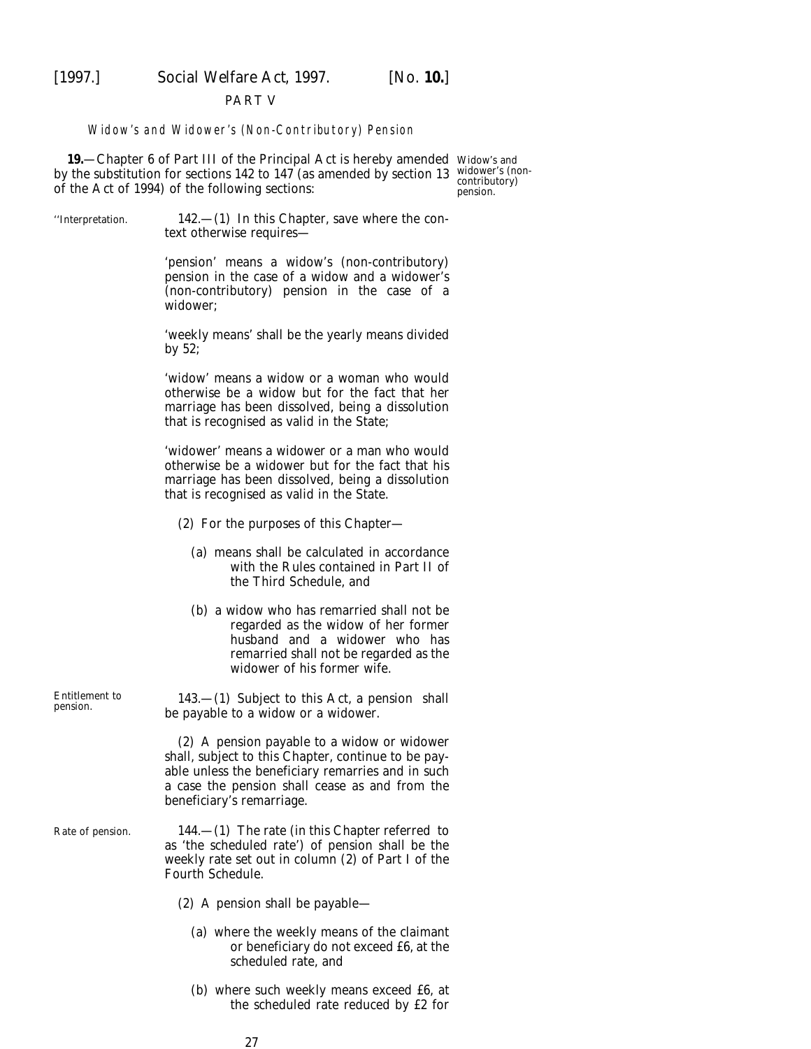PART V

*Widow's and Widower's (Non-Contributory) Pension*

**19.**—Chapter 6 of Part III of the Principal Act is hereby amended by the substitution for sections 142 to 147 (as amended by section 13 of the Act of 1994) of the following sections:

Widow's and widower's (non-contributory) pension.

''Interpretation.

142.—(1) In this Chapter, save where the context otherwise requires—

'pension' means a widow's (non-contributory) pension in the case of a widow and a widower's (non-contributory) pension in the case of a widower;

'weekly means' shall be the yearly means divided by 52;

'widow' means a widow or a woman who would otherwise be a widow but for the fact that her marriage has been dissolved, being a dissolution that is recognised as valid in the State;

'widower' means a widower or a man who would otherwise be a widower but for the fact that his marriage has been dissolved, being a dissolution that is recognised as valid in the State.

(2) For the purposes of this Chapter—

(*a*) means shall be calculated in accordance with the Rules contained in Part II of the Third Schedule, and

(*b*) a widow who has remarried shall not be regarded as the widow of her former husband and a widower who has remarried shall not be regarded as the widower of his former wife.

Entitlement to pension.

143.—(1) Subject to this Act, a pension shall be payable to a widow or a widower.

(2) A pension payable to a widow or widower shall, subject to this Chapter, continue to be payable unless the beneficiary remarries and in such a case the pension shall cease as and from the beneficiary's remarriage.

Rate of pension.

144.—(1) The rate (in this Chapter referred to as 'the scheduled rate') of pension shall be the weekly rate set out in column (2) of Part I of the Fourth Schedule.

(2) A pension shall be payable—

(*a*) where the weekly means of the claimant or beneficiary do not exceed £6, at the scheduled rate, and

(*b*) where such weekly means exceed £6, at the scheduled rate reduced by £2 for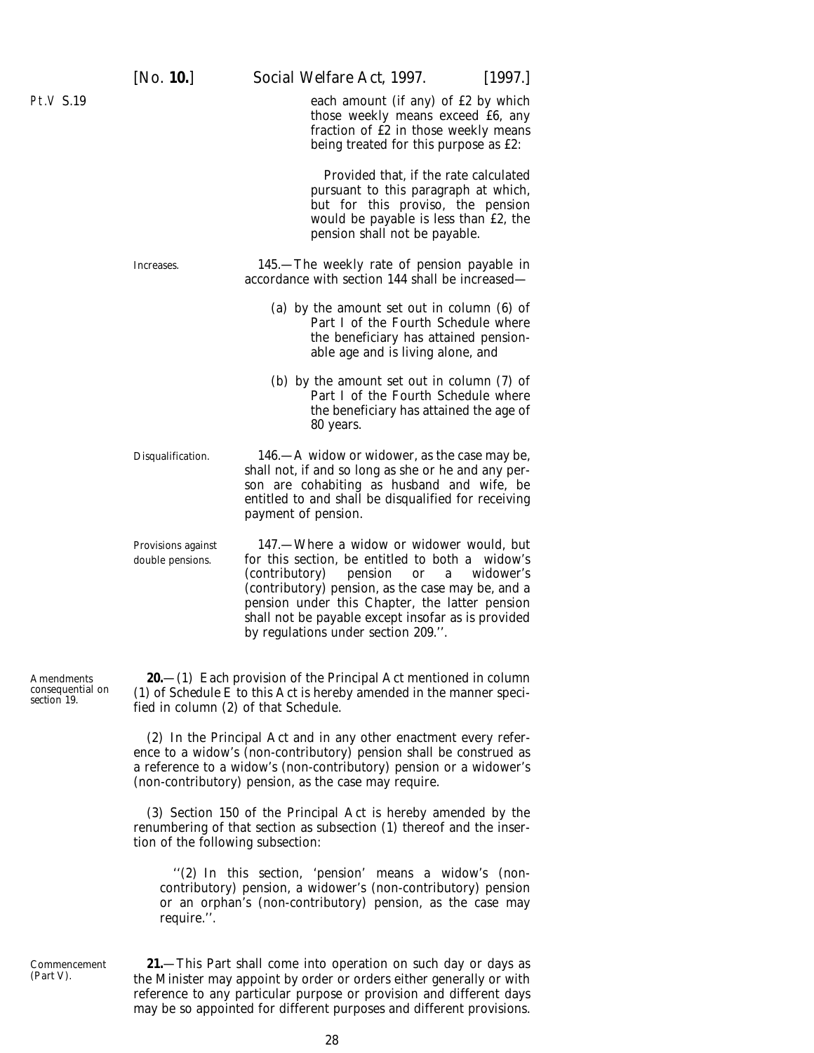each amount (if any) of £2 by which those weekly means exceed £6, any fraction of £2 in those weekly means being treated for this purpose as £2:

Provided that, if the rate calculated pursuant to this paragraph at which, but for this proviso, the pension would be payable is less than £2, the pension shall not be payable.

Increases.

145.—The weekly rate of pension payable in accordance with section 144 shall be increased—

(a) by the amount set out in column (6) of Part I of the Fourth Schedule where the beneficiary has attained pensionable age and is living alone, and

(b) by the amount set out in column (7) of Part I of the Fourth Schedule where the beneficiary has attained the age of 80 years.

Disqualification.

146.—A widow or widower, as the case may be, shall not, if and so long as she or he and any person are cohabiting as husband and wife, be entitled to and shall be disqualified for receiving payment of pension.

Provisions against double pensions.

147.—Where a widow or widower would, but for this section, be entitled to both a widow's (contributory) pension or a widower's (contributory) pension, as the case may be, and a pension under this Chapter, the latter pension shall not be payable except insofar as is provided by regulations under section 209.''.

Amendments consequential on section 19.

**20.**—(1) Each provision of the Principal Act mentioned in column (1) of *Schedule E* to this Act is hereby amended in the manner specified in column (2) of that Schedule.

(2) In the Principal Act and in any other enactment every reference to a widow's (non-contributory) pension shall be construed as a reference to a widow's (non-contributory) pension or a widower's (non-contributory) pension, as the case may require.

(3) Section 150 of the Principal Act is hereby amended by the renumbering of that section as subsection (1) thereof and the insertion of the following subsection:

''(2) In this section, 'pension' means a widow's (non-contributory) pension, a widower's (non-contributory) pension or an orphan's (non-contributory) pension, as the case may require.''.

Commencement (Part V).

**21.**—This Part shall come into operation on such day or days as the Minister may appoint by order or orders either generally or with reference to any particular purpose or provision and different days may be so appointed for different purposes and different provisions.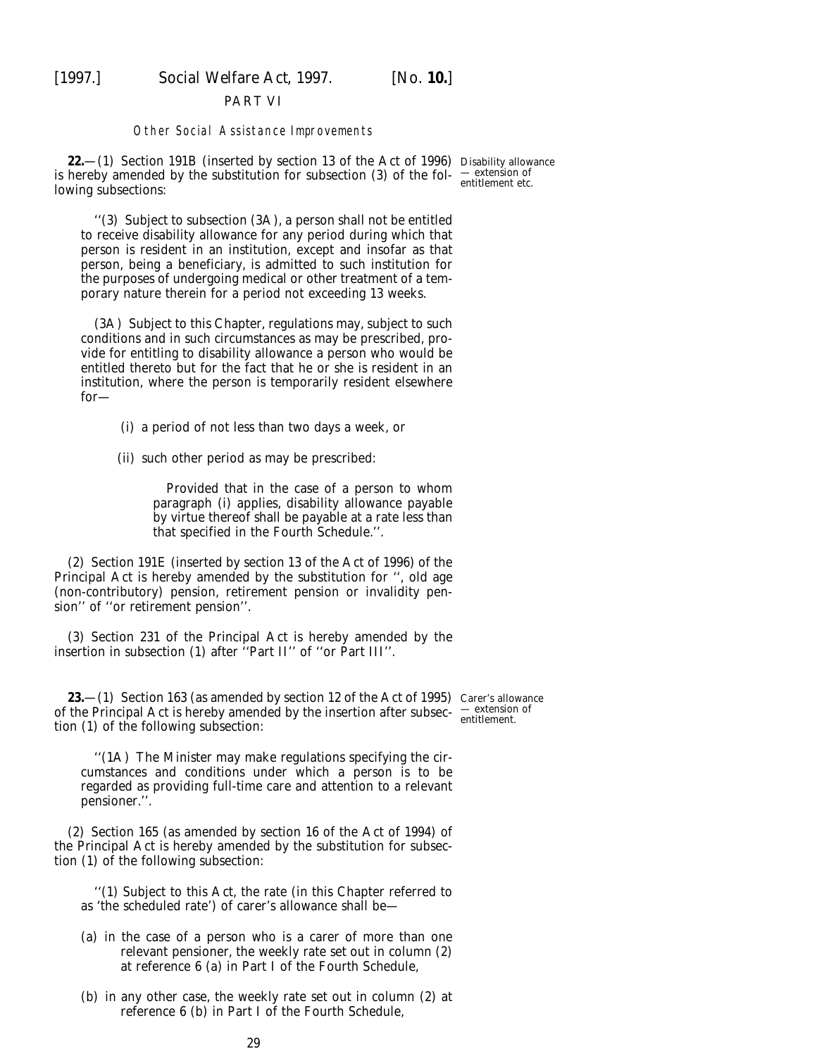## PART VI

### *Other Social Assistance Improvements*

**22.**—(1) Section 191B (inserted by section 13 of the Act of 1996) is hereby amended by the substitution for subsection (3) of the following subsections:

Disability allowance — extension of entitlement etc.

''(3) Subject to subsection (3A), a person shall not be entitled to receive disability allowance for any period during which that person is resident in an institution, except and insofar as that person, being a beneficiary, is admitted to such institution for the purposes of undergoing medical or other treatment of a temporary nature therein for a period not exceeding 13 weeks.

(3A) Subject to this Chapter, regulations may, subject to such conditions and in such circumstances as may be prescribed, provide for entitling to disability allowance a person who would be entitled thereto but for the fact that he or she is resident in an institution, where the person is temporarily resident elsewhere for—

(i) a period of not less than two days a week, or

(ii) such other period as may be prescribed:

Provided that in the case of a person to whom paragraph (i) applies, disability allowance payable by virtue thereof shall be payable at a rate less than that specified in the Fourth Schedule.''.

(2) Section 191E (inserted by section 13 of the Act of 1996) of the Principal Act is hereby amended by the substitution for '', old age (non-contributory) pension, retirement pension or invalidity pension'' of ''or retirement pension''.

(3) Section 231 of the Principal Act is hereby amended by the insertion in subsection (1) after ''Part II'' of ''or Part III''.

**23.**—(1) Section 163 (as amended by section 12 of the Act of 1995) of the Principal Act is hereby amended by the insertion after subsection (1) of the following subsection:

Carer's allowance — extension of entitlement.

''(1A) The Minister may make regulations specifying the circumstances and conditions under which a person is to be regarded as providing full-time care and attention to a relevant pensioner.''.

(2) Section 165 (as amended by section 16 of the Act of 1994) of the Principal Act is hereby amended by the substitution for subsection (1) of the following subsection:

''(1) Subject to this Act, the rate (in this Chapter referred to as 'the scheduled rate') of carer's allowance shall be—

(*a*) in the case of a person who is a carer of more than one relevant pensioner, the weekly rate set out in column (2) at reference 6 (*a*) in Part I of the Fourth Schedule,

(*b*) in any other case, the weekly rate set out in column (2) at reference 6 (*b*) in Part I of the Fourth Schedule,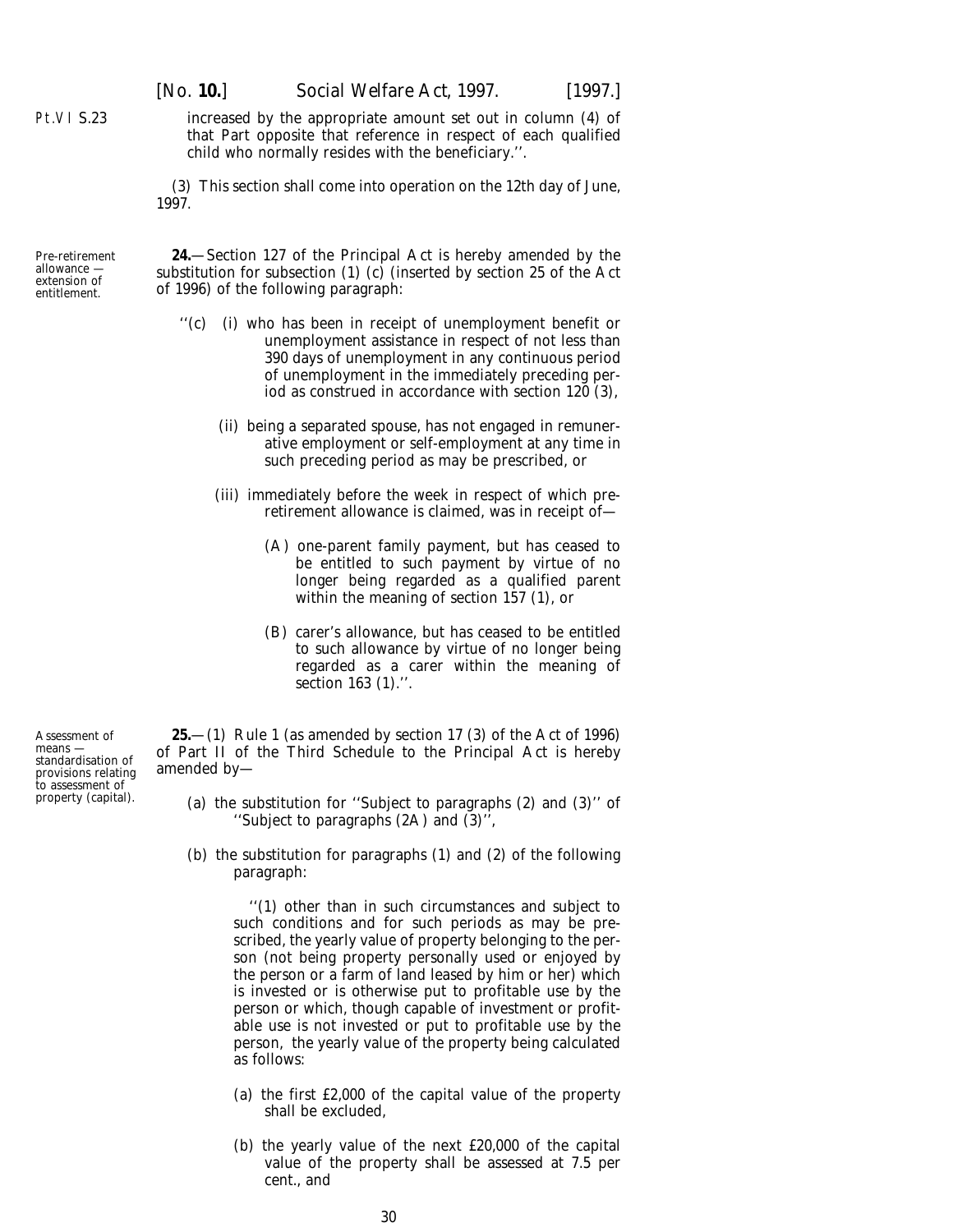increased by the appropriate amount set out in column (4) of that Part opposite that reference in respect of each qualified child who normally resides with the beneficiary.''.

(3) This section shall come into operation on the 12th day of June, 1997.

*Pre-retirement allowance — extension of entitlement.*

**24.**—Section 127 of the Principal Act is hereby amended by the substitution for subsection (1) (*c*) (inserted by section 25 of the Act of 1996) of the following paragraph:

''(*c*) (i) who has been in receipt of unemployment benefit or unemployment assistance in respect of not less than 390 days of unemployment in any continuous period of unemployment in the immediately preceding period as construed in accordance with section 120 (3),

(ii) being a separated spouse, has not engaged in remunerative employment or self-employment at any time in such preceding period as may be prescribed, or

(iii) immediately before the week in respect of which pre-retirement allowance is claimed, was in receipt of—

(A) one-parent family payment, but has ceased to be entitled to such payment by virtue of no longer being regarded as a qualified parent within the meaning of section 157 (1), or

(B) carer's allowance, but has ceased to be entitled to such allowance by virtue of no longer being regarded as a carer within the meaning of section 163 (1).''.

*Assessment of means — standardisation of provisions relating to assessment of property (capital).*

**25.**—(1) Rule 1 (as amended by section 17 (3) of the Act of 1996) of Part II of the Third Schedule to the Principal Act is hereby amended by—

(*a*) the substitution for ''Subject to paragraphs (2) and (3)'' of ''Subject to paragraphs (2A) and (3)'',

(*b*) the substitution for paragraphs (1) and (2) of the following paragraph:

''(1) other than in such circumstances and subject to such conditions and for such periods as may be prescribed, the yearly value of property belonging to the person (not being property personally used or enjoyed by the person or a farm of land leased by him or her) which is invested or is otherwise put to profitable use by the person or which, though capable of investment or profitable use is not invested or put to profitable use by the person, the yearly value of the property being calculated as follows:

(*a*) the first £2,000 of the capital value of the property shall be excluded,

(*b*) the yearly value of the next £20,000 of the capital value of the property shall be assessed at 7.5 per cent., and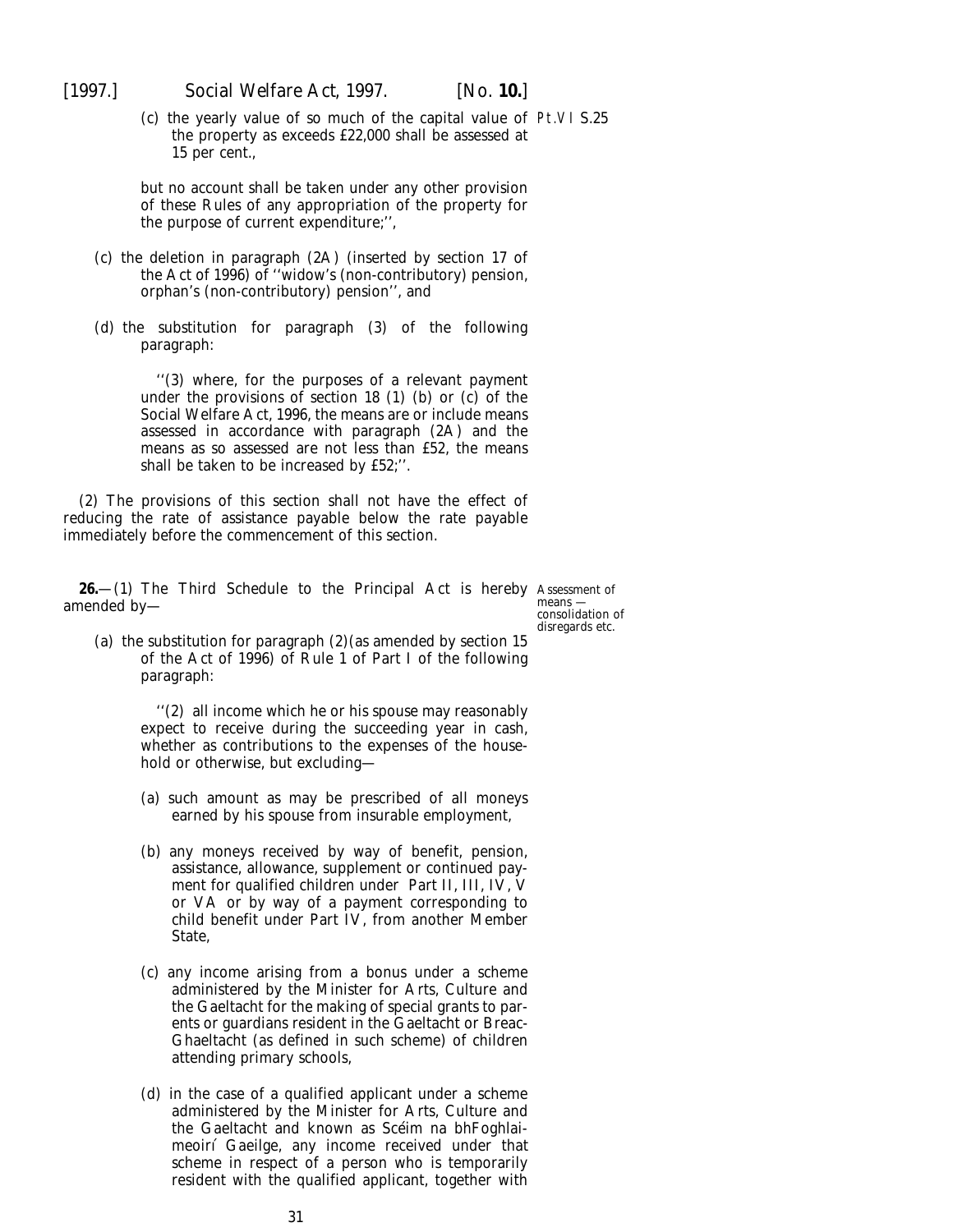(c) the yearly value of so much of the capital value of the property as exceeds £22,000 shall be assessed at 15 per cent.,

but no account shall be taken under any other provision of these Rules of any appropriation of the property for the purpose of current expenditure;'',

(c) the deletion in paragraph (2A) (inserted by section 17 of the Act of 1996) of ''widow's (non-contributory) pension, orphan's (non-contributory) pension'', and

(d) the substitution for paragraph (3) of the following paragraph:

''(3) where, for the purposes of a relevant payment under the provisions of section 18 (1) (b) or (c) of the Social Welfare Act, 1996, the means are or include means assessed in accordance with paragraph (2A) and the means as so assessed are not less than £52, the means shall be taken to be increased by £52;''.

(2) The provisions of this section shall not have the effect of reducing the rate of assistance payable below the rate payable immediately before the commencement of this section.

Assessment of means — consolidation of disregards etc.

**26.**—(1) The Third Schedule to the Principal Act is hereby amended by—

(a) the substitution for paragraph (2)(as amended by section 15 of the Act of 1996) of Rule 1 of Part I of the following paragraph:

''(2) all income which he or his spouse may reasonably expect to receive during the succeeding year in cash, whether as contributions to the expenses of the household or otherwise, but excluding—

(a) such amount as may be prescribed of all moneys earned by his spouse from insurable employment,

(b) any moneys received by way of benefit, pension, assistance, allowance, supplement or continued payment for qualified children under Part II, III, IV, V or VA or by way of a payment corresponding to child benefit under Part IV, from another Member State,

(c) any income arising from a bonus under a scheme administered by the Minister for Arts, Culture and the Gaeltacht for the making of special grants to parents or guardians resident in the Gaeltacht or Breac-Ghaeltacht (as defined in such scheme) of children attending primary schools,

(d) in the case of a qualified applicant under a scheme administered by the Minister for Arts, Culture and the Gaeltacht and known as Scéim na bhFoghlaimeoirí Gaeilge, any income received under that scheme in respect of a person who is temporarily resident with the qualified applicant, together with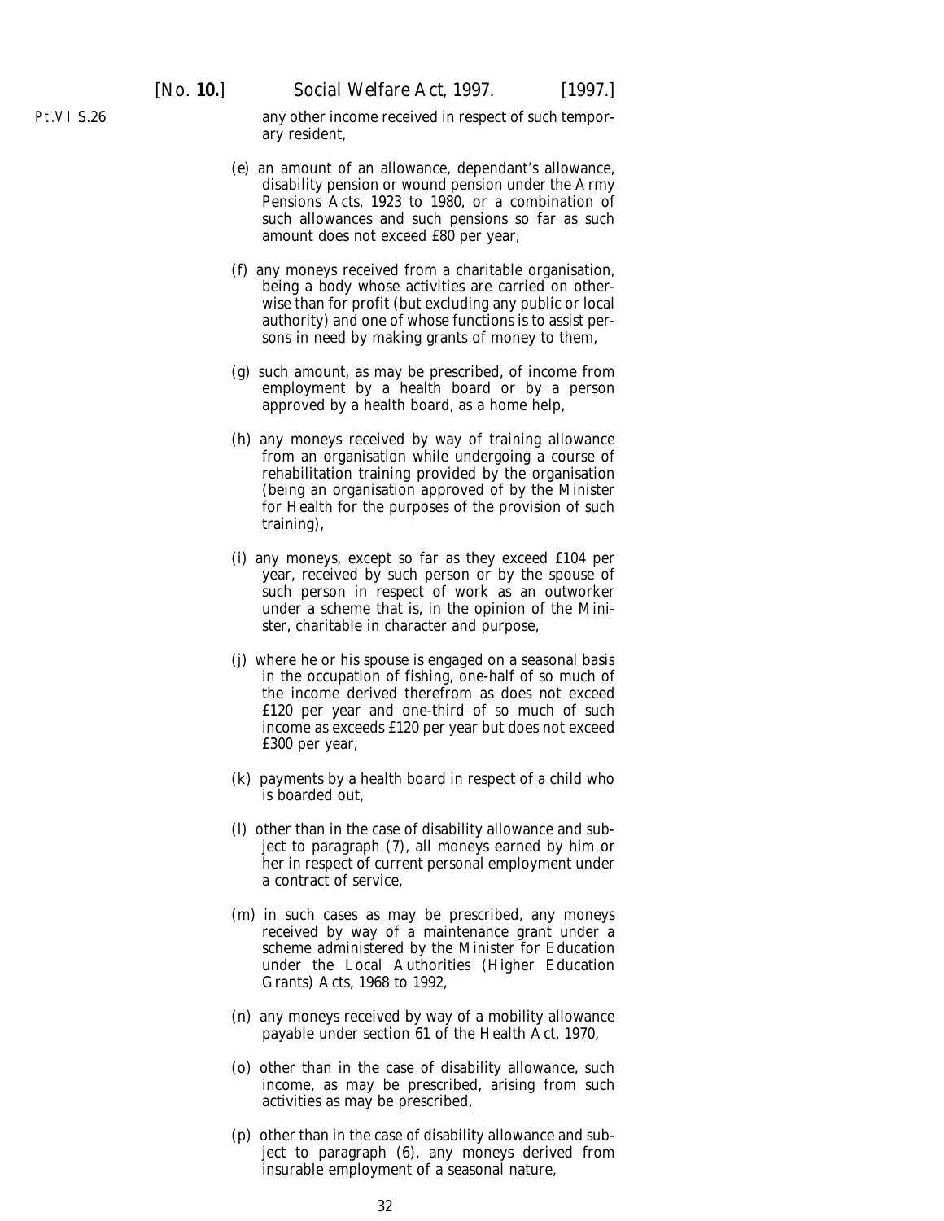any other income received in respect of such temporary resident,

(*e*) an amount of an allowance, dependant's allowance, disability pension or wound pension under the Army Pensions Acts, 1923 to 1980, or a combination of such allowances and such pensions so far as such amount does not exceed £80 per year,

(*f*) any moneys received from a charitable organisation, being a body whose activities are carried on otherwise than for profit (but excluding any public or local authority) and one of whose functions is to assist persons in need by making grants of money to them,

(*g*) such amount, as may be prescribed, of income from employment by a health board or by a person approved by a health board, as a home help,

(*h*) any moneys received by way of training allowance from an organisation while undergoing a course of rehabilitation training provided by the organisation (being an organisation approved of by the Minister for Health for the purposes of the provision of such training),

(*i*) any moneys, except so far as they exceed £104 per year, received by such person or by the spouse of such person in respect of work as an outworker under a scheme that is, in the opinion of the Minister, charitable in character and purpose,

(*j*) where he or his spouse is engaged on a seasonal basis in the occupation of fishing, one-half of so much of the income derived therefrom as does not exceed £120 per year and one-third of so much of such income as exceeds £120 per year but does not exceed £300 per year,

(*k*) payments by a health board in respect of a child who is boarded out,

(*l*) other than in the case of disability allowance and subject to paragraph (7), all moneys earned by him or her in respect of current personal employment under a contract of service,

(*m*) in such cases as may be prescribed, any moneys received by way of a maintenance grant under a scheme administered by the Minister for Education under the Local Authorities (Higher Education Grants) Acts, 1968 to 1992,

(*n*) any moneys received by way of a mobility allowance payable under section 61 of the Health Act, 1970,

(*o*) other than in the case of disability allowance, such income, as may be prescribed, arising from such activities as may be prescribed,

(*p*) other than in the case of disability allowance and subject to paragraph (6), any moneys derived from insurable employment of a seasonal nature,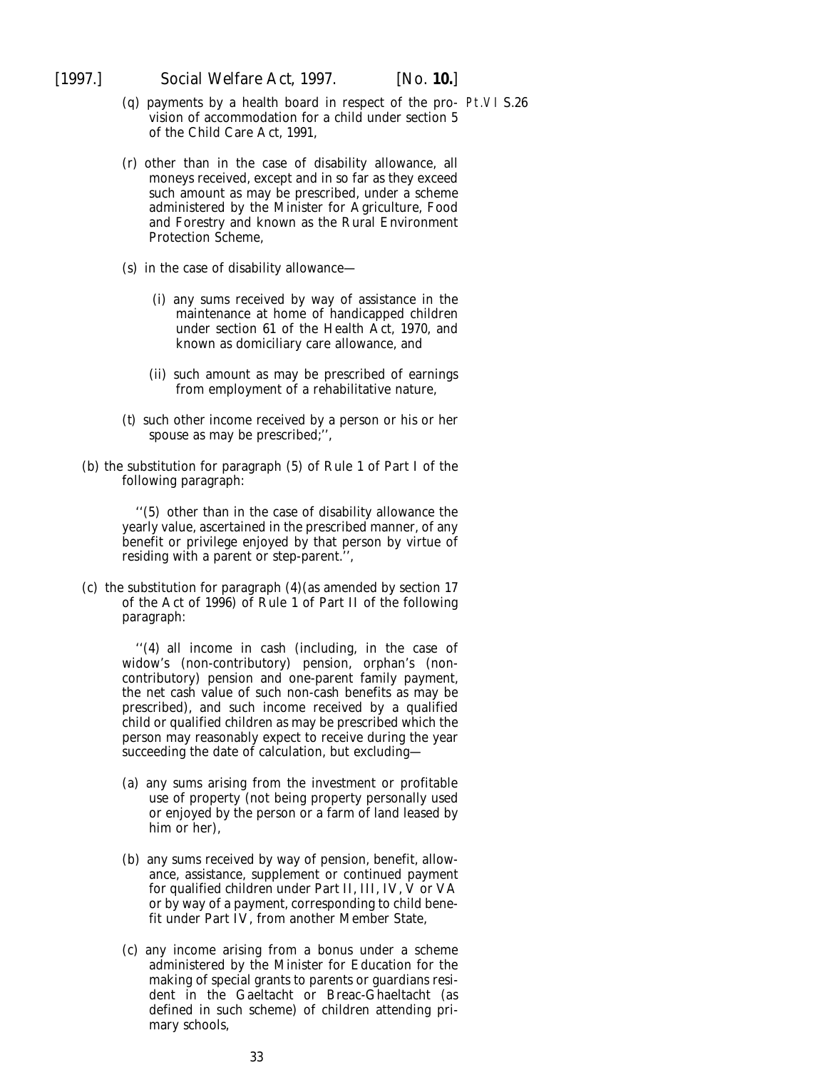(q) payments by a health board in respect of the provision of accommodation for a child under section 5 of the Child Care Act, 1991,

Pt.VI S.26

(r) other than in the case of disability allowance, all moneys received, except and in so far as they exceed such amount as may be prescribed, under a scheme administered by the Minister for Agriculture, Food and Forestry and known as the Rural Environment Protection Scheme,

(s) in the case of disability allowance—

(i) any sums received by way of assistance in the maintenance at home of handicapped children under section 61 of the Health Act, 1970, and known as domiciliary care allowance, and

(ii) such amount as may be prescribed of earnings from employment of a rehabilitative nature,

(t) such other income received by a person or his or her spouse as may be prescribed;'',

(b) the substitution for paragraph (5) of Rule 1 of Part I of the following paragraph:

''(5) other than in the case of disability allowance the yearly value, ascertained in the prescribed manner, of any benefit or privilege enjoyed by that person by virtue of residing with a parent or step-parent.'',

(c) the substitution for paragraph (4)(as amended by section 17 of the Act of 1996) of Rule 1 of Part II of the following paragraph:

''(4) all income in cash (including, in the case of widow's (non-contributory) pension, orphan's (non-contributory) pension and one-parent family payment, the net cash value of such non-cash benefits as may be prescribed), and such income received by a qualified child or qualified children as may be prescribed which the person may reasonably expect to receive during the year succeeding the date of calculation, but excluding—

(a) any sums arising from the investment or profitable use of property (not being property personally used or enjoyed by the person or a farm of land leased by him or her),

(b) any sums received by way of pension, benefit, allowance, assistance, supplement or continued payment for qualified children under Part II, III, IV, V or VA or by way of a payment, corresponding to child benefit under Part IV, from another Member State,

(c) any income arising from a bonus under a scheme administered by the Minister for Education for the making of special grants to parents or guardians resident in the Gaeltacht or Breac-Ghaeltacht (as defined in such scheme) of children attending primary schools,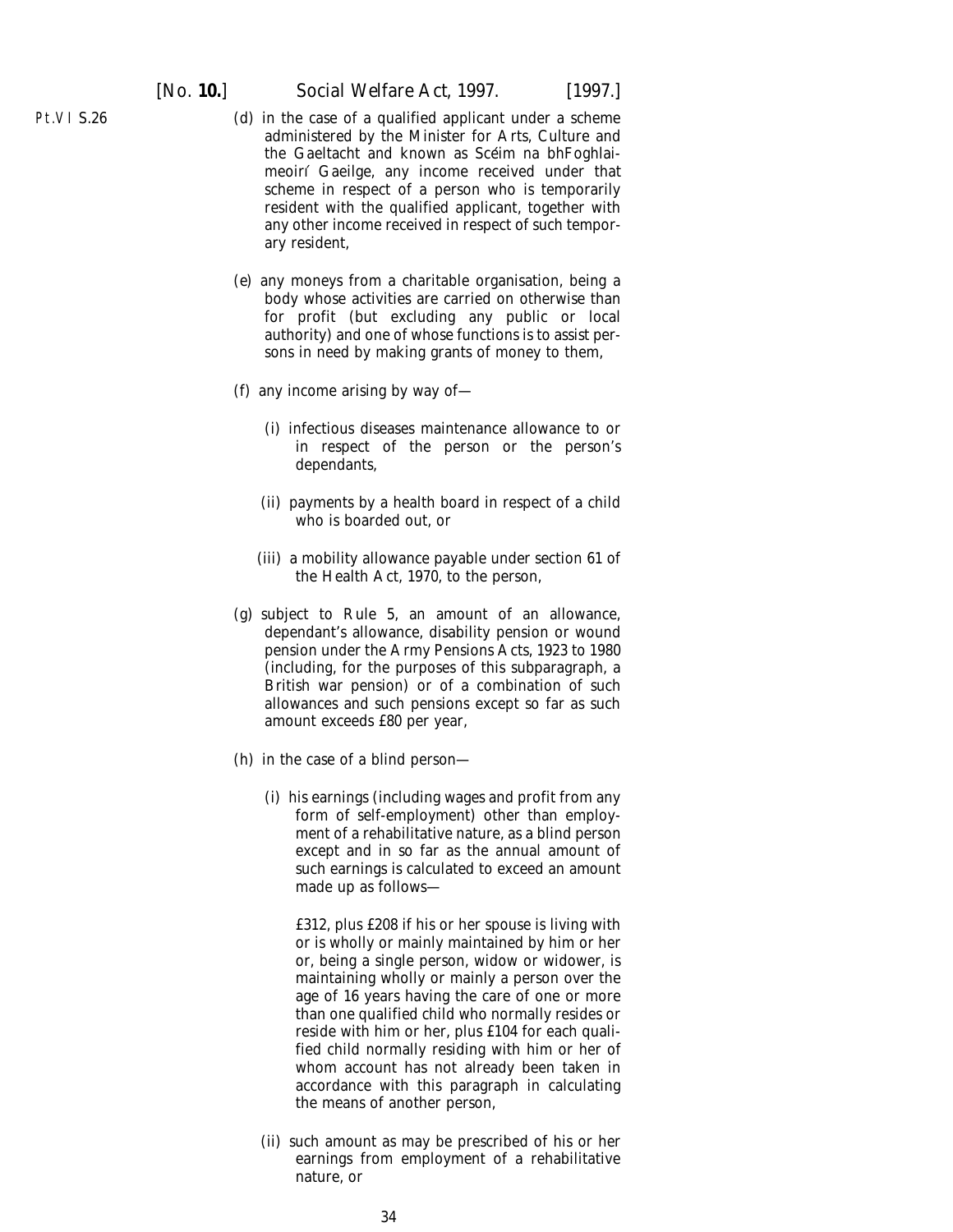(d) in the case of a qualified applicant under a scheme administered by the Minister for Arts, Culture and the Gaeltacht and known as Scéim na bhFoghlaimeoirí Gaeilge, any income received under that scheme in respect of a person who is temporarily resident with the qualified applicant, together with any other income received in respect of such temporary resident,

(e) any moneys from a charitable organisation, being a body whose activities are carried on otherwise than for profit (but excluding any public or local authority) and one of whose functions is to assist persons in need by making grants of money to them,

(f) any income arising by way of—

(i) infectious diseases maintenance allowance to or in respect of the person or the person's dependants,

(ii) payments by a health board in respect of a child who is boarded out, or

(iii) a mobility allowance payable under section 61 of the Health Act, 1970, to the person,

(g) subject to Rule 5, an amount of an allowance, dependant's allowance, disability pension or wound pension under the Army Pensions Acts, 1923 to 1980 (including, for the purposes of this subparagraph, a British war pension) or of a combination of such allowances and such pensions except so far as such amount exceeds £80 per year,

(h) in the case of a blind person—

(i) his earnings (including wages and profit from any form of self-employment) other than employment of a rehabilitative nature, as a blind person except and in so far as the annual amount of such earnings is calculated to exceed an amount made up as follows—

£312, plus £208 if his or her spouse is living with or is wholly or mainly maintained by him or her or, being a single person, widow or widower, is maintaining wholly or mainly a person over the age of 16 years having the care of one or more than one qualified child who normally resides or reside with him or her, plus £104 for each qualified child normally residing with him or her of whom account has not already been taken in accordance with this paragraph in calculating the means of another person,

(ii) such amount as may be prescribed of his or her earnings from employment of a rehabilitative nature, or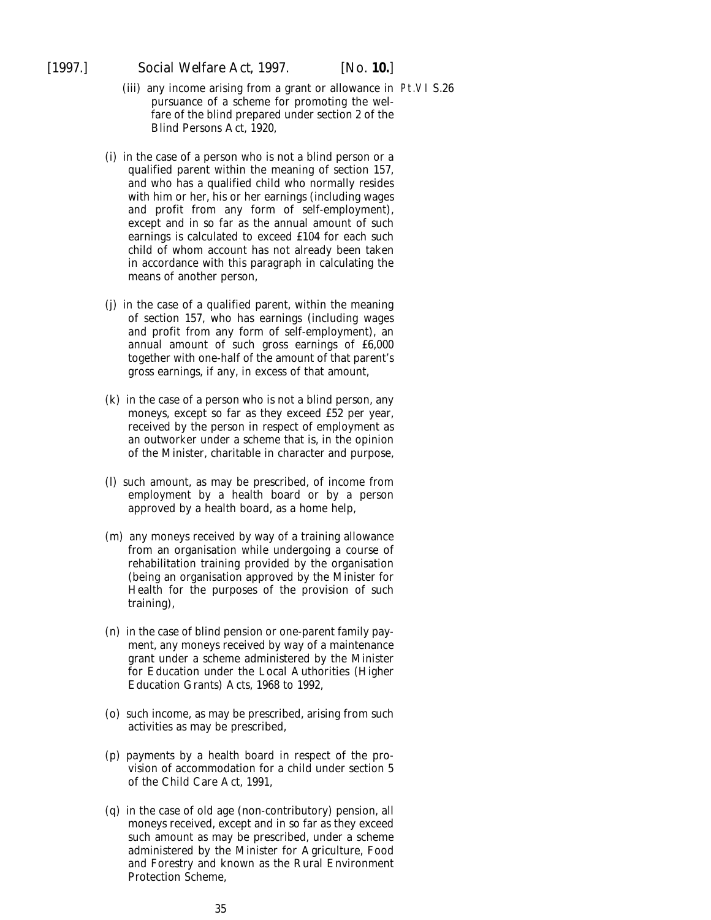(iii) any income arising from a grant or allowance in pursuance of a scheme for promoting the welfare of the blind prepared under section 2 of the Blind Persons Act, 1920,

Pt.VI S.26

(*i*) in the case of a person who is not a blind person or a qualified parent within the meaning of section 157, and who has a qualified child who normally resides with him or her, his or her earnings (including wages and profit from any form of self-employment), except and in so far as the annual amount of such earnings is calculated to exceed £104 for each such child of whom account has not already been taken in accordance with this paragraph in calculating the means of another person,

(*j*) in the case of a qualified parent, within the meaning of section 157, who has earnings (including wages and profit from any form of self-employment), an annual amount of such gross earnings of £6,000 together with one-half of the amount of that parent's gross earnings, if any, in excess of that amount,

(*k*) in the case of a person who is not a blind person, any moneys, except so far as they exceed £52 per year, received by the person in respect of employment as an outworker under a scheme that is, in the opinion of the Minister, charitable in character and purpose,

(*l*) such amount, as may be prescribed, of income from employment by a health board or by a person approved by a health board, as a home help,

(*m*) any moneys received by way of a training allowance from an organisation while undergoing a course of rehabilitation training provided by the organisation (being an organisation approved by the Minister for Health for the purposes of the provision of such training),

(*n*) in the case of blind pension or one-parent family payment, any moneys received by way of a maintenance grant under a scheme administered by the Minister for Education under the Local Authorities (Higher Education Grants) Acts, 1968 to 1992,

(*o*) such income, as may be prescribed, arising from such activities as may be prescribed,

(*p*) payments by a health board in respect of the provision of accommodation for a child under section 5 of the Child Care Act, 1991,

(*q*) in the case of old age (non-contributory) pension, all moneys received, except and in so far as they exceed such amount as may be prescribed, under a scheme administered by the Minister for Agriculture, Food and Forestry and known as the Rural Environment Protection Scheme,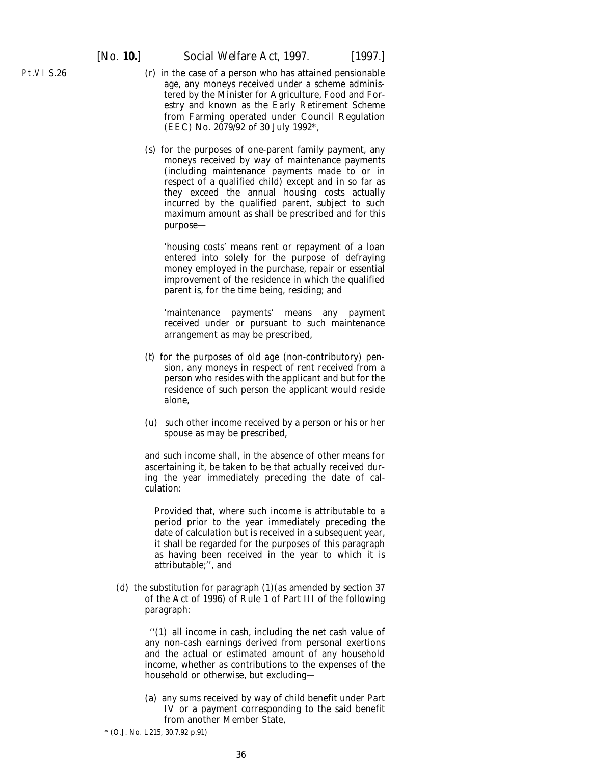(r) in the case of a person who has attained pensionable age, any moneys received under a scheme administered by the Minister for Agriculture, Food and Forestry and known as the Early Retirement Scheme from Farming operated under Council Regulation (EEC) No. 2079/92 of 30 July 1992*,

(s) for the purposes of one-parent family payment, any moneys received by way of maintenance payments (including maintenance payments made to or in respect of a qualified child) except and in so far as they exceed the annual housing costs actually incurred by the qualified parent, subject to such maximum amount as shall be prescribed and for this purpose—

'housing costs' means rent or repayment of a loan entered into solely for the purpose of defraying money employed in the purchase, repair or essential improvement of the residence in which the qualified parent is, for the time being, residing; and

'maintenance payments' means any payment received under or pursuant to such maintenance arrangement as may be prescribed,

(t) for the purposes of old age (non-contributory) pension, any moneys in respect of rent received from a person who resides with the applicant and but for the residence of such person the applicant would reside alone,

(u) such other income received by a person or his or her spouse as may be prescribed,

and such income shall, in the absence of other means for ascertaining it, be taken to be that actually received during the year immediately preceding the date of calculation:

Provided that, where such income is attributable to a period prior to the year immediately preceding the date of calculation but is received in a subsequent year, it shall be regarded for the purposes of this paragraph as having been received in the year to which it is attributable;'', and

(d) the substitution for paragraph (1)(as amended by section 37 of the Act of 1996) of Rule 1 of Part III of the following paragraph:

''(1) all income in cash, including the net cash value of any non-cash earnings derived from personal exertions and the actual or estimated amount of any household income, whether as contributions to the expenses of the household or otherwise, but excluding—

(a) any sums received by way of child benefit under Part IV or a payment corresponding to the said benefit from another Member State,

* (O.J. No. L 215, 30.7.92 p.91)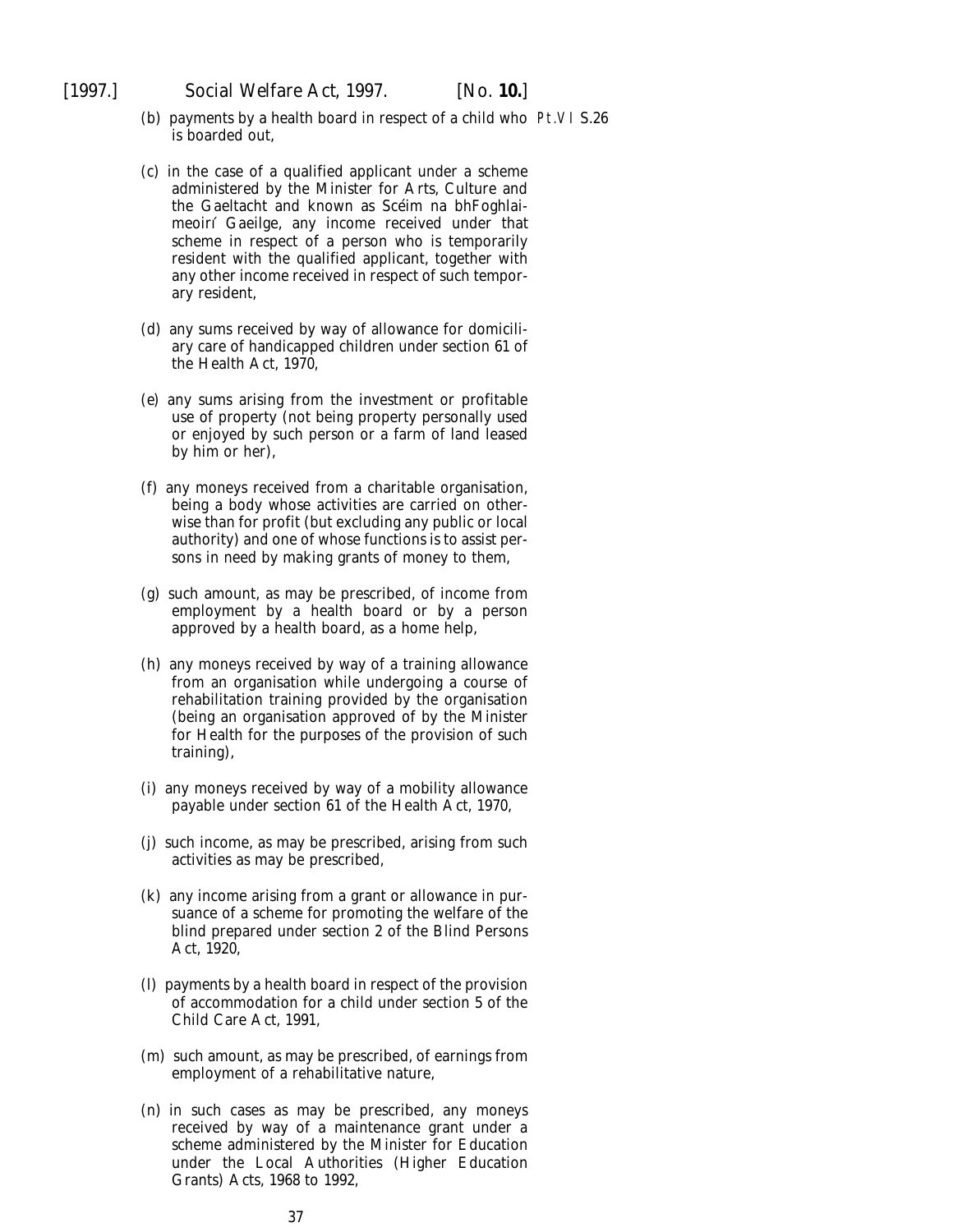(*b*) payments by a health board in respect of a child who is boarded out,

Pt.VI S.26

(*c*) in the case of a qualified applicant under a scheme administered by the Minister for Arts, Culture and the Gaeltacht and known as Scéim na bhFoghlaimeoirí Gaeilge, any income received under that scheme in respect of a person who is temporarily resident with the qualified applicant, together with any other income received in respect of such temporary resident,

(*d*) any sums received by way of allowance for domiciliary care of handicapped children under section 61 of the Health Act, 1970,

(*e*) any sums arising from the investment or profitable use of property (not being property personally used or enjoyed by such person or a farm of land leased by him or her),

(*f*) any moneys received from a charitable organisation, being a body whose activities are carried on otherwise than for profit (but excluding any public or local authority) and one of whose functions is to assist persons in need by making grants of money to them,

(*g*) such amount, as may be prescribed, of income from employment by a health board or by a person approved by a health board, as a home help,

(*h*) any moneys received by way of a training allowance from an organisation while undergoing a course of rehabilitation training provided by the organisation (being an organisation approved of by the Minister for Health for the purposes of the provision of such training),

(*i*) any moneys received by way of a mobility allowance payable under section 61 of the Health Act, 1970,

(*j*) such income, as may be prescribed, arising from such activities as may be prescribed,

(*k*) any income arising from a grant or allowance in pursuance of a scheme for promoting the welfare of the blind prepared under section 2 of the Blind Persons Act, 1920,

(*l*) payments by a health board in respect of the provision of accommodation for a child under section 5 of the Child Care Act, 1991,

(*m*) such amount, as may be prescribed, of earnings from employment of a rehabilitative nature,

(*n*) in such cases as may be prescribed, any moneys received by way of a maintenance grant under a scheme administered by the Minister for Education under the Local Authorities (Higher Education Grants) Acts, 1968 to 1992,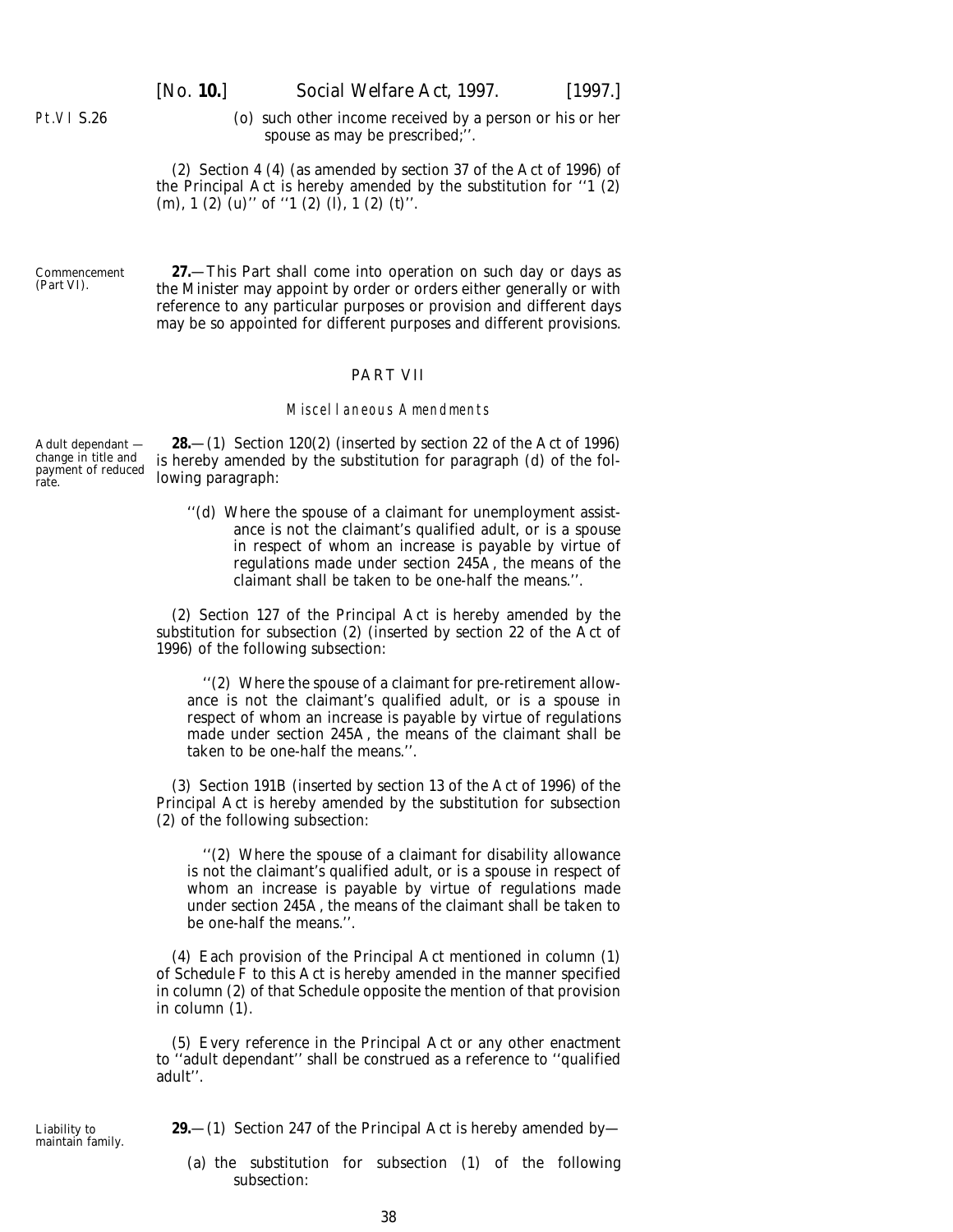Pt.VI S.26

(*o*) such other income received by a person or his or her spouse as may be prescribed;''.

(2) Section 4 (4) (as amended by section 37 of the Act of 1996) of the Principal Act is hereby amended by the substitution for ''1 (2) (*m*), 1 (2) (*u*)'' of ''1 (2) (*l*), 1 (2) (*t*)''.

Commencement (Part VI).

**27.**—This Part shall come into operation on such day or days as the Minister may appoint by order or orders either generally or with reference to any particular purposes or provision and different days may be so appointed for different purposes and different provisions.

## PART VII

### Miscellaneous Amendments

Adult dependant — change in title and payment of reduced rate.

**28.**—(1) Section 120(2) (inserted by section 22 of the Act of 1996) is hereby amended by the substitution for paragraph (*d*) of the following paragraph:

''(*d*) Where the spouse of a claimant for unemployment assistance is not the claimant's qualified adult, or is a spouse in respect of whom an increase is payable by virtue of regulations made under section 245A, the means of the claimant shall be taken to be one-half the means.''.

(2) Section 127 of the Principal Act is hereby amended by the substitution for subsection (2) (inserted by section 22 of the Act of 1996) of the following subsection:

''(2) Where the spouse of a claimant for pre-retirement allowance is not the claimant's qualified adult, or is a spouse in respect of whom an increase is payable by virtue of regulations made under section 245A, the means of the claimant shall be taken to be one-half the means.''.

(3) Section 191B (inserted by section 13 of the Act of 1996) of the Principal Act is hereby amended by the substitution for subsection (2) of the following subsection:

''(2) Where the spouse of a claimant for disability allowance is not the claimant's qualified adult, or is a spouse in respect of whom an increase is payable by virtue of regulations made under section 245A, the means of the claimant shall be taken to be one-half the means.''.

(4) Each provision of the Principal Act mentioned in column (1) of *Schedule F* to this Act is hereby amended in the manner specified in column (2) of that Schedule opposite the mention of that provision in column (1).

(5) Every reference in the Principal Act or any other enactment to ''adult dependant'' shall be construed as a reference to ''qualified adult''.

Liability to maintain family.

**29.**—(1) Section 247 of the Principal Act is hereby amended by—

(*a*) the substitution for subsection (1) of the following subsection: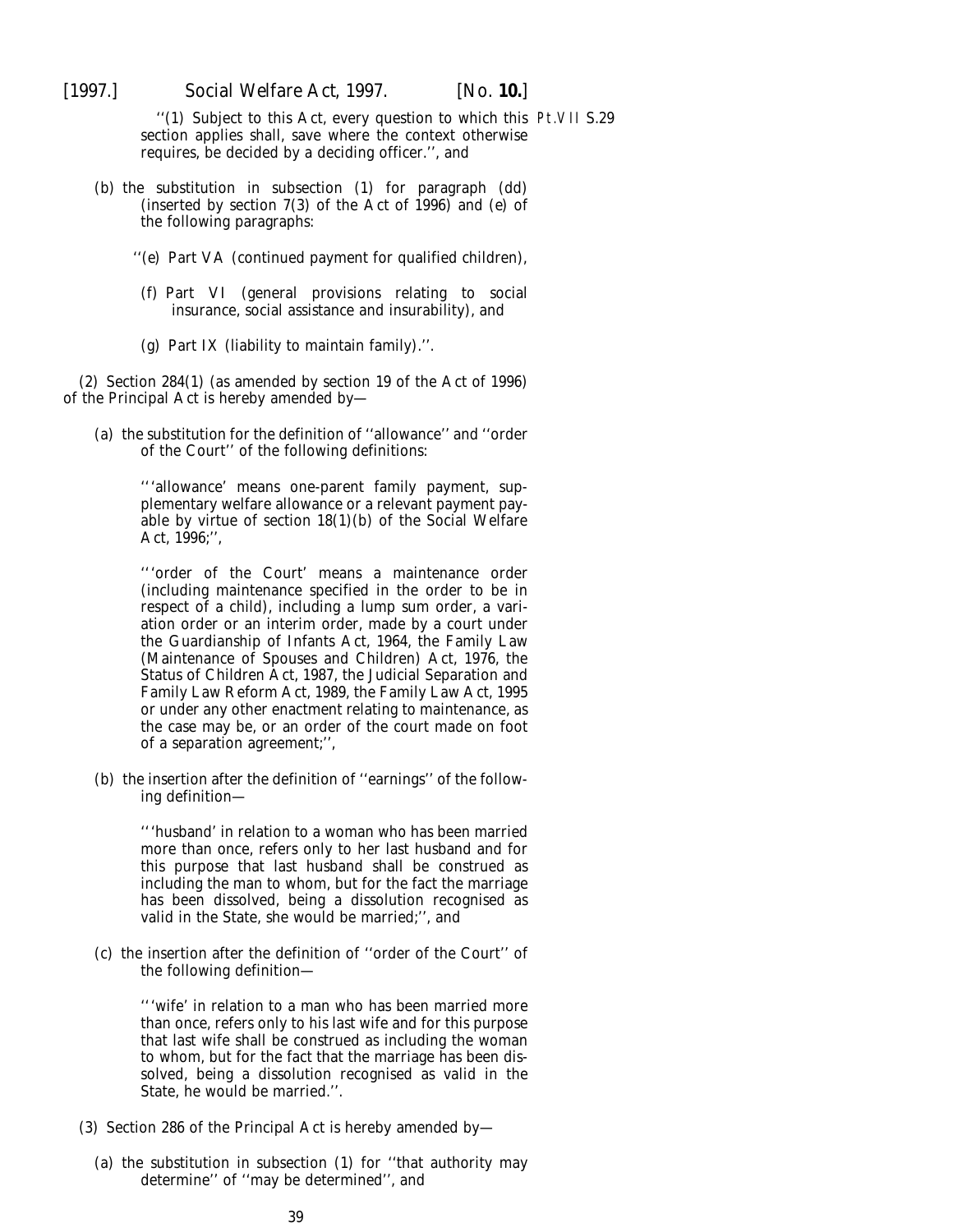''(1) Subject to this Act, every question to which this section applies shall, save where the context otherwise requires, be decided by a deciding officer.'', and

Pt.VII S.29

(*b*) the substitution in subsection (1) for paragraph (*dd*) (inserted by section 7(3) of the Act of 1996) and (*e*) of the following paragraphs:

''(*e*) Part VA (continued payment for qualified children),

(*f*) Part VI (general provisions relating to social insurance, social assistance and insurability), and

(*g*) Part IX (liability to maintain family).''.

(2) Section 284(1) (as amended by section 19 of the Act of 1996) of the Principal Act is hereby amended by—

(*a*) the substitution for the definition of ''allowance'' and ''order of the Court'' of the following definitions:

'''allowance' means one-parent family payment, supplementary welfare allowance or a relevant payment payable by virtue of section 18(1)(*b*) of the Social Welfare Act, 1996;'',

'''order of the Court' means a maintenance order (including maintenance specified in the order to be in respect of a child), including a lump sum order, a variation order or an interim order, made by a court under the Guardianship of Infants Act, 1964, the Family Law (Maintenance of Spouses and Children) Act, 1976, the Status of Children Act, 1987, the Judicial Separation and Family Law Reform Act, 1989, the Family Law Act, 1995 or under any other enactment relating to maintenance, as the case may be, or an order of the court made on foot of a separation agreement;'',

(*b*) the insertion after the definition of ''earnings'' of the following definition—

'''husband' in relation to a woman who has been married more than once, refers only to her last husband and for this purpose that last husband shall be construed as including the man to whom, but for the fact the marriage has been dissolved, being a dissolution recognised as valid in the State, she would be married;'', and

(*c*) the insertion after the definition of ''order of the Court'' of the following definition—

'''wife' in relation to a man who has been married more than once, refers only to his last wife and for this purpose that last wife shall be construed as including the woman to whom, but for the fact that the marriage has been dissolved, being a dissolution recognised as valid in the State, he would be married.''.

(3) Section 286 of the Principal Act is hereby amended by—

(*a*) the substitution in subsection (1) for ''that authority may determine'' of ''may be determined'', and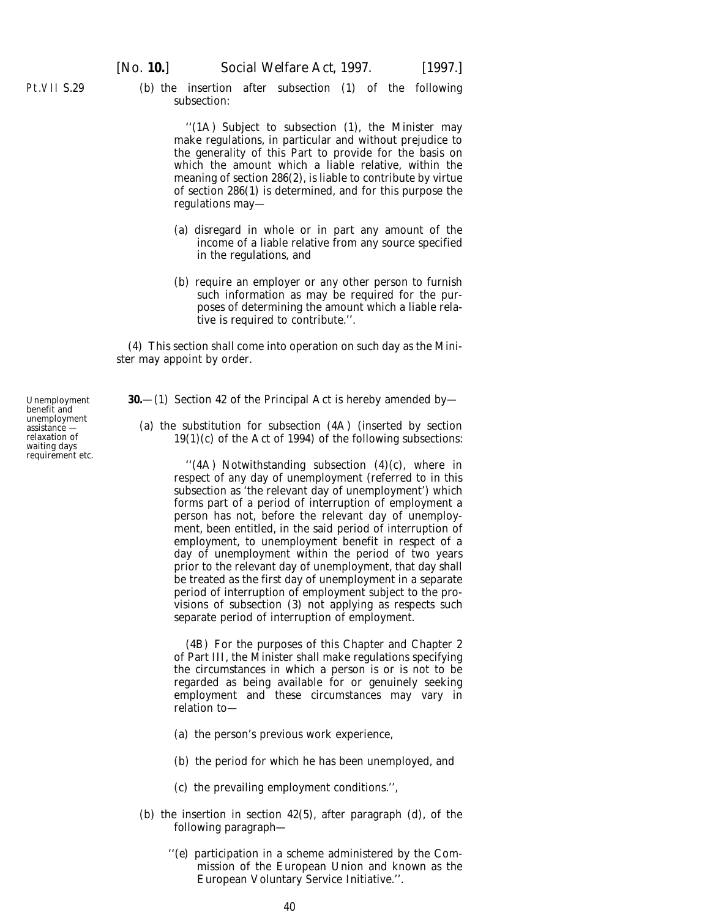Pt.VII S.29

(b) the insertion after subsection (1) of the following subsection:

''(1A) Subject to subsection (1), the Minister may make regulations, in particular and without prejudice to the generality of this Part to provide for the basis on which the amount which a liable relative, within the meaning of section 286(2), is liable to contribute by virtue of section 286(1) is determined, and for this purpose the regulations may—

(a) disregard in whole or in part any amount of the income of a liable relative from any source specified in the regulations, and

(b) require an employer or any other person to furnish such information as may be required for the purposes of determining the amount which a liable relative is required to contribute.''.

(4) This section shall come into operation on such day as the Minister may appoint by order.

Unemployment benefit and unemployment assistance — relaxation of waiting days requirement etc.

**30.**—(1) Section 42 of the Principal Act is hereby amended by—

(a) the substitution for subsection (4A) (inserted by section 19(1)(c) of the Act of 1994) of the following subsections:

''(4A) Notwithstanding subsection (4)(c), where in respect of any day of unemployment (referred to in this subsection as 'the relevant day of unemployment') which forms part of a period of interruption of employment a person has not, before the relevant day of unemployment, been entitled, in the said period of interruption of employment, to unemployment benefit in respect of a day of unemployment within the period of two years prior to the relevant day of unemployment, that day shall be treated as the first day of unemployment in a separate period of interruption of employment subject to the provisions of subsection (3) not applying as respects such separate period of interruption of employment.

(4B) For the purposes of this Chapter and Chapter 2 of Part III, the Minister shall make regulations specifying the circumstances in which a person is or is not to be regarded as being available for or genuinely seeking employment and these circumstances may vary in relation to—

(a) the person's previous work experience,

(b) the period for which he has been unemployed, and

(c) the prevailing employment conditions.'',

(b) the insertion in section 42(5), after paragraph (d), of the following paragraph—

''(e) participation in a scheme administered by the Commission of the European Union and known as the European Voluntary Service Initiative.''.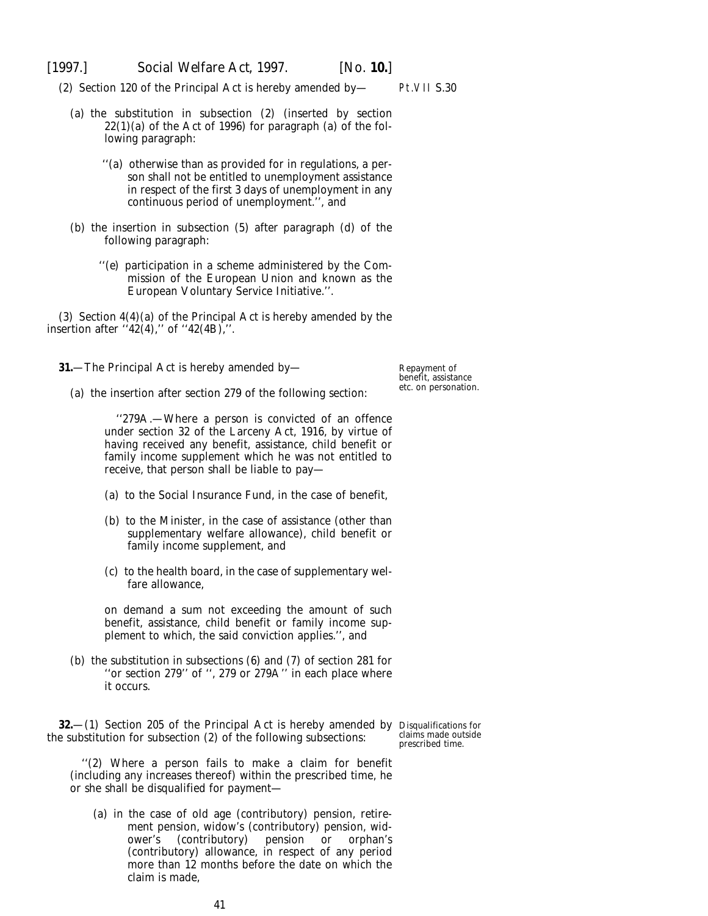(2) Section 120 of the Principal Act is hereby amended by—

Pt.VII S.30

(a) the substitution in subsection (2) (inserted by section 22(1)(*a*) of the Act of 1996) for paragraph (*a*) of the following paragraph:

> ''(*a*) otherwise than as provided for in regulations, a person shall not be entitled to unemployment assistance in respect of the first 3 days of unemployment in any continuous period of unemployment.'', and

(b) the insertion in subsection (5) after paragraph (*d*) of the following paragraph:

> ''(*e*) participation in a scheme administered by the Commission of the European Union and known as the European Voluntary Service Initiative.''.

(3) Section 4(4)(*a*) of the Principal Act is hereby amended by the insertion after ''42(4),'' of ''42(4B),''.

**31.**—The Principal Act is hereby amended by—

Repayment of benefit, assistance etc. on personation.

(*a*) the insertion after section 279 of the following section:

> ''279A.—Where a person is convicted of an offence under section 32 of the Larceny Act, 1916, by virtue of having received any benefit, assistance, child benefit or family income supplement which he was not entitled to receive, that person shall be liable to pay—
>
> (*a*) to the Social Insurance Fund, in the case of benefit,
>
> (*b*) to the Minister, in the case of assistance (other than supplementary welfare allowance), child benefit or family income supplement, and
>
> (*c*) to the health board, in the case of supplementary welfare allowance,
>
> on demand a sum not exceeding the amount of such benefit, assistance, child benefit or family income supplement to which, the said conviction applies.'', and

(*b*) the substitution in subsections (6) and (7) of section 281 for ''or section 279'' of '', 279 or 279A'' in each place where it occurs.

**32.**—(1) Section 205 of the Principal Act is hereby amended by the substitution for subsection (2) of the following subsections:

Disqualifications for claims made outside prescribed time.

> ''(2) Where a person fails to make a claim for benefit (including any increases thereof) within the prescribed time, he or she shall be disqualified for payment—
>
> (*a*) in the case of old age (contributory) pension, retirement pension, widow's (contributory) pension, widower's (contributory) pension or orphan's (contributory) allowance, in respect of any period more than 12 months before the date on which the claim is made,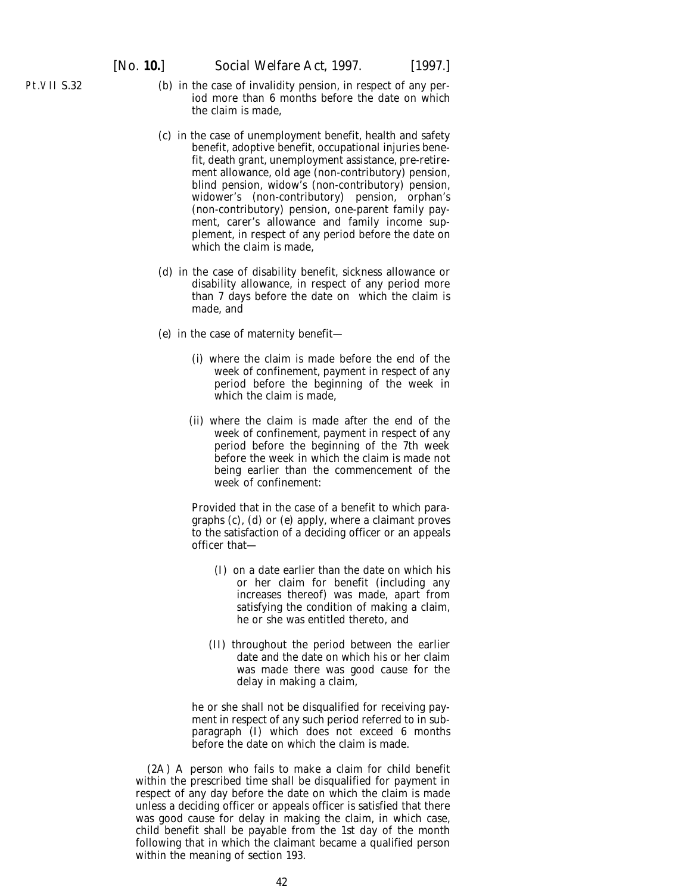(*b*) in the case of invalidity pension, in respect of any period more than 6 months before the date on which the claim is made,

(*c*) in the case of unemployment benefit, health and safety benefit, adoptive benefit, occupational injuries benefit, death grant, unemployment assistance, pre-retirement allowance, old age (non-contributory) pension, blind pension, widow's (non-contributory) pension, widower's (non-contributory) pension, orphan's (non-contributory) pension, one-parent family payment, carer's allowance and family income supplement, in respect of any period before the date on which the claim is made,

(*d*) in the case of disability benefit, sickness allowance or disability allowance, in respect of any period more than 7 days before the date on which the claim is made, and

(*e*) in the case of maternity benefit—

(i) where the claim is made before the end of the week of confinement, payment in respect of any period before the beginning of the week in which the claim is made,

(ii) where the claim is made after the end of the week of confinement, payment in respect of any period before the beginning of the 7th week before the week in which the claim is made not being earlier than the commencement of the week of confinement:

Provided that in the case of a benefit to which paragraphs (*c*), (*d*) or (*e*) apply, where a claimant proves to the satisfaction of a deciding officer or an appeals officer that—

(I) on a date earlier than the date on which his or her claim for benefit (including any increases thereof) was made, apart from satisfying the condition of making a claim, he or she was entitled thereto, and

(II) throughout the period between the earlier date and the date on which his or her claim was made there was good cause for the delay in making a claim,

he or she shall not be disqualified for receiving payment in respect of any such period referred to in subparagraph (I) which does not exceed 6 months before the date on which the claim is made.

(2A) A person who fails to make a claim for child benefit within the prescribed time shall be disqualified for payment in respect of any day before the date on which the claim is made unless a deciding officer or appeals officer is satisfied that there was good cause for delay in making the claim, in which case, child benefit shall be payable from the 1st day of the month following that in which the claimant became a qualified person within the meaning of section 193.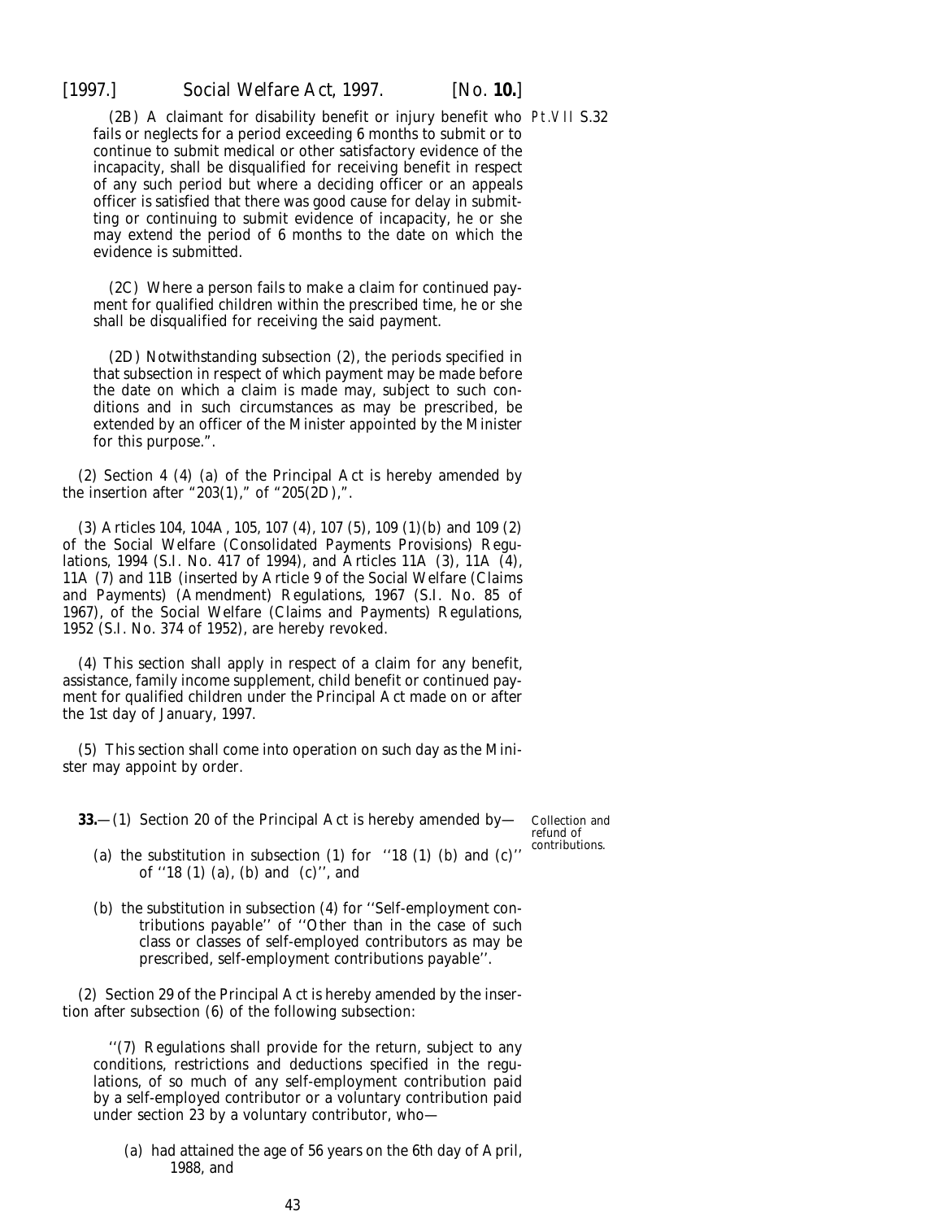(2B) A claimant for disability benefit or injury benefit who fails or neglects for a period exceeding 6 months to submit or to continue to submit medical or other satisfactory evidence of the incapacity, shall be disqualified for receiving benefit in respect of any such period but where a deciding officer or an appeals officer is satisfied that there was good cause for delay in submitting or continuing to submit evidence of incapacity, he or she may extend the period of 6 months to the date on which the evidence is submitted.

(2C) Where a person fails to make a claim for continued payment for qualified children within the prescribed time, he or she shall be disqualified for receiving the said payment.

(2D) Notwithstanding subsection (2), the periods specified in that subsection in respect of which payment may be made before the date on which a claim is made may, subject to such conditions and in such circumstances as may be prescribed, be extended by an officer of the Minister appointed by the Minister for this purpose.".

(2) Section 4 (4) (*a*) of the Principal Act is hereby amended by the insertion after "203(1)," of "205(2D),".

(3) Articles 104, 104A, 105, 107 (4), 107 (5), 109 (1)(*b*) and 109 (2) of the Social Welfare (Consolidated Payments Provisions) Regulations, 1994 (S.I. No. 417 of 1994), and Articles 11A (3), 11A (4), 11A (7) and 11B (inserted by Article 9 of the Social Welfare (Claims and Payments) (Amendment) Regulations, 1967 (S.I. No. 85 of 1967), of the Social Welfare (Claims and Payments) Regulations, 1952 (S.I. No. 374 of 1952), are hereby revoked.

(4) This section shall apply in respect of a claim for any benefit, assistance, family income supplement, child benefit or continued payment for qualified children under the Principal Act made on or after the 1st day of January, 1997.

(5) This section shall come into operation on such day as the Minister may appoint by order.

*Collection and refund of contributions.*

**33.**—(1) Section 20 of the Principal Act is hereby amended by—

(*a*) the substitution in subsection (1) for "18 (1) (*b*) and (*c*)" of "18 (1) (*a*), (*b*) and (*c*)", and

(*b*) the substitution in subsection (4) for "Self-employment contributions payable" of "Other than in the case of such class or classes of self-employed contributors as may be prescribed, self-employment contributions payable".

(2) Section 29 of the Principal Act is hereby amended by the insertion after subsection (6) of the following subsection:

"(7) Regulations shall provide for the return, subject to any conditions, restrictions and deductions specified in the regulations, of so much of any self-employment contribution paid by a self-employed contributor or a voluntary contribution paid under section 23 by a voluntary contributor, who—

(*a*) had attained the age of 56 years on the 6th day of April, 1988, and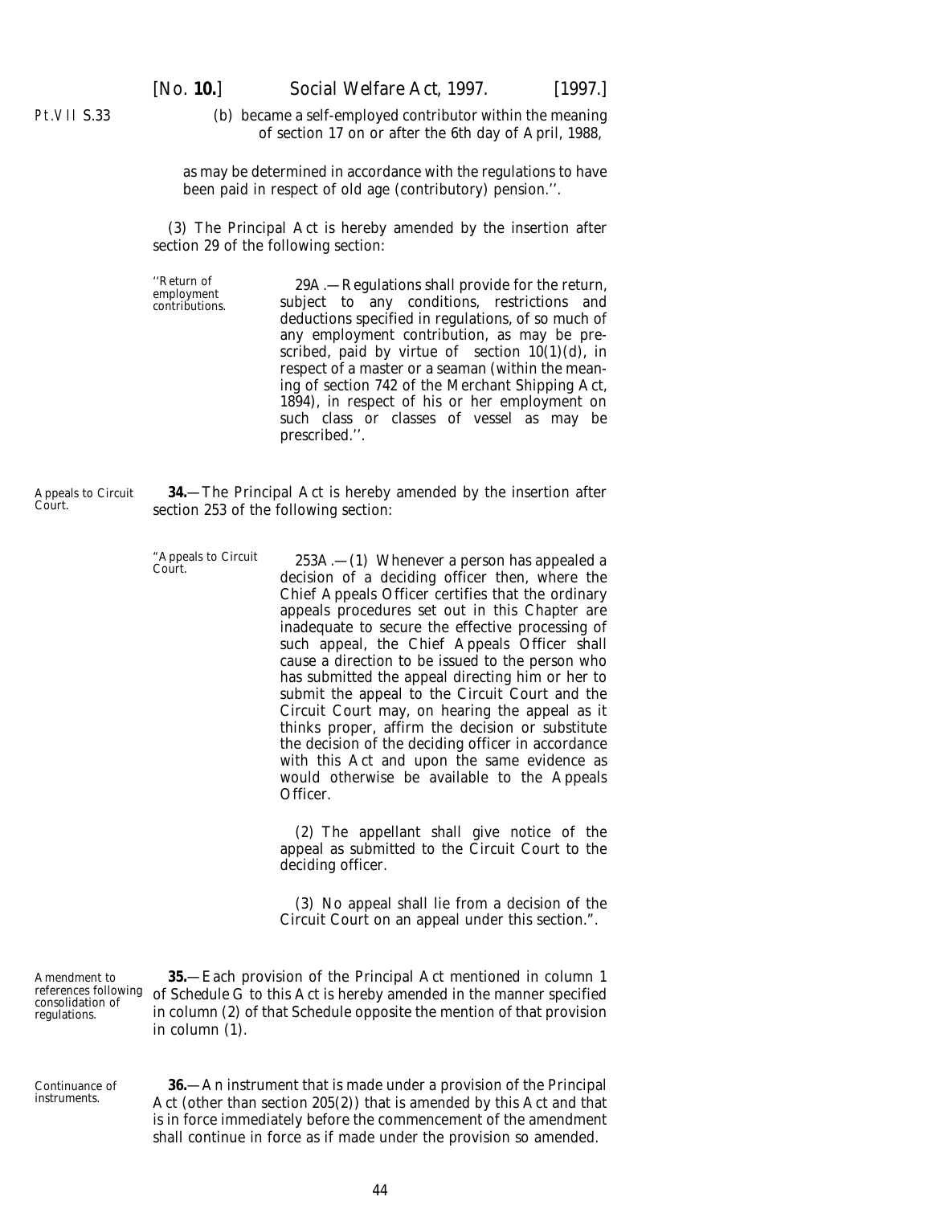Pt.VII S.33

(b) became a self-employed contributor within the meaning of section 17 on or after the 6th day of April, 1988,

as may be determined in accordance with the regulations to have been paid in respect of old age (contributory) pension.''.

(3) The Principal Act is hereby amended by the insertion after section 29 of the following section:

''Return of employment contributions.

29A.—Regulations shall provide for the return, subject to any conditions, restrictions and deductions specified in regulations, of so much of any employment contribution, as may be prescribed, paid by virtue of section 10(1)(*d*), in respect of a master or a seaman (within the meaning of section 742 of the Merchant Shipping Act, 1894), in respect of his or her employment on such class or classes of vessel as may be prescribed.''.

Appeals to Circuit Court.

**34.**—The Principal Act is hereby amended by the insertion after section 253 of the following section:

"Appeals to Circuit Court.

253A.—(1) Whenever a person has appealed a decision of a deciding officer then, where the Chief Appeals Officer certifies that the ordinary appeals procedures set out in this Chapter are inadequate to secure the effective processing of such appeal, the Chief Appeals Officer shall cause a direction to be issued to the person who has submitted the appeal directing him or her to submit the appeal to the Circuit Court and the Circuit Court may, on hearing the appeal as it thinks proper, affirm the decision or substitute the decision of the deciding officer in accordance with this Act and upon the same evidence as would otherwise be available to the Appeals Officer.

(2) The appellant shall give notice of the appeal as submitted to the Circuit Court to the deciding officer.

(3) No appeal shall lie from a decision of the Circuit Court on an appeal under this section.".

Amendment to references following consolidation of regulations.

**35.**—Each provision of the Principal Act mentioned in column 1 of Schedule G to this Act is hereby amended in the manner specified in column (2) of that Schedule opposite the mention of that provision in column (1).

Continuance of instruments.

**36.**—An instrument that is made under a provision of the Principal Act (other than section 205(2)) that is amended by this Act and that is in force immediately before the commencement of the amendment shall continue in force as if made under the provision so amended.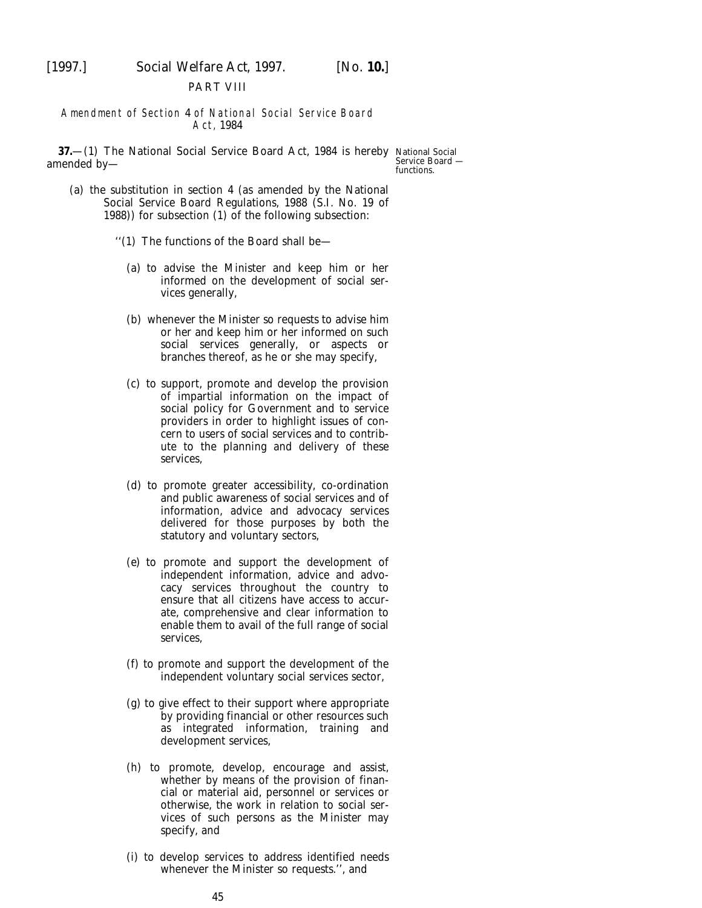PART VIII

*Amendment of Section 4 of National Social Service Board Act, 1984*

**37.**—(1) The National Social Service Board Act, 1984 is hereby amended by—

National Social Service Board — functions.

(*a*) the substitution in section 4 (as amended by the National Social Service Board Regulations, 1988 (S.I. No. 19 of 1988)) for subsection (1) of the following subsection:

''(1) The functions of the Board shall be—

(*a*) to advise the Minister and keep him or her informed on the development of social services generally,

(*b*) whenever the Minister so requests to advise him or her and keep him or her informed on such social services generally, or aspects or branches thereof, as he or she may specify,

(*c*) to support, promote and develop the provision of impartial information on the impact of social policy for Government and to service providers in order to highlight issues of concern to users of social services and to contribute to the planning and delivery of these services,

(*d*) to promote greater accessibility, co-ordination and public awareness of social services and of information, advice and advocacy services delivered for those purposes by both the statutory and voluntary sectors,

(*e*) to promote and support the development of independent information, advice and advocacy services throughout the country to ensure that all citizens have access to accurate, comprehensive and clear information to enable them to avail of the full range of social services,

(*f*) to promote and support the development of the independent voluntary social services sector,

(*g*) to give effect to their support where appropriate by providing financial or other resources such as integrated information, training and development services,

(*h*) to promote, develop, encourage and assist, whether by means of the provision of financial or material aid, personnel or services or otherwise, the work in relation to social services of such persons as the Minister may specify, and

(*i*) to develop services to address identified needs whenever the Minister so requests.'', and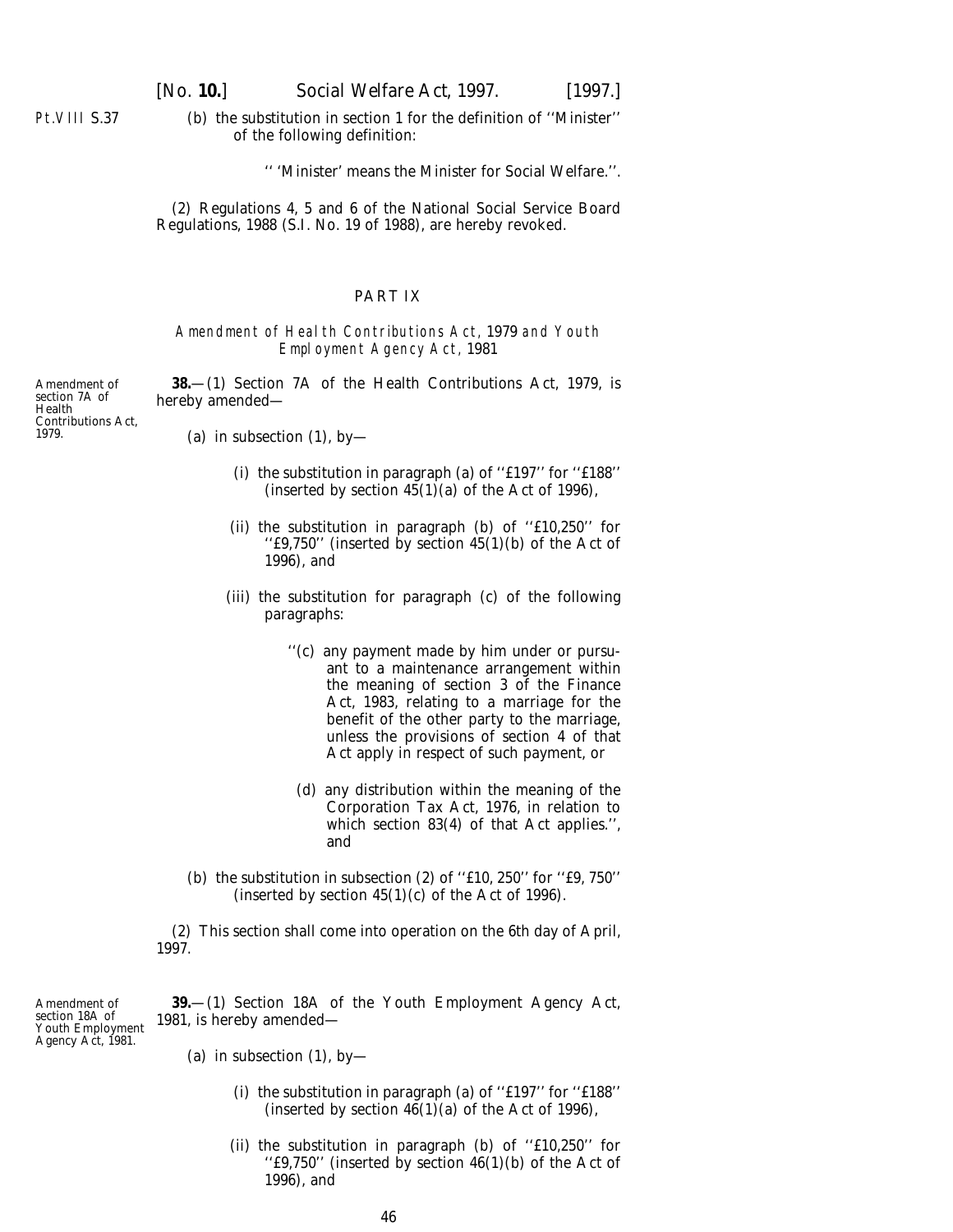(b) the substitution in section 1 for the definition of ''Minister'' of the following definition:

'' 'Minister' means the Minister for Social Welfare.''.

(2) Regulations 4, 5 and 6 of the National Social Service Board Regulations, 1988 (S.I. No. 19 of 1988), are hereby revoked.

## PART IX

### *Amendment of Health Contributions Act*, 1979 *and Youth Employment Agency Act*, 1981

Amendment of section 7A of Health Contributions Act, 1979.

**38.**—(1) Section 7A of the Health Contributions Act, 1979, is hereby amended—

(a) in subsection (1), by—

(i) the substitution in paragraph (a) of ''£197'' for ''£188'' (inserted by section 45(1)(a) of the Act of 1996),

(ii) the substitution in paragraph (b) of ''£10,250'' for ''£9,750'' (inserted by section 45(1)(b) of the Act of 1996), and

(iii) the substitution for paragraph (c) of the following paragraphs:

''(c) any payment made by him under or pursuant to a maintenance arrangement within the meaning of section 3 of the Finance Act, 1983, relating to a marriage for the benefit of the other party to the marriage, unless the provisions of section 4 of that Act apply in respect of such payment, or

(d) any distribution within the meaning of the Corporation Tax Act, 1976, in relation to which section 83(4) of that Act applies.'', and

(b) the substitution in subsection (2) of ''£10, 250'' for ''£9, 750'' (inserted by section 45(1)(c) of the Act of 1996).

(2) This section shall come into operation on the 6th day of April, 1997.

Amendment of section 18A of Youth Employment Agency Act, 1981.

**39.**—(1) Section 18A of the Youth Employment Agency Act, 1981, is hereby amended—

(a) in subsection (1), by—

(i) the substitution in paragraph (a) of ''£197'' for ''£188'' (inserted by section 46(1)(a) of the Act of 1996),

(ii) the substitution in paragraph (b) of ''£10,250'' for ''£9,750'' (inserted by section 46(1)(b) of the Act of 1996), and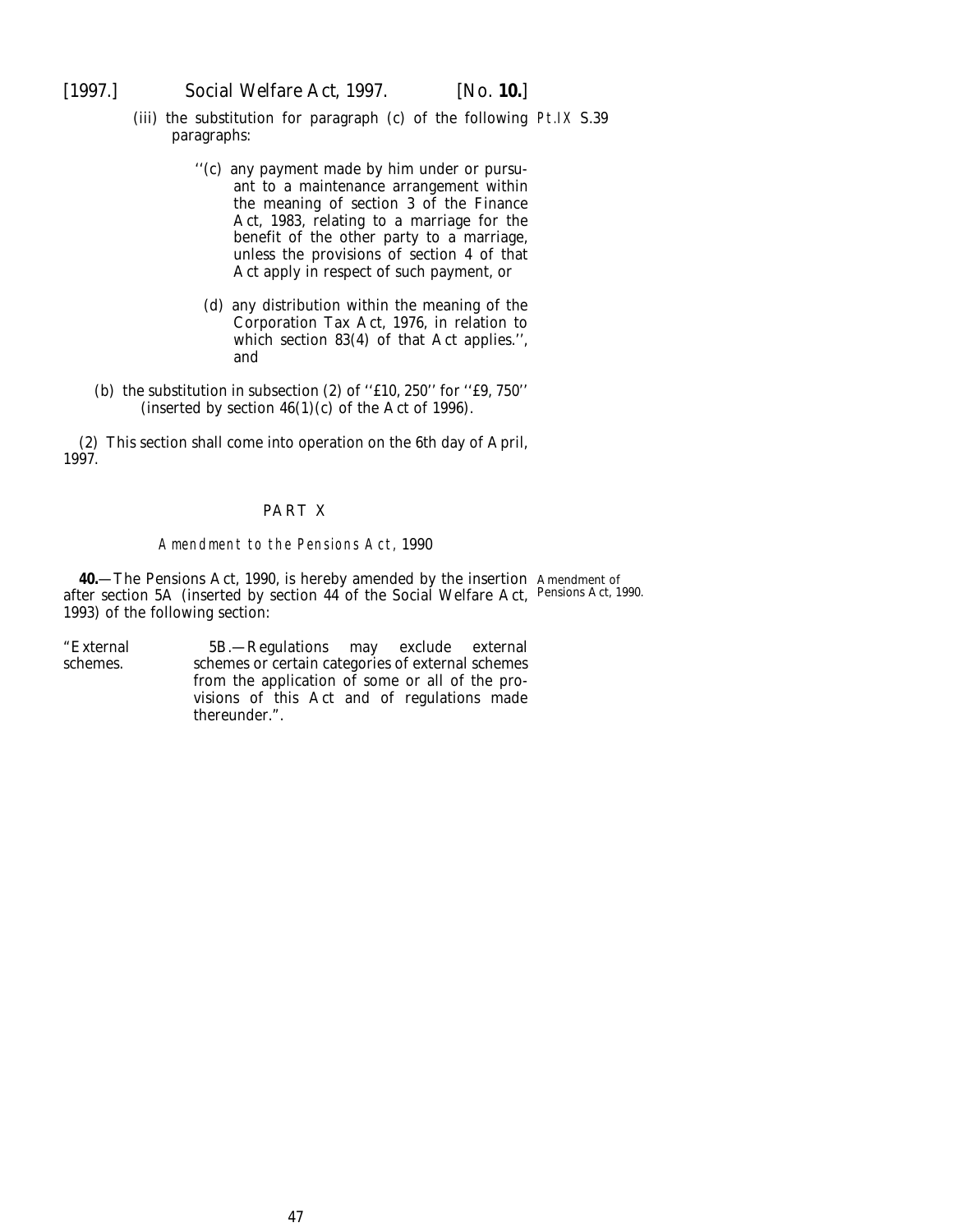(iii) the substitution for paragraph (c) of the following paragraphs:

> ''(c) any payment made by him under or pursuant to a maintenance arrangement within the meaning of section 3 of the Finance Act, 1983, relating to a marriage for the benefit of the other party to a marriage, unless the provisions of section 4 of that Act apply in respect of such payment, or
>
> (d) any distribution within the meaning of the Corporation Tax Act, 1976, in relation to which section 83(4) of that Act applies.'', and

(b) the substitution in subsection (2) of ''£10, 250'' for ''£9, 750'' (inserted by section 46(1)(c) of the Act of 1996).

(2) This section shall come into operation on the 6th day of April, 1997.

## PART X

### *Amendment to the Pensions Act, 1990*

**40.**—The Pensions Act, 1990, is hereby amended by the insertion after section 5A (inserted by section 44 of the Social Welfare Act, 1993) of the following section:

Amendment of Pensions Act, 1990.

"External schemes.

> 5B.—Regulations may exclude external schemes or certain categories of external schemes from the application of some or all of the provisions of this Act and of regulations made thereunder.".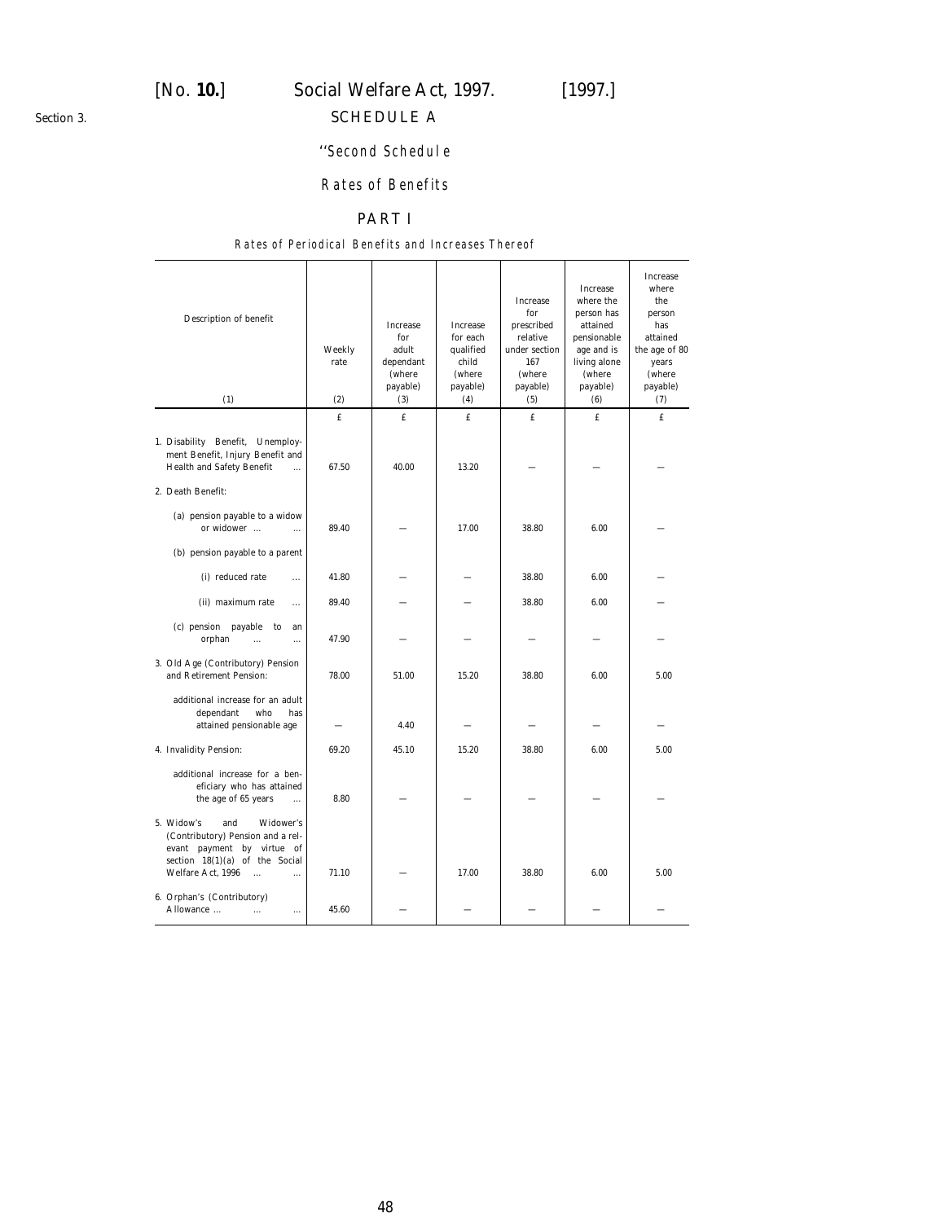Section 3.

## SCHEDULE A

''Second Schedule

### Rates of Benefits

### PART I

Rates of Periodical Benefits and Increases Thereof

| Description of benefit (1) | Weekly rate (2) | Increase for adult dependant (where payable) (3) | Increase for each qualified child (where payable) (4) | Increase for prescribed relative under section 167 (where payable) (5) | Increase where the person has attained pensionable age and is living alone (where payable) (6) | Increase where the person has attained the age of 80 years (where payable) (7) |
|---|---|---|---|---|---|---|
| | £ | £ | £ | £ | £ | £ |
| 1. Disability Benefit, Unemployment Benefit, Injury Benefit and Health and Safety Benefit ... | 67.50 | 40.00 | 13.20 | — | — | — |
| 2. Death Benefit: | | | | | | |
| (a) pension payable to a widow or widower ... ... | 89.40 | — | 17.00 | 38.80 | 6.00 | — |
| (b) pension payable to a parent | | | | | | |
| (i) reduced rate ... | 41.80 | — | — | 38.80 | 6.00 | — |
| (ii) maximum rate ... | 89.40 | — | — | 38.80 | 6.00 | — |
| (c) pension payable to an orphan ... ... | 47.90 | — | — | — | — | — |
| 3. Old Age (Contributory) Pension and Retirement Pension: | 78.00 | 51.00 | 15.20 | 38.80 | 6.00 | 5.00 |
| additional increase for an adult dependant who has attained pensionable age | — | 4.40 | — | — | — | — |
| 4. Invalidity Pension: | 69.20 | 45.10 | 15.20 | 38.80 | 6.00 | 5.00 |
| additional increase for a beneficiary who has attained the age of 65 years ... | 8.80 | — | — | — | — | — |
| 5. Widow's and Widower's (Contributory) Pension and a relevant payment by virtue of section 18(1)(a) of the Social Welfare Act, 1996 ... ... | 71.10 | — | 17.00 | 38.80 | 6.00 | 5.00 |
| 6. Orphan's (Contributory) Allowance ... ... ... | 45.60 | — | — | — | — | — |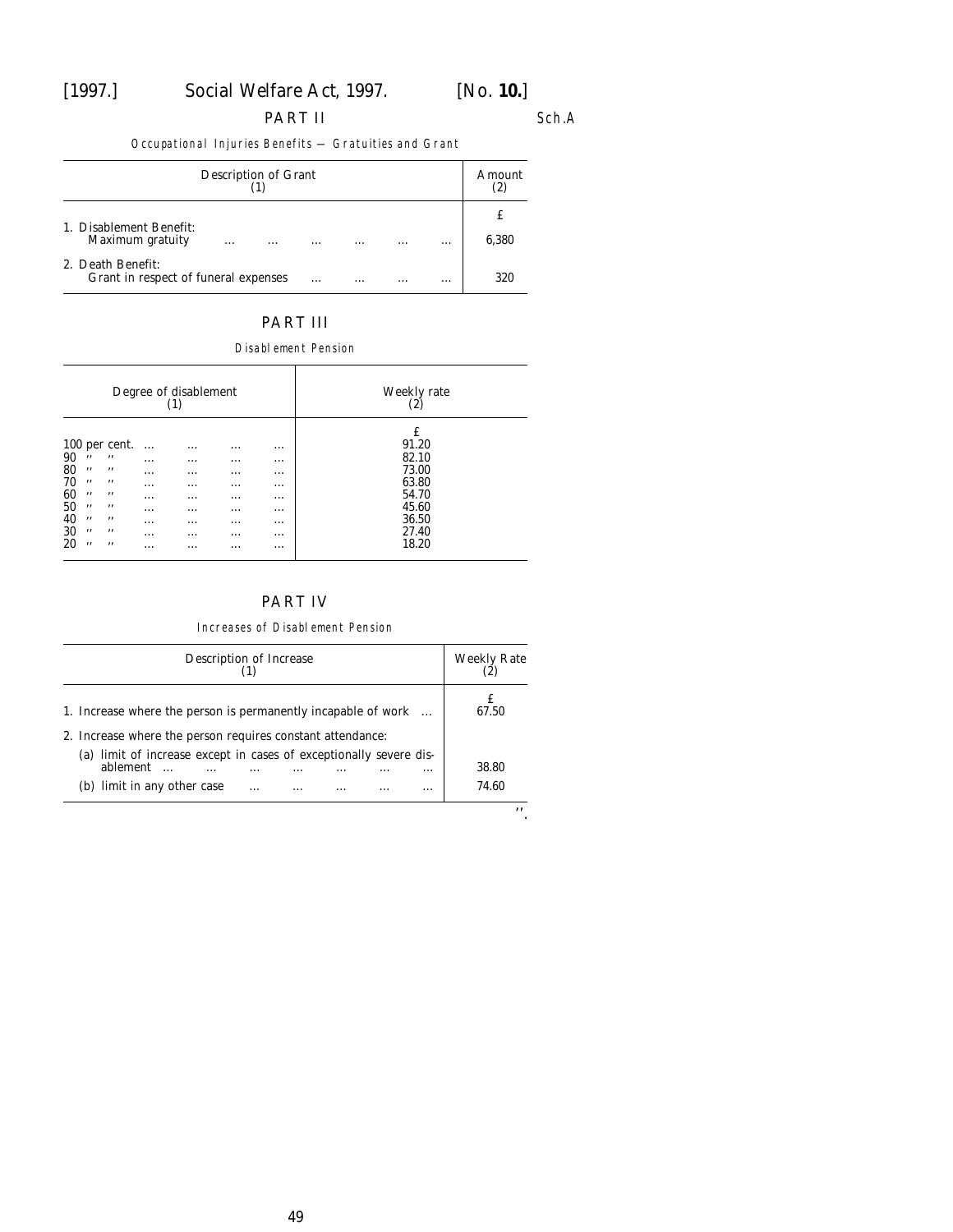## PART II

Occupational Injuries Benefits — Gratuities and Grant

| Description of Grant (1) | Amount (2) |
|---|---|
| | £ |
| 1. Disablement Benefit: Maximum gratuity ... ... ... ... ... ... | 6,380 |
| 2. Death Benefit: Grant in respect of funeral expenses ... ... ... ... | 320 |

## PART III

Disablement Pension

| Degree of disablement (1) | Weekly rate (2) |
|---|---|
| | £ |
| 100 per cent. ... ... ... ... | 91.20 |
| 90 " " ... ... ... ... | 82.10 |
| 80 " " ... ... ... ... | 73.00 |
| 70 " " ... ... ... ... | 63.80 |
| 60 " " ... ... ... ... | 54.70 |
| 50 " " ... ... ... ... | 45.60 |
| 40 " " ... ... ... ... | 36.50 |
| 30 " " ... ... ... ... | 27.40 |
| 20 " " ... ... ... ... | 18.20 |

## PART IV

Increases of Disablement Pension

| Description of Increase (1) | Weekly Rate (2) |
|---|---|
| | £ |
| 1. Increase where the person is permanently incapable of work ... | 67.50 |
| 2. Increase where the person requires constant attendance: | |
| (a) limit of increase except in cases of exceptionally severe disablement ... ... ... ... ... ... ... | 38.80 |
| (b) limit in any other case ... ... ... ... ... | 74.60 |

".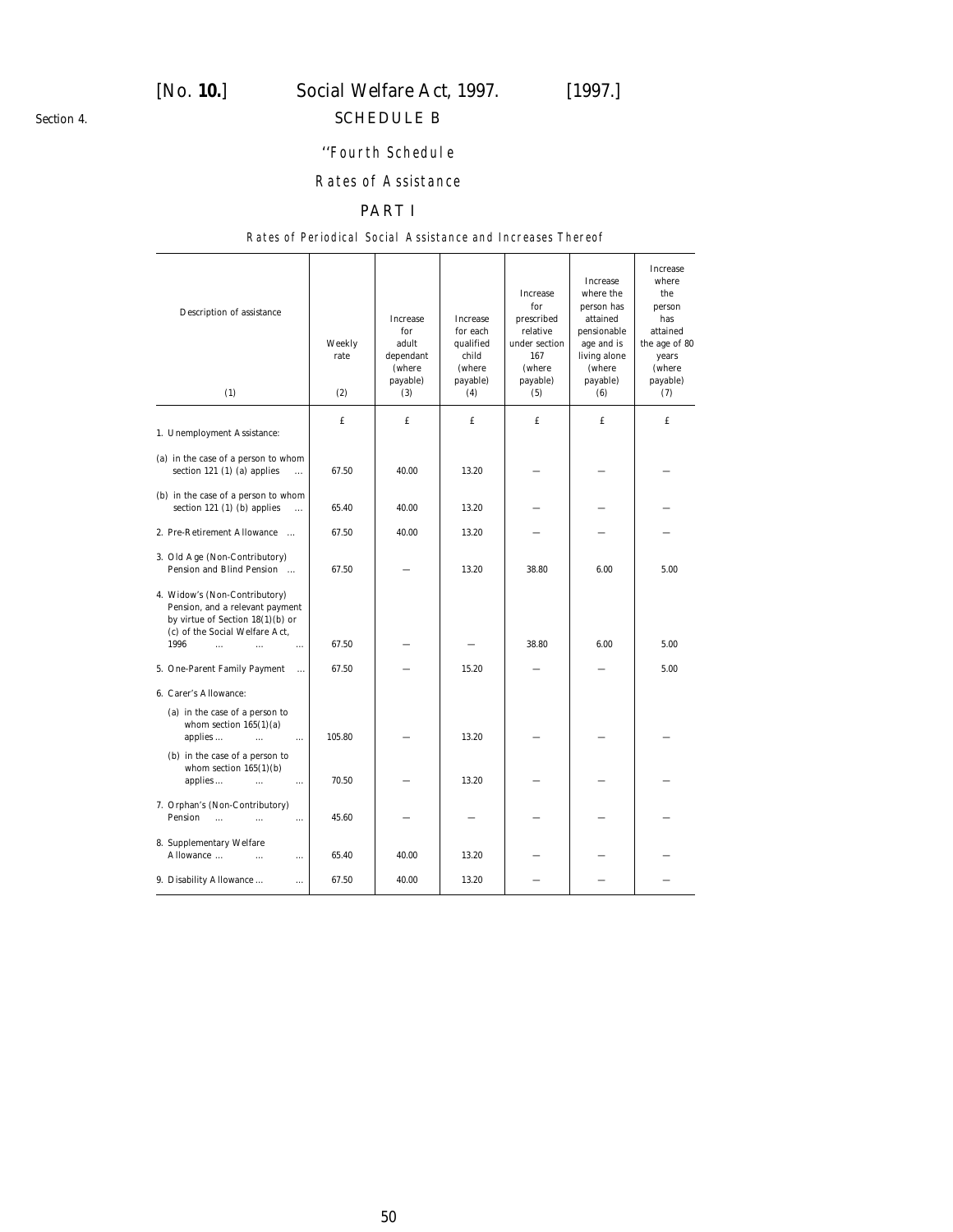Section 4.

## SCHEDULE B

### "Fourth Schedule

### Rates of Assistance

### PART I

Rates of Periodical Social Assistance and Increases Thereof

| Description of assistance | Weekly rate | Increase for adult dependant (where payable) | Increase for each qualified child (where payable) | Increase for prescribed relative under section 167 (where payable) | Increase where the person has attained pensionable age and is living alone (where payable) | Increase where the person has attained the age of 80 years (where payable) |
|---|---|---|---|---|---|---|
| (1) | (2) | (3) | (4) | (5) | (6) | (7) |
| | £ | £ | £ | £ | £ | £ |
| 1. Unemployment Assistance: | | | | | | |
| (a) in the case of a person to whom section 121 (1) (a) applies ... | 67.50 | 40.00 | 13.20 | — | — | — |
| (b) in the case of a person to whom section 121 (1) (b) applies ... | 65.40 | 40.00 | 13.20 | — | — | — |
| 2. Pre-Retirement Allowance ... | 67.50 | 40.00 | 13.20 | — | — | — |
| 3. Old Age (Non-Contributory) Pension and Blind Pension ... | 67.50 | — | 13.20 | 38.80 | 6.00 | 5.00 |
| 4. Widow's (Non-Contributory) Pension, and a relevant payment by virtue of Section 18(1)(b) or (c) of the Social Welfare Act, 1996 ... ... ... | 67.50 | — | — | 38.80 | 6.00 | 5.00 |
| 5. One-Parent Family Payment ... | 67.50 | — | 15.20 | — | — | 5.00 |
| 6. Carer's Allowance: | | | | | | |
| (a) in the case of a person to whom section 165(1)(a) applies ... ... ... | 105.80 | — | 13.20 | — | — | — |
| (b) in the case of a person to whom section 165(1)(b) applies ... ... ... | 70.50 | — | 13.20 | — | — | — |
| 7. Orphan's (Non-Contributory) Pension ... ... ... | 45.60 | — | — | — | — | — |
| 8. Supplementary Welfare Allowance ... ... ... | 65.40 | 40.00 | 13.20 | — | — | — |
| 9. Disability Allowance ... ... | 67.50 | 40.00 | 13.20 | — | — | — |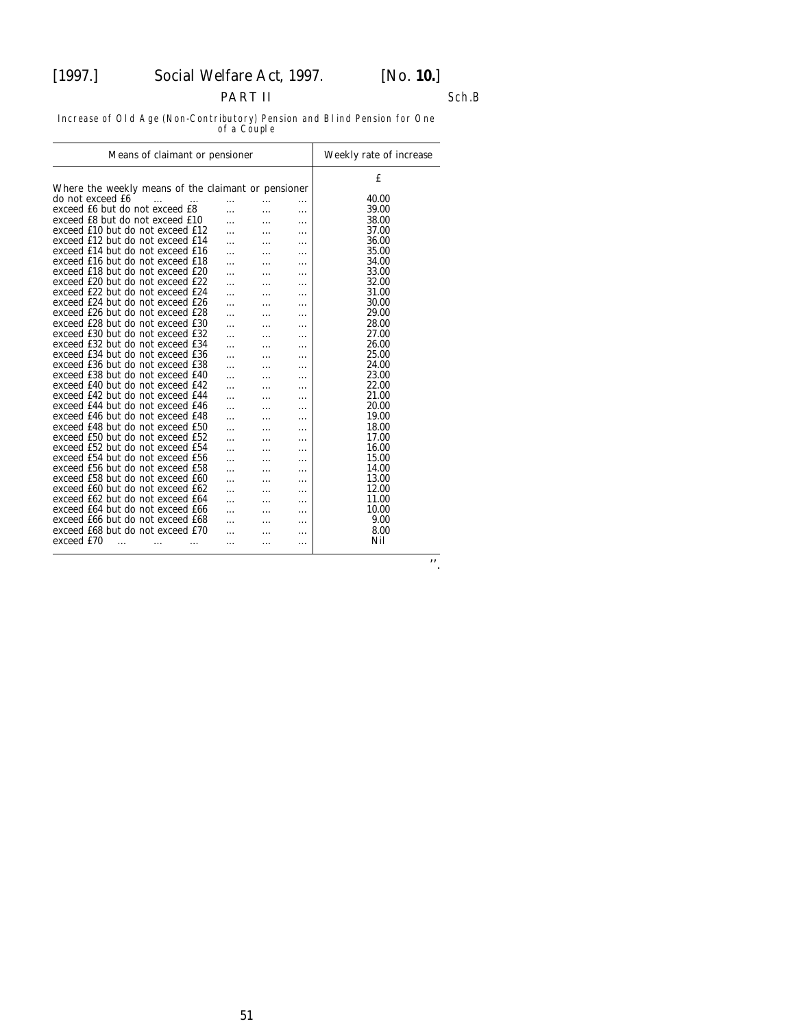PART II

Sch.B

Increase of Old Age (Non-Contributory) Pension and Blind Pension for One of a Couple

| Means of claimant or pensioner | Weekly rate of increase |
|---|---|
| | £ |
| Where the weekly means of the claimant or pensioner | |
| do not exceed £6 ... ... ... ... ... | 40.00 |
| exceed £6 but do not exceed £8 ... ... ... | 39.00 |
| exceed £8 but do not exceed £10 ... ... ... | 38.00 |
| exceed £10 but do not exceed £12 ... ... ... | 37.00 |
| exceed £12 but do not exceed £14 ... ... ... | 36.00 |
| exceed £14 but do not exceed £16 ... ... ... | 35.00 |
| exceed £16 but do not exceed £18 ... ... ... | 34.00 |
| exceed £18 but do not exceed £20 ... ... ... | 33.00 |
| exceed £20 but do not exceed £22 ... ... ... | 32.00 |
| exceed £22 but do not exceed £24 ... ... ... | 31.00 |
| exceed £24 but do not exceed £26 ... ... ... | 30.00 |
| exceed £26 but do not exceed £28 ... ... ... | 29.00 |
| exceed £28 but do not exceed £30 ... ... ... | 28.00 |
| exceed £30 but do not exceed £32 ... ... ... | 27.00 |
| exceed £32 but do not exceed £34 ... ... ... | 26.00 |
| exceed £34 but do not exceed £36 ... ... ... | 25.00 |
| exceed £36 but do not exceed £38 ... ... ... | 24.00 |
| exceed £38 but do not exceed £40 ... ... ... | 23.00 |
| exceed £40 but do not exceed £42 ... ... ... | 22.00 |
| exceed £42 but do not exceed £44 ... ... ... | 21.00 |
| exceed £44 but do not exceed £46 ... ... ... | 20.00 |
| exceed £46 but do not exceed £48 ... ... ... | 19.00 |
| exceed £48 but do not exceed £50 ... ... ... | 18.00 |
| exceed £50 but do not exceed £52 ... ... ... | 17.00 |
| exceed £52 but do not exceed £54 ... ... ... | 16.00 |
| exceed £54 but do not exceed £56 ... ... ... | 15.00 |
| exceed £56 but do not exceed £58 ... ... ... | 14.00 |
| exceed £58 but do not exceed £60 ... ... ... | 13.00 |
| exceed £60 but do not exceed £62 ... ... ... | 12.00 |
| exceed £62 but do not exceed £64 ... ... ... | 11.00 |
| exceed £64 but do not exceed £66 ... ... ... | 10.00 |
| exceed £66 but do not exceed £68 ... ... ... | 9.00 |
| exceed £68 but do not exceed £70 ... ... ... | 8.00 |
| exceed £70 ... ... ... ... ... ... | Nil |

".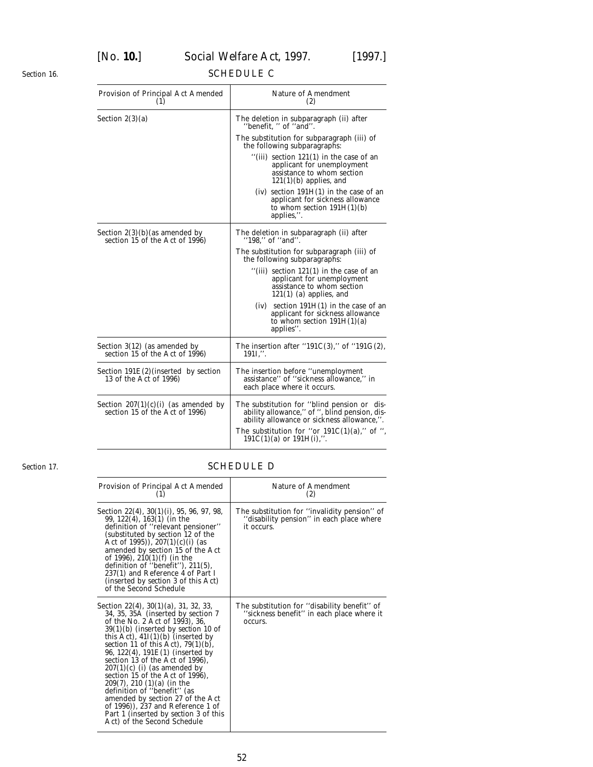Section 16.

## SCHEDULE C

| Provision of Principal Act Amended (1) | Nature of Amendment (2) |
|---|---|
| Section 2(3)(*a*) | The deletion in subparagraph (ii) after ''benefit, '' of ''and''. The substitution for subparagraph (iii) of the following subparagraphs: ''(iii) section 121(1) in the case of an applicant for unemployment assistance to whom section 121(1)(*b*) applies, and (iv) section 191H(1) in the case of an applicant for sickness allowance to whom section 191H(1)(*b*) applies,''. |
| Section 2(3)(*b*)(as amended by section 15 of the Act of 1996) | The deletion in subparagraph (ii) after ''198,'' of ''and''. The substitution for subparagraph (iii) of the following subparagraphs: ''(iii) section 121(1) in the case of an applicant for unemployment assistance to whom section 121(1) (*a*) applies, and (iv) section 191H(1) in the case of an applicant for sickness allowance to whom section 191H(1)(*a*) applies''. |
| Section 3(12) (as amended by section 15 of the Act of 1996) | The insertion after ''191C(3),'' of ''191G(2), 191I,''. |
| Section 191E(2)(inserted by section 13 of the Act of 1996) | The insertion before ''unemployment assistance'' of ''sickness allowance,'' in each place where it occurs. |
| Section 207(1)(*c*)(i) (as amended by section 15 of the Act of 1996) | The substitution for ''blind pension or disability allowance,'' of '', blind pension, disability allowance or sickness allowance,''. The substitution for ''or 191C(1)(*a*),'' of '', 191C(1)(*a*) or 191H(i),''. |

Section 17.

## SCHEDULE D

| Provision of Principal Act Amended (1) | Nature of Amendment (2) |
|---|---|
| Section 22(4), 30(1)(i), 95, 96, 97, 98, 99, 122(4), 163(1) (in the definition of ''relevant pensioner'' (substituted by section 12 of the Act of 1995)), 207(1)(*c*)(i) (as amended by section 15 of the Act of 1996), 210(1)(*f*) (in the definition of ''benefit''), 211(5), 237(1) and Reference 4 of Part I (inserted by section 3 of this Act) of the Second Schedule | The substitution for ''invalidity pension'' of ''disability pension'' in each place where it occurs. |
| Section 22(4), 30(1)(*a*), 31, 32, 33, 34, 35, 35A (inserted by section 7 of the No. 2 Act of 1993), 36, 39(1)(*b*) (inserted by section 10 of this Act), 41I(1)(*b*) (inserted by section 11 of this Act), 79(1)(*b*), 96, 122(4), 191E(1) (inserted by section 13 of the Act of 1996), 207(1)(*c*) (i) (as amended by section 15 of the Act of 1996), 209(7), 210 (1)(*a*) (in the definition of ''benefit'' (as amended by section 27 of the Act of 1996)), 237 and Reference 1 of Part 1 (inserted by section 3 of this Act) of the Second Schedule | The substitution for ''disability benefit'' of ''sickness benefit'' in each place where it occurs. |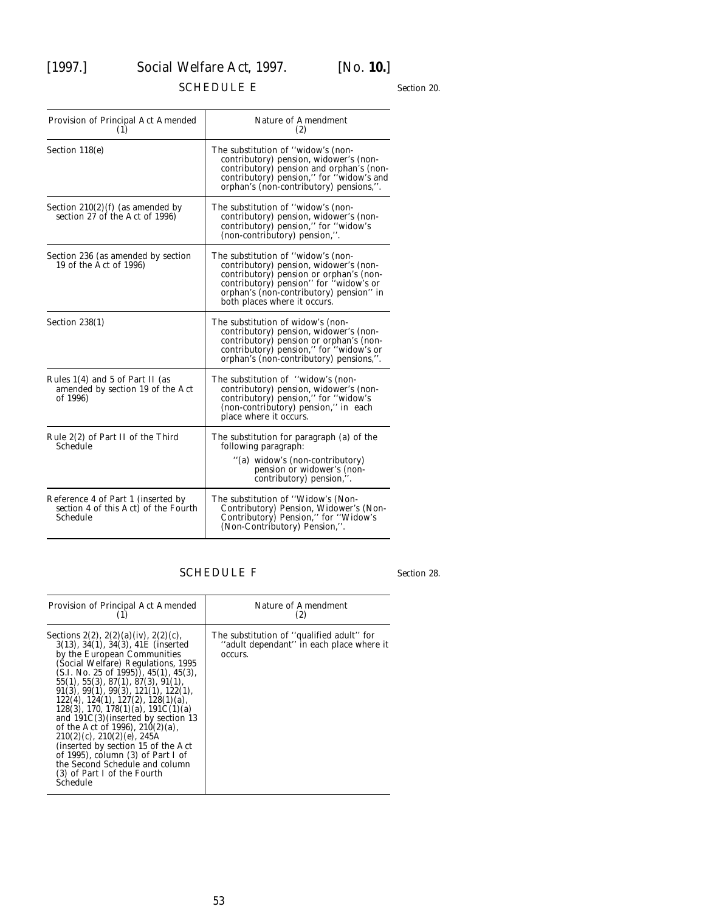## SCHEDULE E

Section 20.

| Provision of Principal Act Amended (1) | Nature of Amendment (2) |
|---|---|
| Section 118(e) | The substitution of ''widow's (non-contributory) pension, widower's (non-contributory) pension and orphan's (non-contributory) pension,'' for ''widow's and orphan's (non-contributory) pensions,''. |
| Section 210(2)(f) (as amended by section 27 of the Act of 1996) | The substitution of ''widow's (non-contributory) pension, widower's (non-contributory) pension,'' for ''widow's (non-contributory) pension,''. |
| Section 236 (as amended by section 19 of the Act of 1996) | The substitution of ''widow's (non-contributory) pension, widower's (non-contributory) pension or orphan's (non-contributory) pension'' for ''widow's or orphan's (non-contributory) pension'' in both places where it occurs. |
| Section 238(1) | The substitution of widow's (non-contributory) pension, widower's (non-contributory) pension or orphan's (non-contributory) pension,'' for ''widow's or orphan's (non-contributory) pensions,''. |
| Rules 1(4) and 5 of Part II (as amended by section 19 of the Act of 1996) | The substitution of ''widow's (non-contributory) pension, widower's (non-contributory) pension,'' for ''widow's (non-contributory) pension,'' in each place where it occurs. |
| Rule 2(2) of Part II of the Third Schedule | The substitution for paragraph (a) of the following paragraph: ''(a) widow's (non-contributory) pension or widower's (non-contributory) pension,''. |
| Reference 4 of Part 1 (inserted by section 4 of this Act) of the Fourth Schedule | The substitution of ''Widow's (Non-Contributory) Pension, Widower's (Non-Contributory) Pension,'' for ''Widow's (Non-Contributory) Pension,''. |

## SCHEDULE F

Section 28.

| Provision of Principal Act Amended (1) | Nature of Amendment (2) |
|---|---|
| Sections 2(2), 2(2)(a)(iv), 2(2)(c), 3(13), 34(1), 34(3), 41E (inserted by the European Communities (Social Welfare) Regulations, 1995 (S.I. No. 25 of 1995)), 45(1), 45(3), 55(1), 55(3), 87(1), 87(3), 91(1), 91(3), 99(1), 99(3), 121(1), 122(1), 122(4), 124(1), 127(2), 128(1)(a), 128(3), 170, 178(1)(a), 191C(1)(a) and 191C(3)(inserted by section 13 of the Act of 1996), 210(2)(a), 210(2)(c), 210(2)(e), 245A (inserted by section 15 of the Act of 1995), column (3) of Part I of the Second Schedule and column (3) of Part I of the Fourth Schedule | The substitution of ''qualified adult'' for ''adult dependant'' in each place where it occurs. |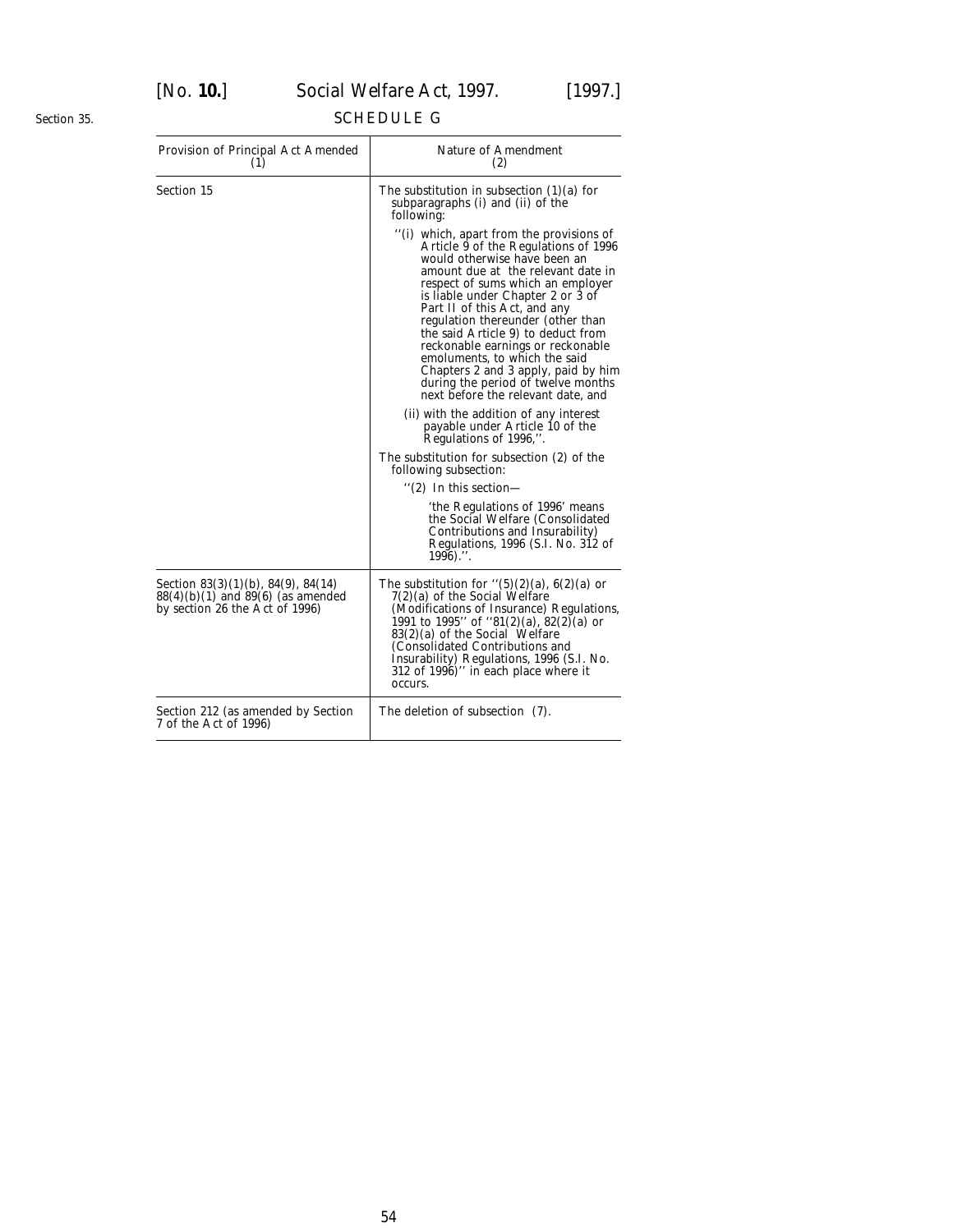Section 35.

## SCHEDULE G

| Provision of Principal Act Amended (1) | Nature of Amendment (2) |
|---|---|
| Section 15 | The substitution in subsection (1)(*a*) for subparagraphs (i) and (ii) of the following:<br><br>''(i) which, apart from the provisions of Article 9 of the Regulations of 1996 would otherwise have been an amount due at the relevant date in respect of sums which an employer is liable under Chapter 2 or 3 of Part II of this Act, and any regulation thereunder (other than the said Article 9) to deduct from reckonable earnings or reckonable emoluments, to which the said Chapters 2 and 3 apply, paid by him during the period of twelve months next before the relevant date, and<br><br>(ii) with the addition of any interest payable under Article 10 of the Regulations of 1996,''.<br><br>The substitution for subsection (2) of the following subsection:<br><br>''(2) In this section—<br><br>'the Regulations of 1996' means the Social Welfare (Consolidated Contributions and Insurability) Regulations, 1996 (S.I. No. 312 of 1996).''. |
| Section 83(3)(1)(*b*), 84(9), 84(14) 88(4)(*b*)(1) and 89(6) (as amended by section 26 the Act of 1996) | The substitution for ''(5)(2)(*a*), 6(2)(*a*) or 7(2)(*a*) of the Social Welfare (Modifications of Insurance) Regulations, 1991 to 1995'' of ''81(2)(*a*), 82(2)(*a*) or 83(2)(*a*) of the Social Welfare (Consolidated Contributions and Insurability) Regulations, 1996 (S.I. No. 312 of 1996)'' in each place where it occurs. |
| Section 212 (as amended by Section 7 of the Act of 1996) | The deletion of subsection (7). |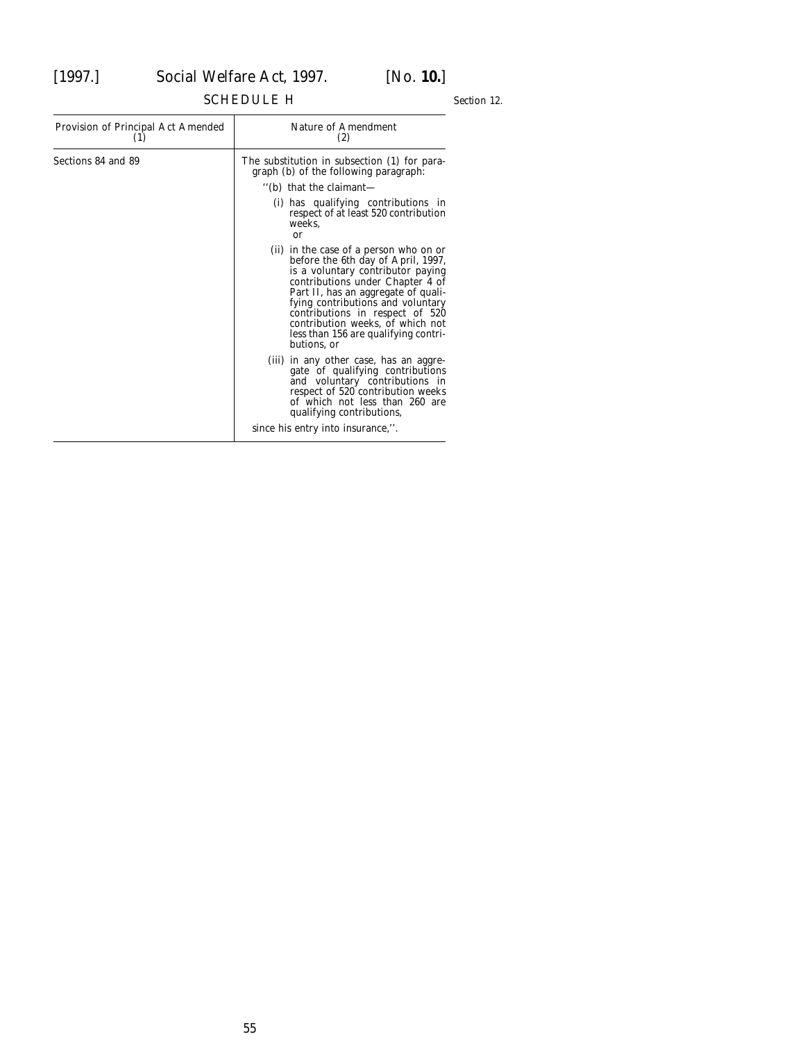## SCHEDULE H

Section 12.

| Provision of Principal Act Amended (1) | Nature of Amendment (2) |
|---|---|
| Sections 84 and 89 | The substitution in subsection (1) for paragraph (b) of the following paragraph:<br>''(b) that the claimant—<br>(i) has qualifying contributions in respect of at least 520 contribution weeks, or<br>(ii) in the case of a person who on or before the 6th day of April, 1997, is a voluntary contributor paying contributions under Chapter 4 of Part II, has an aggregate of qualifying contributions and voluntary contributions in respect of 520 contribution weeks, of which not less than 156 are qualifying contributions, or<br>(iii) in any other case, has an aggregate of qualifying contributions and voluntary contributions in respect of 520 contribution weeks of which not less than 260 are qualifying contributions,<br>since his entry into insurance,''. |